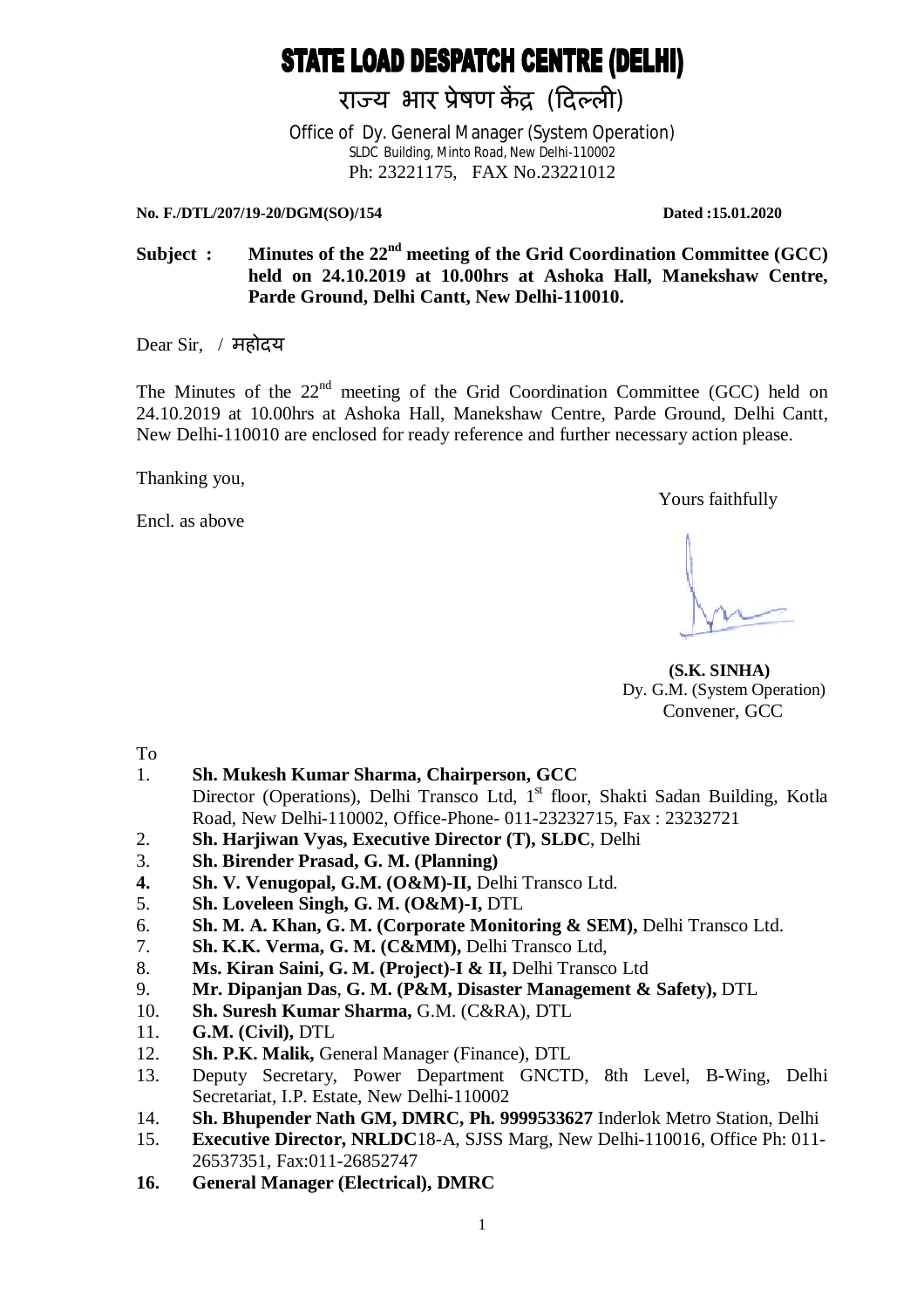# STATE LOAD DESPATCH CENTRE (DELHI)

## राज्य भार प्रेषण केंद्र (दिल्ली)

Office of Dy. General Manager (System Operation)
SLDC Building, Minto Road, New Delhi-110002
Ph: 23221175, FAX No.23221012

**No. F./DTL/207/19-20/DGM(SO)/154** **Dated :15.01.2020**

**Subject : Minutes of the 22nd meeting of the Grid Coordination Committee (GCC) held on 24.10.2019 at 10.00hrs at Ashoka Hall, Manekshaw Centre, Parde Ground, Delhi Cantt, New Delhi-110010.**

Dear Sir, / महोदय

The Minutes of the 22nd meeting of the Grid Coordination Committee (GCC) held on 24.10.2019 at 10.00hrs at Ashoka Hall, Manekshaw Centre, Parde Ground, Delhi Cantt, New Delhi-110010 are enclosed for ready reference and further necessary action please.

Thanking you,

Yours faithfully

Encl. as above

**(S.K. SINHA)**
Dy. G.M. (System Operation)
Convener, GCC

To

1. **Sh. Mukesh Kumar Sharma, Chairperson, GCC**
   Director (Operations), Delhi Transco Ltd, 1st floor, Shakti Sadan Building, Kotla Road, New Delhi-110002, Office-Phone- 011-23232715, Fax : 23232721
2. **Sh. Harjiwan Vyas, Executive Director (T), SLDC**, Delhi
3. **Sh. Birender Prasad, G. M. (Planning)**
4. **Sh. V. Venugopal, G.M. (O&M)-II,** Delhi Transco Ltd.
5. **Sh. Loveleen Singh, G. M. (O&M)-I,** DTL
6. **Sh. M. A. Khan, G. M. (Corporate Monitoring & SEM),** Delhi Transco Ltd.
7. **Sh. K.K. Verma, G. M. (C&MM),** Delhi Transco Ltd,
8. **Ms. Kiran Saini, G. M. (Project)-I & II,** Delhi Transco Ltd
9. **Mr. Dipanjan Das**, **G. M. (P&M, Disaster Management & Safety),** DTL
10. **Sh. Suresh Kumar Sharma,** G.M. (C&RA), DTL
11. **G.M. (Civil),** DTL
12. **Sh. P.K. Malik,** General Manager (Finance), DTL
13. Deputy Secretary, Power Department GNCTD, 8th Level, B-Wing, Delhi Secretariat, I.P. Estate, New Delhi-110002
14. **Sh. Bhupender Nath GM, DMRC, Ph. 9999533627** Inderlok Metro Station, Delhi
15. **Executive Director, NRLDC**18-A, SJSS Marg, New Delhi-110016, Office Ph: 011-26537351, Fax:011-26852747
16. **General Manager (Electrical), DMRC**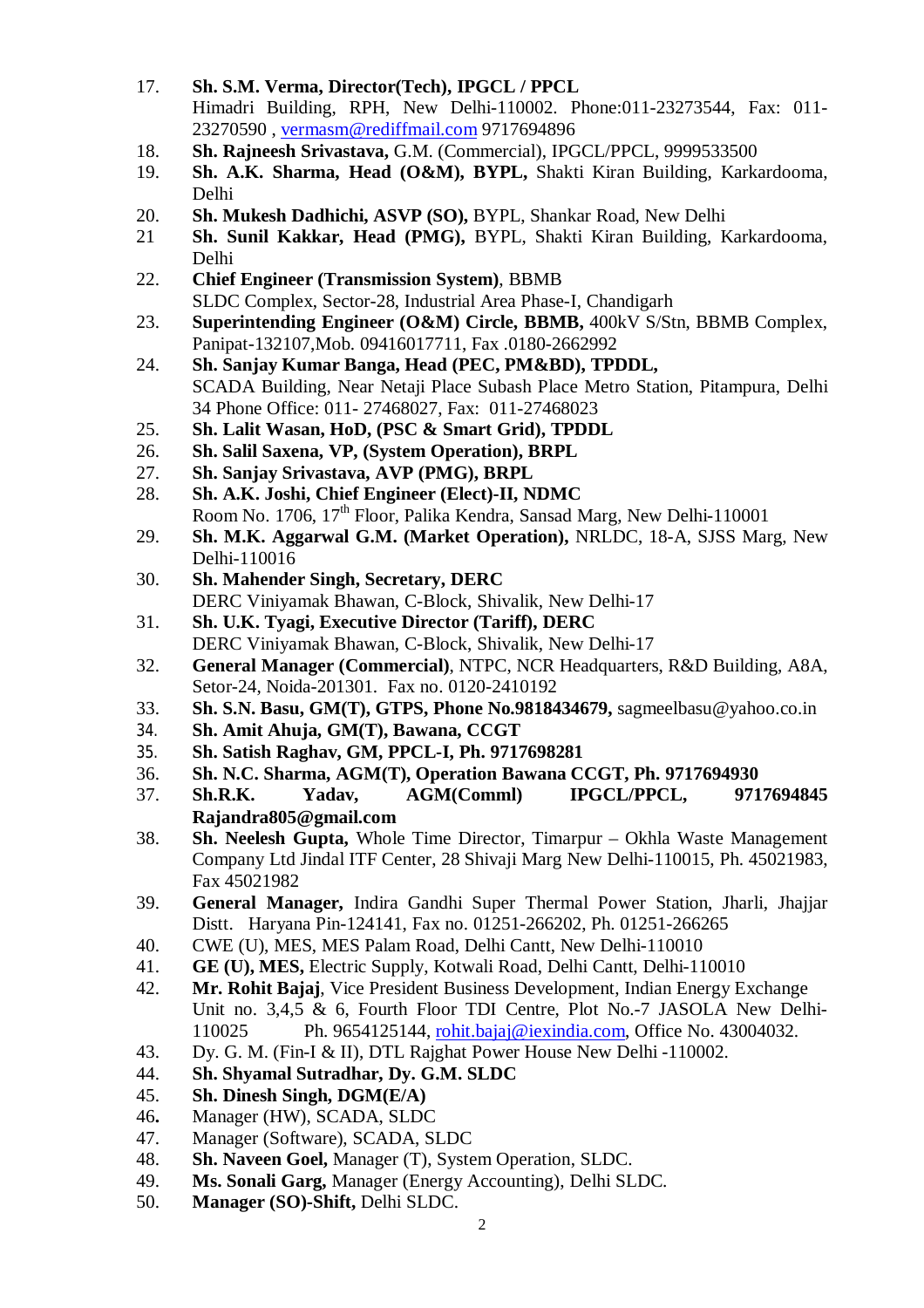17. **Sh. S.M. Verma, Director(Tech), IPGCL / PPCL**
    Himadri Building, RPH, New Delhi-110002. Phone:011-23273544, Fax: 011-23270590 , vermasm@rediffmail.com 9717694896
18. **Sh. Rajneesh Srivastava,** G.M. (Commercial), IPGCL/PPCL, 9999533500
19. **Sh. A.K. Sharma, Head (O&M), BYPL,** Shakti Kiran Building, Karkardooma, Delhi
20. **Sh. Mukesh Dadhichi, ASVP (SO),** BYPL, Shankar Road, New Delhi
21. **Sh. Sunil Kakkar, Head (PMG),** BYPL, Shakti Kiran Building, Karkardooma, Delhi
22. **Chief Engineer (Transmission System)**, BBMB
    SLDC Complex, Sector-28, Industrial Area Phase-I, Chandigarh
23. **Superintending Engineer (O&M) Circle, BBMB,** 400kV S/Stn, BBMB Complex, Panipat-132107,Mob. 09416017711, Fax .0180-2662992
24. **Sh. Sanjay Kumar Banga, Head (PEC, PM&BD), TPDDL,**
    SCADA Building, Near Netaji Place Subash Place Metro Station, Pitampura, Delhi 34 Phone Office: 011- 27468027, Fax: 011-27468023
25. **Sh. Lalit Wasan, HoD, (PSC & Smart Grid), TPDDL**
26. **Sh. Salil Saxena, VP, (System Operation), BRPL**
27. **Sh. Sanjay Srivastava, AVP (PMG), BRPL**
28. **Sh. A.K. Joshi, Chief Engineer (Elect)-II, NDMC**
    Room No. 1706, 17th Floor, Palika Kendra, Sansad Marg, New Delhi-110001
29. **Sh. M.K. Aggarwal G.M. (Market Operation),** NRLDC, 18-A, SJSS Marg, New Delhi-110016
30. **Sh. Mahender Singh, Secretary, DERC**
    DERC Viniyamak Bhawan, C-Block, Shivalik, New Delhi-17
31. **Sh. U.K. Tyagi, Executive Director (Tariff), DERC**
    DERC Viniyamak Bhawan, C-Block, Shivalik, New Delhi-17
32. **General Manager (Commercial)**, NTPC, NCR Headquarters, R&D Building, A8A, Setor-24, Noida-201301. Fax no. 0120-2410192
33. **Sh. S.N. Basu, GM(T), GTPS, Phone No.9818434679,** sagmeelbasu@yahoo.co.in
34. **Sh. Amit Ahuja, GM(T), Bawana, CCGT**
35. **Sh. Satish Raghav, GM, PPCL-I, Ph. 9717698281**
36. **Sh. N.C. Sharma, AGM(T), Operation Bawana CCGT, Ph. 9717694930**
37. **Sh.R.K. Yadav, AGM(Comml) IPGCL/PPCL, 9717694845 Rajandra805@gmail.com**
38. **Sh. Neelesh Gupta,** Whole Time Director, Timarpur – Okhla Waste Management Company Ltd Jindal ITF Center, 28 Shivaji Marg New Delhi-110015, Ph. 45021983, Fax 45021982
39. **General Manager,** Indira Gandhi Super Thermal Power Station, Jharli, Jhajjar Distt. Haryana Pin-124141, Fax no. 01251-266202, Ph. 01251-266265
40. CWE (U), MES, MES Palam Road, Delhi Cantt, New Delhi-110010
41. **GE (U), MES,** Electric Supply, Kotwali Road, Delhi Cantt, Delhi-110010
42. **Mr. Rohit Bajaj**, Vice President Business Development, Indian Energy Exchange Unit no. 3,4,5 & 6, Fourth Floor TDI Centre, Plot No.-7 JASOLA New Delhi-110025 Ph. 9654125144, rohit.bajaj@iexindia.com, Office No. 43004032.
43. Dy. G. M. (Fin-I & II), DTL Rajghat Power House New Delhi -110002.
44. **Sh. Shyamal Sutradhar, Dy. G.M. SLDC**
45. **Sh. Dinesh Singh, DGM(E/A)**
46. Manager (HW), SCADA, SLDC
47. Manager (Software), SCADA, SLDC
48. **Sh. Naveen Goel,** Manager (T), System Operation, SLDC.
49. **Ms. Sonali Garg,** Manager (Energy Accounting), Delhi SLDC.
50. **Manager (SO)-Shift,** Delhi SLDC.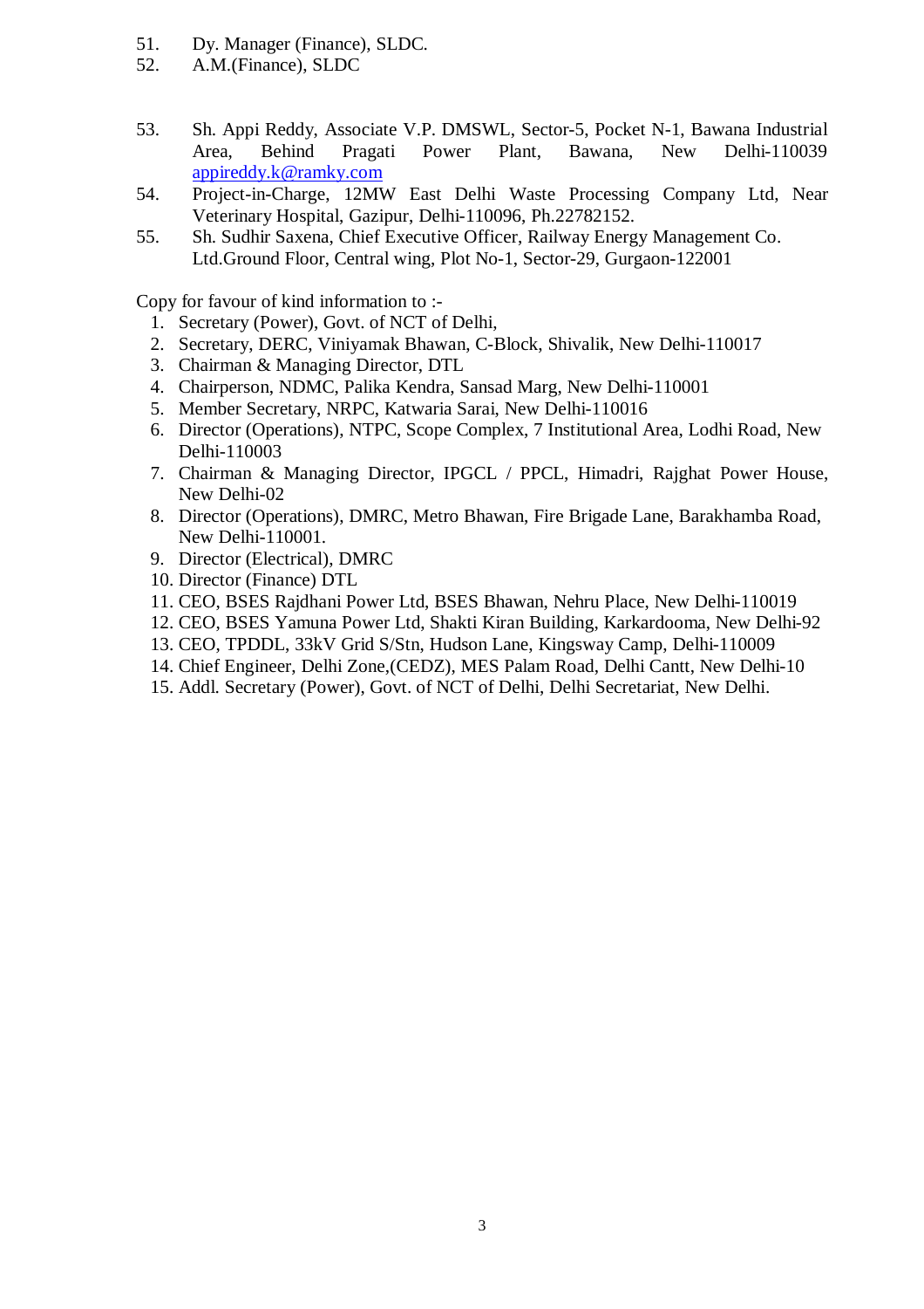51. Dy. Manager (Finance), SLDC.
52. A.M.(Finance), SLDC

53. Sh. Appi Reddy, Associate V.P. DMSWL, Sector-5, Pocket N-1, Bawana Industrial Area, Behind Pragati Power Plant, Bawana, New Delhi-110039 [appireddy.k@ramky.com](mailto:appireddy.k@ramky.com)
54. Project-in-Charge, 12MW East Delhi Waste Processing Company Ltd, Near Veterinary Hospital, Gazipur, Delhi-110096, Ph.22782152.
55. Sh. Sudhir Saxena, Chief Executive Officer, Railway Energy Management Co. Ltd.Ground Floor, Central wing, Plot No-1, Sector-29, Gurgaon-122001

Copy for favour of kind information to :-

1. Secretary (Power), Govt. of NCT of Delhi,
2. Secretary, DERC, Viniyamak Bhawan, C-Block, Shivalik, New Delhi-110017
3. Chairman & Managing Director, DTL
4. Chairperson, NDMC, Palika Kendra, Sansad Marg, New Delhi-110001
5. Member Secretary, NRPC, Katwaria Sarai, New Delhi-110016
6. Director (Operations), NTPC, Scope Complex, 7 Institutional Area, Lodhi Road, New Delhi-110003
7. Chairman & Managing Director, IPGCL / PPCL, Himadri, Rajghat Power House, New Delhi-02
8. Director (Operations), DMRC, Metro Bhawan, Fire Brigade Lane, Barakhamba Road, New Delhi-110001.
9. Director (Electrical), DMRC
10. Director (Finance) DTL
11. CEO, BSES Rajdhani Power Ltd, BSES Bhawan, Nehru Place, New Delhi-110019
12. CEO, BSES Yamuna Power Ltd, Shakti Kiran Building, Karkardooma, New Delhi-92
13. CEO, TPDDL, 33kV Grid S/Stn, Hudson Lane, Kingsway Camp, Delhi-110009
14. Chief Engineer, Delhi Zone,(CEDZ), MES Palam Road, Delhi Cantt, New Delhi-10
15. Addl. Secretary (Power), Govt. of NCT of Delhi, Delhi Secretariat, New Delhi.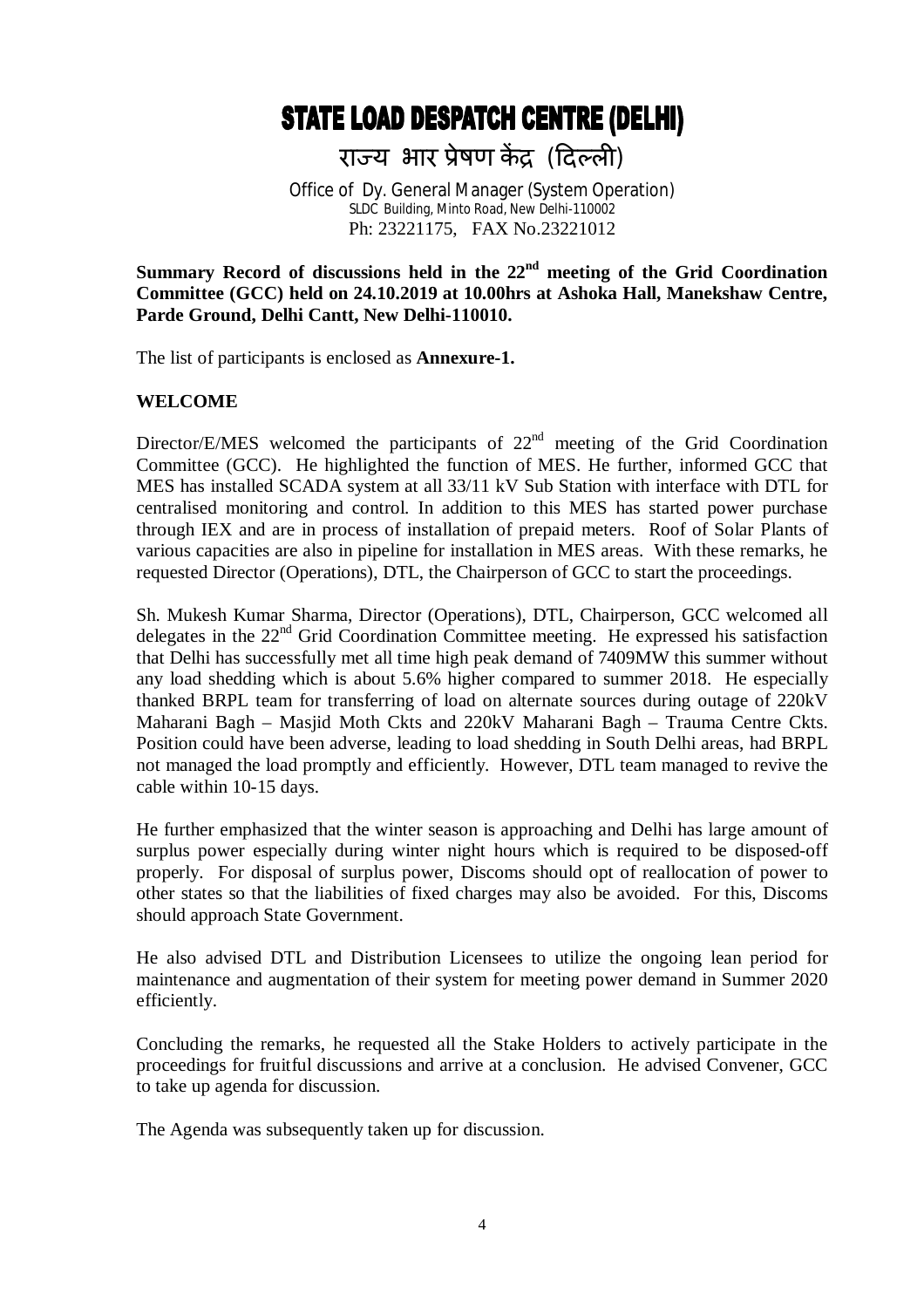# STATE LOAD DESPATCH CENTRE (DELHI)

## राज्य भार प्रेषण केंद्र (दिल्ली)

Office of Dy. General Manager (System Operation)
SLDC Building, Minto Road, New Delhi-110002
Ph: 23221175, FAX No.23221012

**Summary Record of discussions held in the 22nd meeting of the Grid Coordination Committee (GCC) held on 24.10.2019 at 10.00hrs at Ashoka Hall, Manekshaw Centre, Parde Ground, Delhi Cantt, New Delhi-110010.**

The list of participants is enclosed as **Annexure-1.**

**WELCOME**

Director/E/MES welcomed the participants of 22nd meeting of the Grid Coordination Committee (GCC). He highlighted the function of MES. He further, informed GCC that MES has installed SCADA system at all 33/11 kV Sub Station with interface with DTL for centralised monitoring and control. In addition to this MES has started power purchase through IEX and are in process of installation of prepaid meters. Roof of Solar Plants of various capacities are also in pipeline for installation in MES areas. With these remarks, he requested Director (Operations), DTL, the Chairperson of GCC to start the proceedings.

Sh. Mukesh Kumar Sharma, Director (Operations), DTL, Chairperson, GCC welcomed all delegates in the 22nd Grid Coordination Committee meeting. He expressed his satisfaction that Delhi has successfully met all time high peak demand of 7409MW this summer without any load shedding which is about 5.6% higher compared to summer 2018. He especially thanked BRPL team for transferring of load on alternate sources during outage of 220kV Maharani Bagh – Masjid Moth Ckts and 220kV Maharani Bagh – Trauma Centre Ckts. Position could have been adverse, leading to load shedding in South Delhi areas, had BRPL not managed the load promptly and efficiently. However, DTL team managed to revive the cable within 10-15 days.

He further emphasized that the winter season is approaching and Delhi has large amount of surplus power especially during winter night hours which is required to be disposed-off properly. For disposal of surplus power, Discoms should opt of reallocation of power to other states so that the liabilities of fixed charges may also be avoided. For this, Discoms should approach State Government.

He also advised DTL and Distribution Licensees to utilize the ongoing lean period for maintenance and augmentation of their system for meeting power demand in Summer 2020 efficiently.

Concluding the remarks, he requested all the Stake Holders to actively participate in the proceedings for fruitful discussions and arrive at a conclusion. He advised Convener, GCC to take up agenda for discussion.

The Agenda was subsequently taken up for discussion.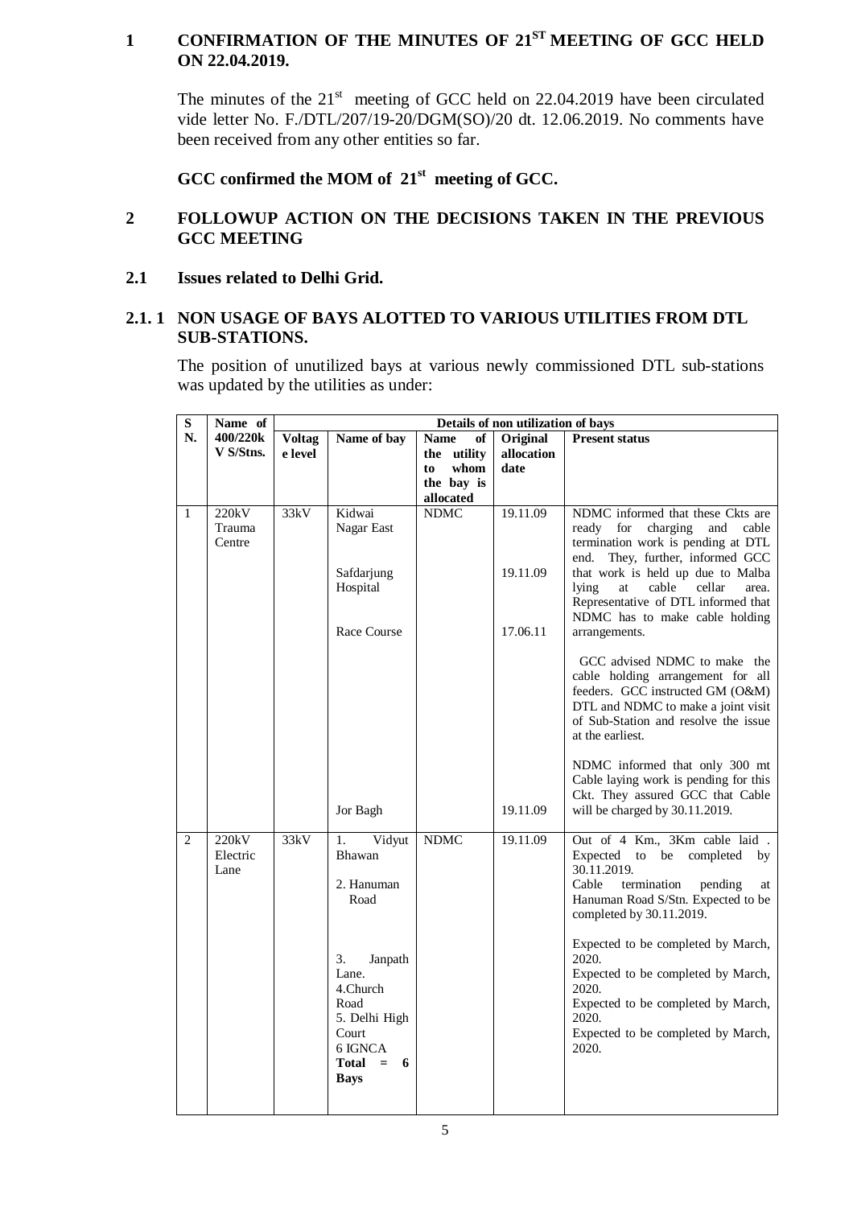## 1 CONFIRMATION OF THE MINUTES OF 21[ST] MEETING OF GCC HELD ON 22.04.2019.

The minutes of the 21[st] meeting of GCC held on 22.04.2019 have been circulated vide letter No. F./DTL/207/19-20/DGM(SO)/20 dt. 12.06.2019. No comments have been received from any other entities so far.

**GCC confirmed the MOM of 21[st] meeting of GCC.**

## 2 FOLLOWUP ACTION ON THE DECISIONS TAKEN IN THE PREVIOUS GCC MEETING

### 2.1 Issues related to Delhi Grid.

### 2.1. 1 NON USAGE OF BAYS ALOTTED TO VARIOUS UTILITIES FROM DTL SUB-STATIONS.

The position of unutilized bays at various newly commissioned DTL sub-stations was updated by the utilities as under:

| S N. | Name of 400/220kV S/Stns. | Details of non utilization of bays | | | | |
|---|---|---|---|---|---|---|
| | | **Voltage level** | **Name of bay** | **Name of the utility to whom the bay is allocated** | **Original allocation date** | **Present status** |
| 1 | 220kV Trauma Centre | 33kV | Kidwai Nagar East<br><br>Safdarjung Hospital<br><br>Race Course<br><br>Jor Bagh | NDMC | 19.11.09<br><br>19.11.09<br><br>17.06.11<br><br>19.11.09 | NDMC informed that these Ckts are ready for charging and cable termination work is pending at DTL end. They, further, informed GCC that work is held up due to Malba lying at cable cellar area. Representative of DTL informed that NDMC has to make cable holding arrangements.<br><br>GCC advised NDMC to make the cable holding arrangement for all feeders. GCC instructed GM (O&M) DTL and NDMC to make a joint visit of Sub-Station and resolve the issue at the earliest.<br><br>NDMC informed that only 300 mt Cable laying work is pending for this Ckt. They assured GCC that Cable will be charged by 30.11.2019. |
| 2 | 220kV Electric Lane | 33kV | 1. Vidyut Bhawan<br><br>2. Hanuman Road<br><br>3. Janpath Lane.<br>4.Church Road<br>5. Delhi High Court<br>6 IGNCA<br>**Total = 6 Bays** | NDMC | 19.11.09 | Out of 4 Km., 3Km cable laid . Expected to be completed by 30.11.2019.<br>Cable termination pending at Hanuman Road S/Stn. Expected to be completed by 30.11.2019.<br><br>Expected to be completed by March, 2020.<br>Expected to be completed by March, 2020.<br>Expected to be completed by March, 2020.<br>Expected to be completed by March, 2020. |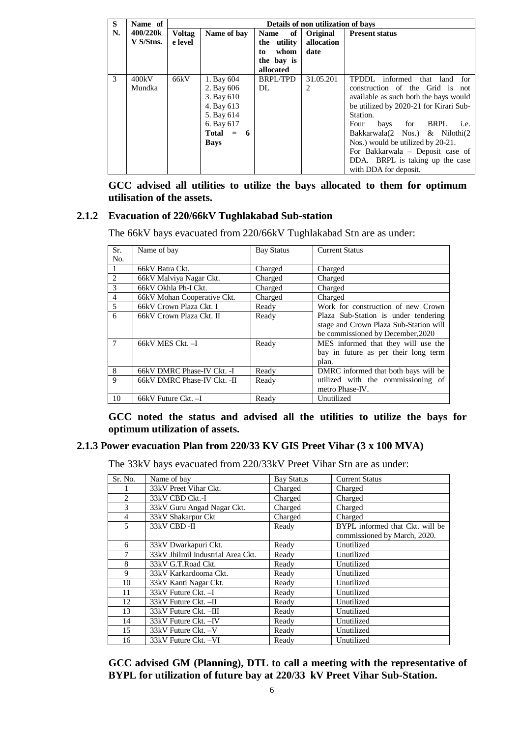| S N. | Name of 400/220kV S/Stns. | Details of non utilization of bays | | | | |
|---|---|---|---|---|---|---|
| | | Voltage level | Name of bay | Name of the utility to whom the bay is allocated | Original allocation date | Present status |
| 3 | 400kV Mundka | 66kV | 1. Bay 604<br>2. Bay 606<br>3. Bay 610<br>4. Bay 613<br>5. Bay 614<br>6. Bay 617<br>**Total = 6 Bays** | BRPL/TPDDL | 31.05.2012 | TPDDL informed that land for construction of the Grid is not available as such both the bays would be utilized by 2020-21 for Kirari Sub-Station.<br>Four bays for BRPL i.e. Bakkarwala(2 Nos.) & Nilothi(2 Nos.) would be utilized by 20-21.<br>For Bakkarwala – Deposit case of DDA. BRPL is taking up the case with DDA for deposit. |

**GCC advised all utilities to utilize the bays allocated to them for optimum utilisation of the assets.**

### 2.1.2 Evacuation of 220/66kV Tughlakabad Sub-station

The 66kV bays evacuated from 220/66kV Tughlakabad Stn are as under:

| Sr. No. | Name of bay | Bay Status | Current Status |
|---|---|---|---|
| 1 | 66kV Batra Ckt. | Charged | Charged |
| 2 | 66kV Malviya Nagar Ckt. | Charged | Charged |
| 3 | 66kV Okhla Ph-I Ckt. | Charged | Charged |
| 4 | 66kV Mohan Cooperative Ckt. | Charged | Charged |
| 5 | 66kV Crown Plaza Ckt. I | Ready | Work for construction of new Crown Plaza Sub-Station is under tendering stage and Crown Plaza Sub-Station will be commissioned by December,2020 |
| 6 | 66kV Crown Plaza Ckt. II | Ready | |
| 7 | 66kV MES Ckt. –I | Ready | MES informed that they will use the bay in future as per their long term plan. |
| 8 | 66kV DMRC Phase-IV Ckt. -I | Ready | DMRC informed that both bays will be utilized with the commissioning of metro Phase-IV. |
| 9 | 66kV DMRC Phase-IV Ckt. -II | Ready | |
| 10 | 66kV Future Ckt. –I | Ready | Unutilized |

**GCC noted the status and advised all the utilities to utilize the bays for optimum utilization of assets.**

### 2.1.3 Power evacuation Plan from 220/33 KV GIS Preet Vihar (3 x 100 MVA)

The 33kV bays evacuated from 220/33kV Preet Vihar Stn are as under:

| Sr. No. | Name of bay | Bay Status | Current Status |
|---|---|---|---|
| 1 | 33kV Preet Vihar Ckt. | Charged | Charged |
| 2 | 33kV CBD Ckt.-I | Charged | Charged |
| 3 | 33kV Guru Angad Nagar Ckt. | Charged | Charged |
| 4 | 33kV Shakarpur Ckt | Charged | Charged |
| 5 | 33kV CBD -II | Ready | BYPL informed that Ckt. will be commissioned by March, 2020. |
| 6 | 33kV Dwarkapuri Ckt. | Ready | Unutilized |
| 7 | 33kV Jhilmil Industrial Area Ckt. | Ready | Unutilized |
| 8 | 33kV G.T.Road Ckt. | Ready | Unutilized |
| 9 | 33kV Karkardooma Ckt. | Ready | Unutilized |
| 10 | 33kV Kanti Nagar Ckt. | Ready | Unutilized |
| 11 | 33kV Future Ckt. –I | Ready | Unutilized |
| 12 | 33kV Future Ckt. –II | Ready | Unutilized |
| 13 | 33kV Future Ckt. –III | Ready | Unutilized |
| 14 | 33kV Future Ckt. –IV | Ready | Unutilized |
| 15 | 33kV Future Ckt. –V | Ready | Unutilized |
| 16 | 33kV Future Ckt. –VI | Ready | Unutilized |

**GCC advised GM (Planning), DTL to call a meeting with the representative of BYPL for utilization of future bay at 220/33 kV Preet Vihar Sub-Station.**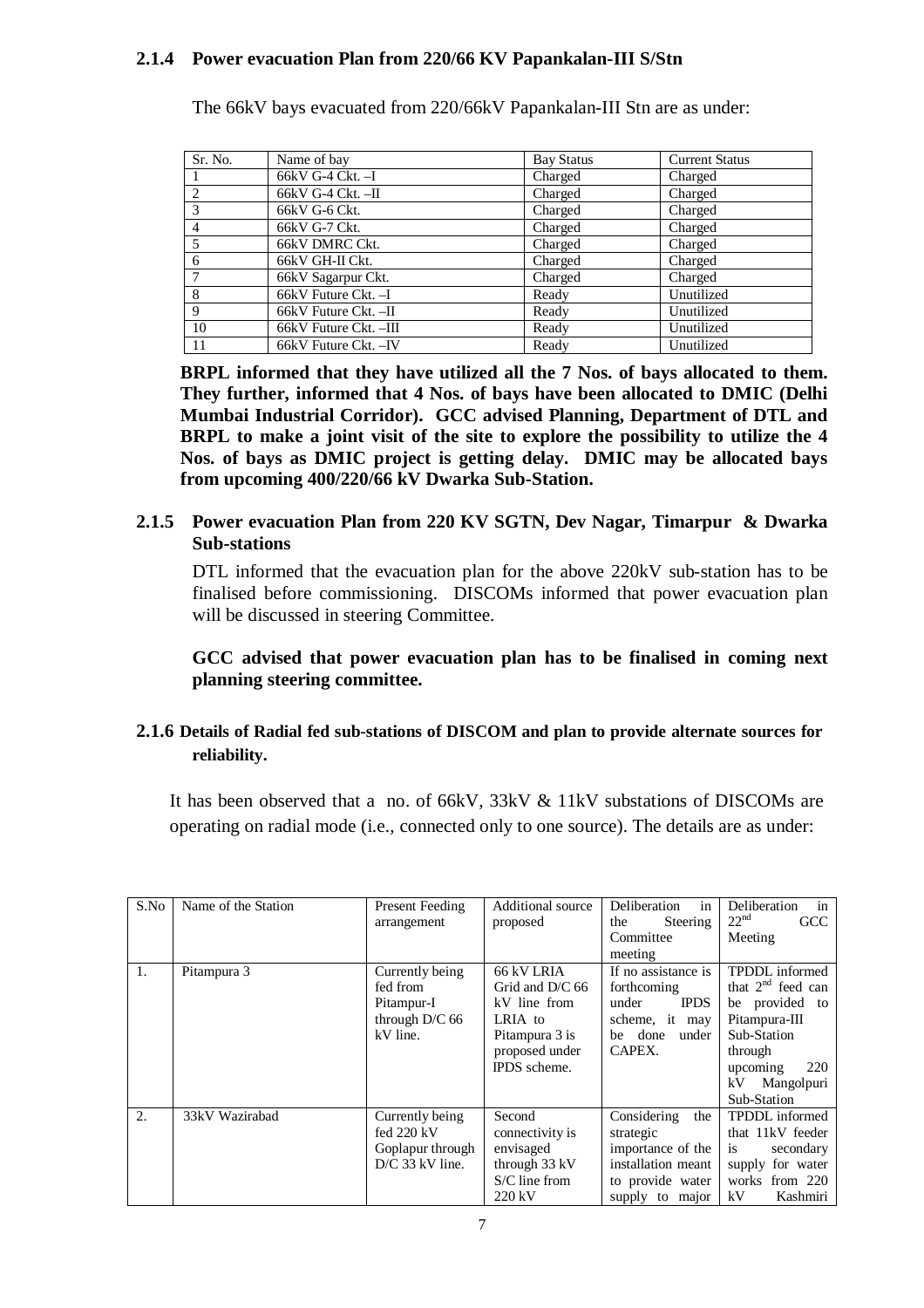### 2.1.4 Power evacuation Plan from 220/66 KV Papankalan-III S/Stn

The 66kV bays evacuated from 220/66kV Papankalan-III Stn are as under:

| Sr. No. | Name of bay | Bay Status | Current Status |
|---|---|---|---|
| 1 | 66kV G-4 Ckt. –I | Charged | Charged |
| 2 | 66kV G-4 Ckt. –II | Charged | Charged |
| 3 | 66kV G-6 Ckt. | Charged | Charged |
| 4 | 66kV G-7 Ckt. | Charged | Charged |
| 5 | 66kV DMRC Ckt. | Charged | Charged |
| 6 | 66kV GH-II Ckt. | Charged | Charged |
| 7 | 66kV Sagarpur Ckt. | Charged | Charged |
| 8 | 66kV Future Ckt. –I | Ready | Unutilized |
| 9 | 66kV Future Ckt. –II | Ready | Unutilized |
| 10 | 66kV Future Ckt. –III | Ready | Unutilized |
| 11 | 66kV Future Ckt. –IV | Ready | Unutilized |

**BRPL informed that they have utilized all the 7 Nos. of bays allocated to them. They further, informed that 4 Nos. of bays have been allocated to DMIC (Delhi Mumbai Industrial Corridor). GCC advised Planning, Department of DTL and BRPL to make a joint visit of the site to explore the possibility to utilize the 4 Nos. of bays as DMIC project is getting delay. DMIC may be allocated bays from upcoming 400/220/66 kV Dwarka Sub-Station.**

### 2.1.5 Power evacuation Plan from 220 KV SGTN, Dev Nagar, Timarpur & Dwarka Sub-stations

DTL informed that the evacuation plan for the above 220kV sub-station has to be finalised before commissioning. DISCOMs informed that power evacuation plan will be discussed in steering Committee.

**GCC advised that power evacuation plan has to be finalised in coming next planning steering committee.**

### 2.1.6 Details of Radial fed sub-stations of DISCOM and plan to provide alternate sources for reliability.

It has been observed that a no. of 66kV, 33kV & 11kV substations of DISCOMs are operating on radial mode (i.e., connected only to one source). The details are as under:

| S.No | Name of the Station | Present Feeding arrangement | Additional source proposed | Deliberation in the Steering Committee meeting | Deliberation in 22nd GCC Meeting |
|---|---|---|---|---|---|
| 1. | Pitampura 3 | Currently being fed from Pitampur-I through D/C 66 kV line. | 66 kV LRIA Grid and D/C 66 kV line from LRIA to Pitampura 3 is proposed under IPDS scheme. | If no assistance is forthcoming under IPDS scheme, it may be done under CAPEX. | TPDDL informed that 2nd feed can be provided to Pitampura-III Sub-Station through upcoming 220 kV Mangolpuri Sub-Station |
| 2. | 33kV Wazirabad | Currently being fed 220 kV Goplapur through D/C 33 kV line. | Second connectivity is envisaged through 33 kV S/C line from 220 kV | Considering the strategic importance of the installation meant to provide water supply to major | TPDDL informed that 11kV feeder is secondary supply for water works from 220 kV Kashmiri |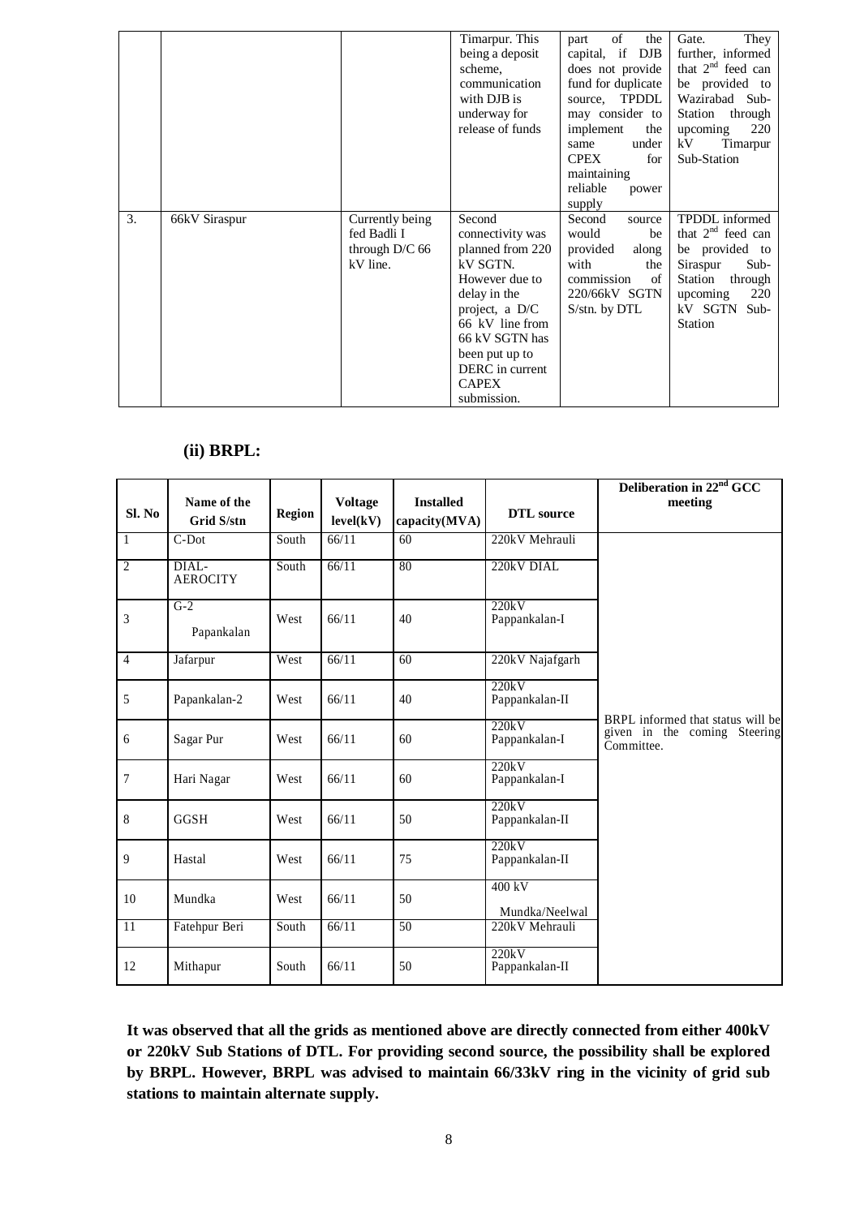|  |  |  | Timarpur. This being a deposit scheme, communication with DJB is underway for release of funds | part of the capital, if DJB does not provide fund for duplicate source, TPDDL may consider to implement the same under CPEX for maintaining reliable power supply | Gate. They further, informed that 2nd feed can be provided to Wazirabad Sub-Station through upcoming 220 kV Timarpur Sub-Station |
|---|---|---|---|---|---|
| 3. | 66kV Siraspur | Currently being fed Badli I through D/C 66 kV line. | Second connectivity was planned from 220 kV SGTN. However due to delay in the project, a D/C 66 kV line from 66 kV SGTN has been put up to DERC in current CAPEX submission. | Second source would be provided along with the commission of 220/66kV SGTN S/stn. by DTL | TPDDL informed that 2nd feed can be provided to Siraspur Sub-Station through upcoming 220 kV SGTN Sub-Station |

## (ii) BRPL:

| Sl. No | Name of the Grid S/stn | Region | Voltage level(kV) | Installed capacity(MVA) | DTL source | Deliberation in 22nd GCC meeting |
|---|---|---|---|---|---|---|
| 1 | C-Dot | South | 66/11 | 60 | 220kV Mehrauli | BRPL informed that status will be given in the coming Steering Committee. |
| 2 | DIAL-AEROCITY | South | 66/11 | 80 | 220kV DIAL | |
| 3 | G-2 Papankalan | West | 66/11 | 40 | 220kV Pappankalan-I | |
| 4 | Jafarpur | West | 66/11 | 60 | 220kV Najafgarh | |
| 5 | Papankalan-2 | West | 66/11 | 40 | 220kV Pappankalan-II | |
| 6 | Sagar Pur | West | 66/11 | 60 | 220kV Pappankalan-I | |
| 7 | Hari Nagar | West | 66/11 | 60 | 220kV Pappankalan-I | |
| 8 | GGSH | West | 66/11 | 50 | 220kV Pappankalan-II | |
| 9 | Hastal | West | 66/11 | 75 | 220kV Pappankalan-II | |
| 10 | Mundka | West | 66/11 | 50 | 400 kV Mundka/Neelwal | |
| 11 | Fatehpur Beri | South | 66/11 | 50 | 220kV Mehrauli | |
| 12 | Mithapur | South | 66/11 | 50 | 220kV Pappankalan-II | |

**It was observed that all the grids as mentioned above are directly connected from either 400kV or 220kV Sub Stations of DTL. For providing second source, the possibility shall be explored by BRPL. However, BRPL was advised to maintain 66/33kV ring in the vicinity of grid sub stations to maintain alternate supply.**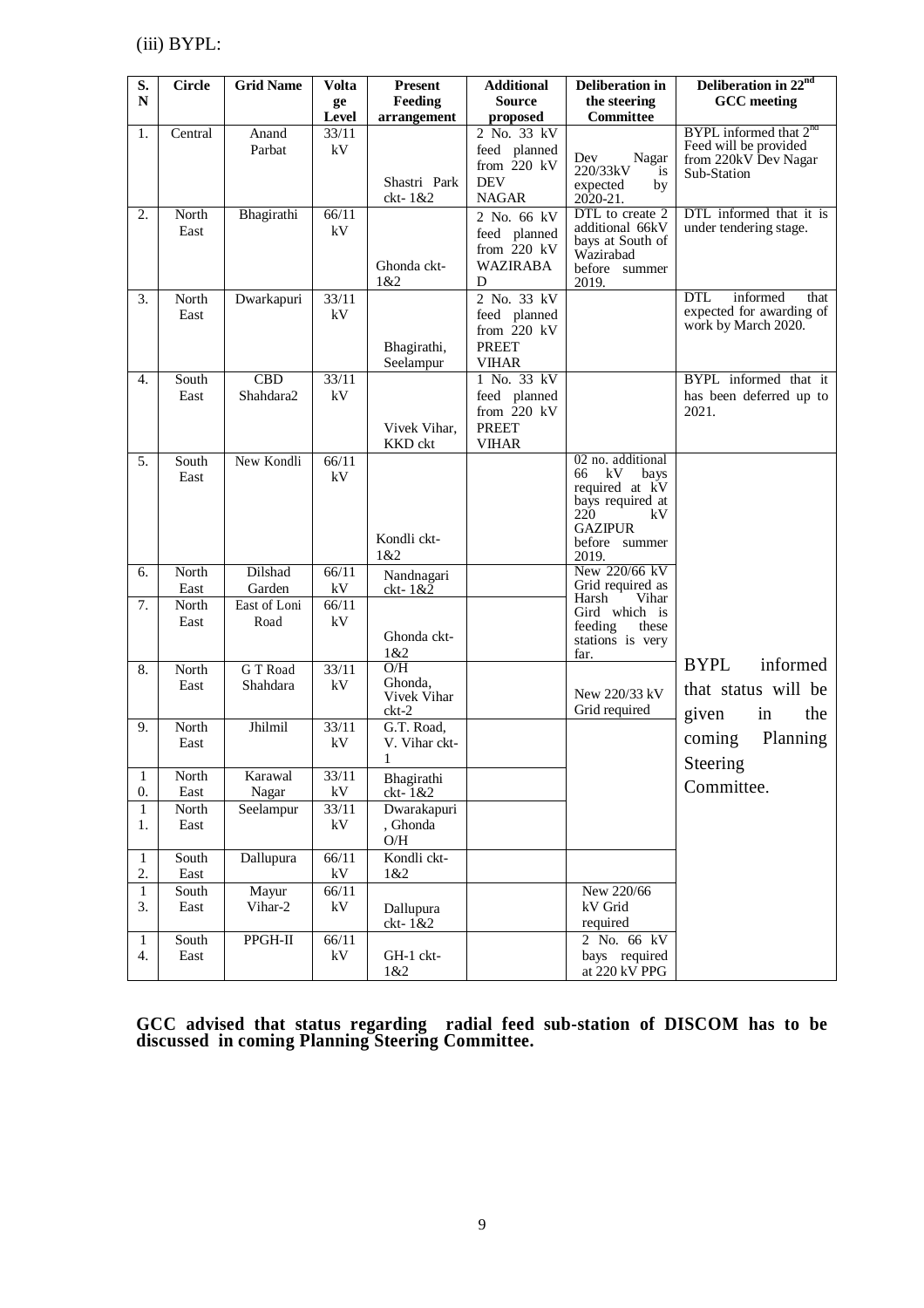(iii) BYPL:

| S. N | Circle | Grid Name | Voltage Level | Present Feeding arrangement | Additional Source proposed | Deliberation in the steering Committee | Deliberation in 22[nd] GCC meeting |
|---|---|---|---|---|---|---|---|
| 1. | Central | Anand Parbat | 33/11 kV | Shastri Park ckt- 1&2 | 2 No. 33 kV feed planned from 220 kV DEV NAGAR | Dev Nagar 220/33kV is expected by 2020-21. | BYPL informed that 2[nd] Feed will be provided from 220kV Dev Nagar Sub-Station |
| 2. | North East | Bhagirathi | 66/11 kV | Ghonda ckt- 1&2 | 2 No. 66 kV feed planned from 220 kV WAZIRABAD | DTL to create 2 additional 66kV bays at South of Wazirabad before summer 2019. | DTL informed that it is under tendering stage. |
| 3. | North East | Dwarkapuri | 33/11 kV | Bhagirathi, Seelampur | 2 No. 33 kV feed planned from 220 kV PREET VIHAR | | DTL informed that expected for awarding of work by March 2020. |
| 4. | South East | CBD Shahdara2 | 33/11 kV | Vivek Vihar, KKD ckt | 1 No. 33 kV feed planned from 220 kV PREET VIHAR | | BYPL informed that it has been deferred up to 2021. |
| 5. | South East | New Kondli | 66/11 kV | Kondli ckt- 1&2 | | 02 no. additional 66 kV bays required at kV bays required at 220 kV GAZIPUR before summer 2019. | BYPL informed that status will be given in the coming Planning Steering Committee. |
| 6. | North East | Dilshad Garden | 66/11 kV | Nandnagari ckt- 1&2 | | New 220/66 kV Grid required as Harsh Vihar Gird which is feeding these stations is very far. | |
| 7. | North East | East of Loni Road | 66/11 kV | Ghonda ckt- 1&2 | | | |
| 8. | North East | G T Road Shahdara | 33/11 kV | O/H Ghonda, Vivek Vihar ckt-2 | | New 220/33 kV Grid required | |
| 9. | North East | Jhilmil | 33/11 kV | G.T. Road, V. Vihar ckt-1 | | | |
| 10. | North East | Karawal Nagar | 33/11 kV | Bhagirathi ckt- 1&2 | | | |
| 11. | North East | Seelampur | 33/11 kV | Dwarakapuri, Ghonda O/H | | | |
| 12. | South East | Dallupura | 66/11 kV | Kondli ckt- 1&2 | | | |
| 13. | South East | Mayur Vihar-2 | 66/11 kV | Dallupura ckt- 1&2 | | New 220/66 kV Grid required | |
| 14. | South East | PPGH-II | 66/11 kV | GH-1 ckt- 1&2 | | 2 No. 66 kV bays required at 220 kV PPG | |

**GCC advised that status regarding radial feed sub-station of DISCOM has to be discussed in coming Planning Steering Committee.**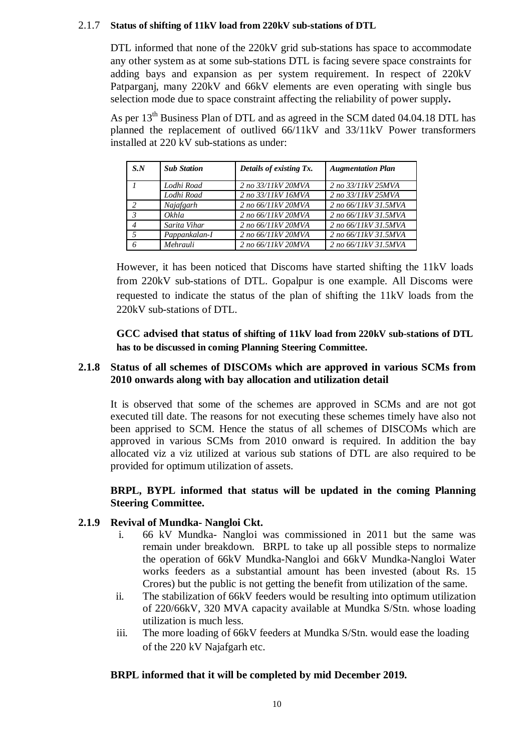### 2.1.7 **Status of shifting of 11kV load from 220kV sub-stations of DTL**

DTL informed that none of the 220kV grid sub-stations has space to accommodate any other system as at some sub-stations DTL is facing severe space constraints for adding bays and expansion as per system requirement. In respect of 220kV Patparganj, many 220kV and 66kV elements are even operating with single bus selection mode due to space constraint affecting the reliability of power supply**.**

As per 13th Business Plan of DTL and as agreed in the SCM dated 04.04.18 DTL has planned the replacement of outlived 66/11kV and 33/11kV Power transformers installed at 220 kV sub-stations as under:

| *S.N* | *Sub Station* | *Details of existing Tx.* | *Augmentation Plan* |
|---|---|---|---|
| *1* | *Lodhi Road* | *2 no 33/11kV 20MVA* | *2 no 33/11kV 25MVA* |
| | *Lodhi Road* | *2 no 33/11kV 16MVA* | *2 no 33/11kV 25MVA* |
| *2* | *Najafgarh* | *2 no 66/11kV 20MVA* | *2 no 66/11kV 31.5MVA* |
| *3* | *Okhla* | *2 no 66/11kV 20MVA* | *2 no 66/11kV 31.5MVA* |
| *4* | *Sarita Vihar* | *2 no 66/11kV 20MVA* | *2 no 66/11kV 31.5MVA* |
| *5* | *Pappankalan-I* | *2 no 66/11kV 20MVA* | *2 no 66/11kV 31.5MVA* |
| *6* | *Mehrauli* | *2 no 66/11kV 20MVA* | *2 no 66/11kV 31.5MVA* |

However, it has been noticed that Discoms have started shifting the 11kV loads from 220kV sub-stations of DTL. Gopalpur is one example. All Discoms were requested to indicate the status of the plan of shifting the 11kV loads from the 220kV sub-stations of DTL.

**GCC advised that status of shifting of 11kV load from 220kV sub-stations of DTL has to be discussed in coming Planning Steering Committee.**

### 2.1.8 **Status of all schemes of DISCOMs which are approved in various SCMs from 2010 onwards along with bay allocation and utilization detail**

It is observed that some of the schemes are approved in SCMs and are not got executed till date. The reasons for not executing these schemes timely have also not been apprised to SCM. Hence the status of all schemes of DISCOMs which are approved in various SCMs from 2010 onward is required. In addition the bay allocated viz a viz utilized at various sub stations of DTL are also required to be provided for optimum utilization of assets.

**BRPL, BYPL informed that status will be updated in the coming Planning Steering Committee.**

### 2.1.9 **Revival of Mundka- Nangloi Ckt.**

i. 66 kV Mundka- Nangloi was commissioned in 2011 but the same was remain under breakdown. BRPL to take up all possible steps to normalize the operation of 66kV Mundka-Nangloi and 66kV Mundka-Nangloi Water works feeders as a substantial amount has been invested (about Rs. 15 Crores) but the public is not getting the benefit from utilization of the same.

ii. The stabilization of 66kV feeders would be resulting into optimum utilization of 220/66kV, 320 MVA capacity available at Mundka S/Stn. whose loading utilization is much less.

iii. The more loading of 66kV feeders at Mundka S/Stn. would ease the loading of the 220 kV Najafgarh etc.

**BRPL informed that it will be completed by mid December 2019.**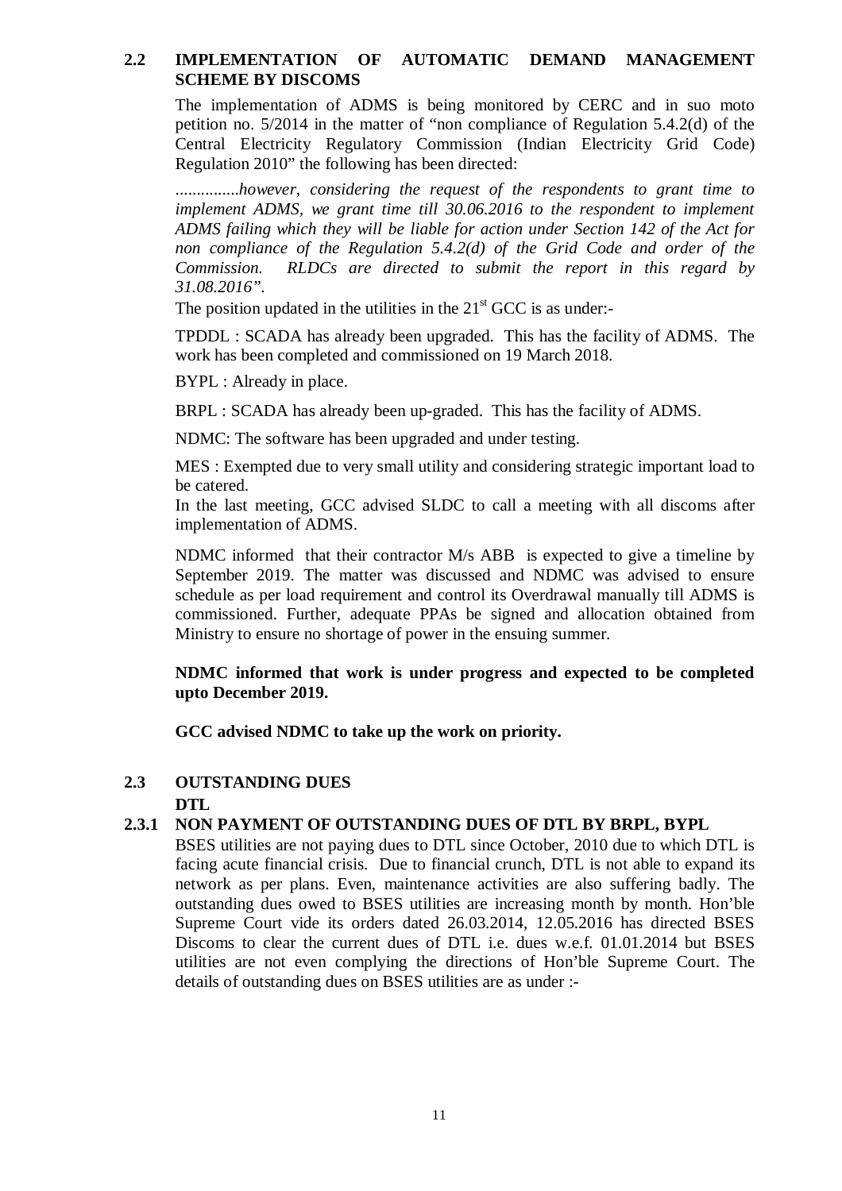## 2.2 IMPLEMENTATION OF AUTOMATIC DEMAND MANAGEMENT SCHEME BY DISCOMS

The implementation of ADMS is being monitored by CERC and in suo moto petition no. 5/2014 in the matter of "non compliance of Regulation 5.4.2(d) of the Central Electricity Regulatory Commission (Indian Electricity Grid Code) Regulation 2010" the following has been directed:

*...............however, considering the request of the respondents to grant time to implement ADMS, we grant time till 30.06.2016 to the respondent to implement ADMS failing which they will be liable for action under Section 142 of the Act for non compliance of the Regulation 5.4.2(d) of the Grid Code and order of the Commission. RLDCs are directed to submit the report in this regard by 31.08.2016".*

The position updated in the utilities in the 21st GCC is as under:-

TPDDL : SCADA has already been upgraded. This has the facility of ADMS. The work has been completed and commissioned on 19 March 2018.

BYPL : Already in place.

BRPL : SCADA has already been up-graded. This has the facility of ADMS.

NDMC: The software has been upgraded and under testing.

MES : Exempted due to very small utility and considering strategic important load to be catered.

In the last meeting, GCC advised SLDC to call a meeting with all discoms after implementation of ADMS.

NDMC informed that their contractor M/s ABB is expected to give a timeline by September 2019. The matter was discussed and NDMC was advised to ensure schedule as per load requirement and control its Overdrawal manually till ADMS is commissioned. Further, adequate PPAs be signed and allocation obtained from Ministry to ensure no shortage of power in the ensuing summer.

**NDMC informed that work is under progress and expected to be completed upto December 2019.**

**GCC advised NDMC to take up the work on priority.**

## 2.3 OUTSTANDING DUES

**DTL**

### 2.3.1 NON PAYMENT OF OUTSTANDING DUES OF DTL BY BRPL, BYPL

BSES utilities are not paying dues to DTL since October, 2010 due to which DTL is facing acute financial crisis. Due to financial crunch, DTL is not able to expand its network as per plans. Even, maintenance activities are also suffering badly. The outstanding dues owed to BSES utilities are increasing month by month. Hon'ble Supreme Court vide its orders dated 26.03.2014, 12.05.2016 has directed BSES Discoms to clear the current dues of DTL i.e. dues w.e.f. 01.01.2014 but BSES utilities are not even complying the directions of Hon'ble Supreme Court. The details of outstanding dues on BSES utilities are as under :-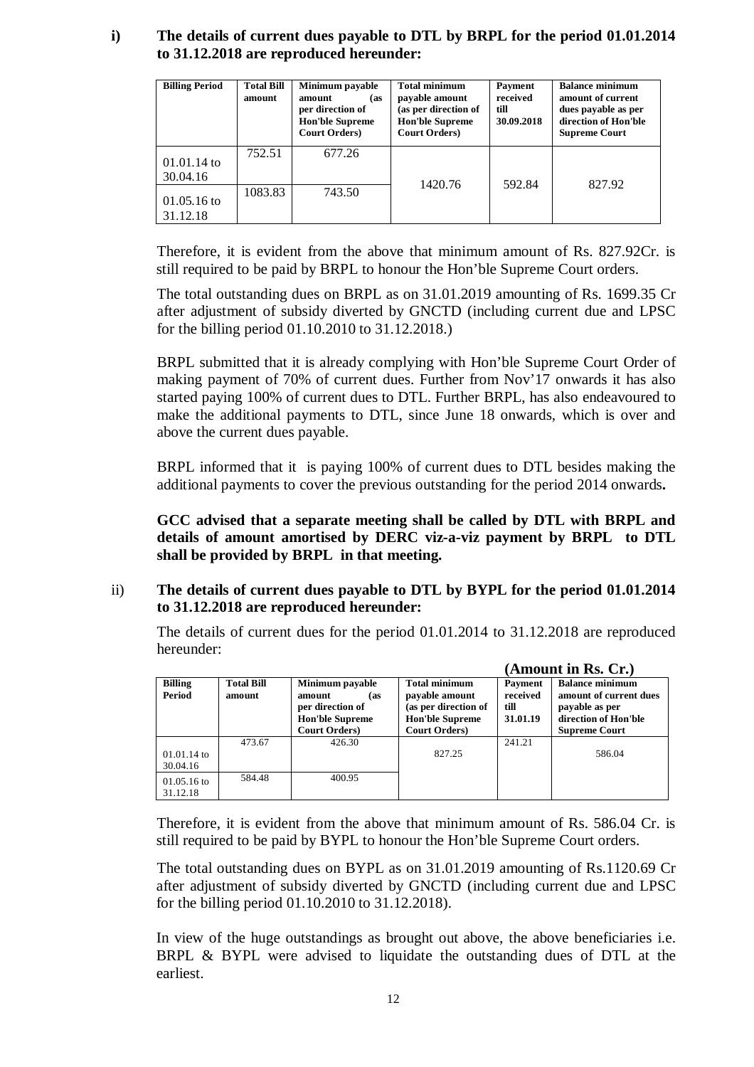**i) The details of current dues payable to DTL by BRPL for the period 01.01.2014 to 31.12.2018 are reproduced hereunder:**

| Billing Period | Total Bill amount | Minimum payable amount (as per direction of Hon'ble Supreme Court Orders) | Total minimum payable amount (as per direction of Hon'ble Supreme Court Orders) | Payment received till 30.09.2018 | Balance minimum amount of current dues payable as per direction of Hon'ble Supreme Court |
|---|---|---|---|---|---|
| 01.01.14 to 30.04.16 | 752.51 | 677.26 | 1420.76 | 592.84 | 827.92 |
| 01.05.16 to 31.12.18 | 1083.83 | 743.50 | | | |

Therefore, it is evident from the above that minimum amount of Rs. 827.92Cr. is still required to be paid by BRPL to honour the Hon'ble Supreme Court orders.

The total outstanding dues on BRPL as on 31.01.2019 amounting of Rs. 1699.35 Cr after adjustment of subsidy diverted by GNCTD (including current due and LPSC for the billing period 01.10.2010 to 31.12.2018.)

BRPL submitted that it is already complying with Hon'ble Supreme Court Order of making payment of 70% of current dues. Further from Nov'17 onwards it has also started paying 100% of current dues to DTL. Further BRPL, has also endeavoured to make the additional payments to DTL, since June 18 onwards, which is over and above the current dues payable.

BRPL informed that it is paying 100% of current dues to DTL besides making the additional payments to cover the previous outstanding for the period 2014 onwards**.**

**GCC advised that a separate meeting shall be called by DTL with BRPL and details of amount amortised by DERC viz-a-viz payment by BRPL to DTL shall be provided by BRPL in that meeting.**

ii) **The details of current dues payable to DTL by BYPL for the period 01.01.2014 to 31.12.2018 are reproduced hereunder:**

The details of current dues for the period 01.01.2014 to 31.12.2018 are reproduced hereunder:

**(Amount in Rs. Cr.)**

| Billing Period | Total Bill amount | Minimum payable amount (as per direction of Hon'ble Supreme Court Orders) | Total minimum payable amount (as per direction of Hon'ble Supreme Court Orders) | Payment received till 31.01.19 | Balance minimum amount of current dues payable as per direction of Hon'ble Supreme Court |
|---|---|---|---|---|---|
| 01.01.14 to 30.04.16 | 473.67 | 426.30 | 827.25 | 241.21 | 586.04 |
| 01.05.16 to 31.12.18 | 584.48 | 400.95 | | | |

Therefore, it is evident from the above that minimum amount of Rs. 586.04 Cr. is still required to be paid by BYPL to honour the Hon'ble Supreme Court orders.

The total outstanding dues on BYPL as on 31.01.2019 amounting of Rs.1120.69 Cr after adjustment of subsidy diverted by GNCTD (including current due and LPSC for the billing period 01.10.2010 to 31.12.2018).

In view of the huge outstandings as brought out above, the above beneficiaries i.e. BRPL & BYPL were advised to liquidate the outstanding dues of DTL at the earliest.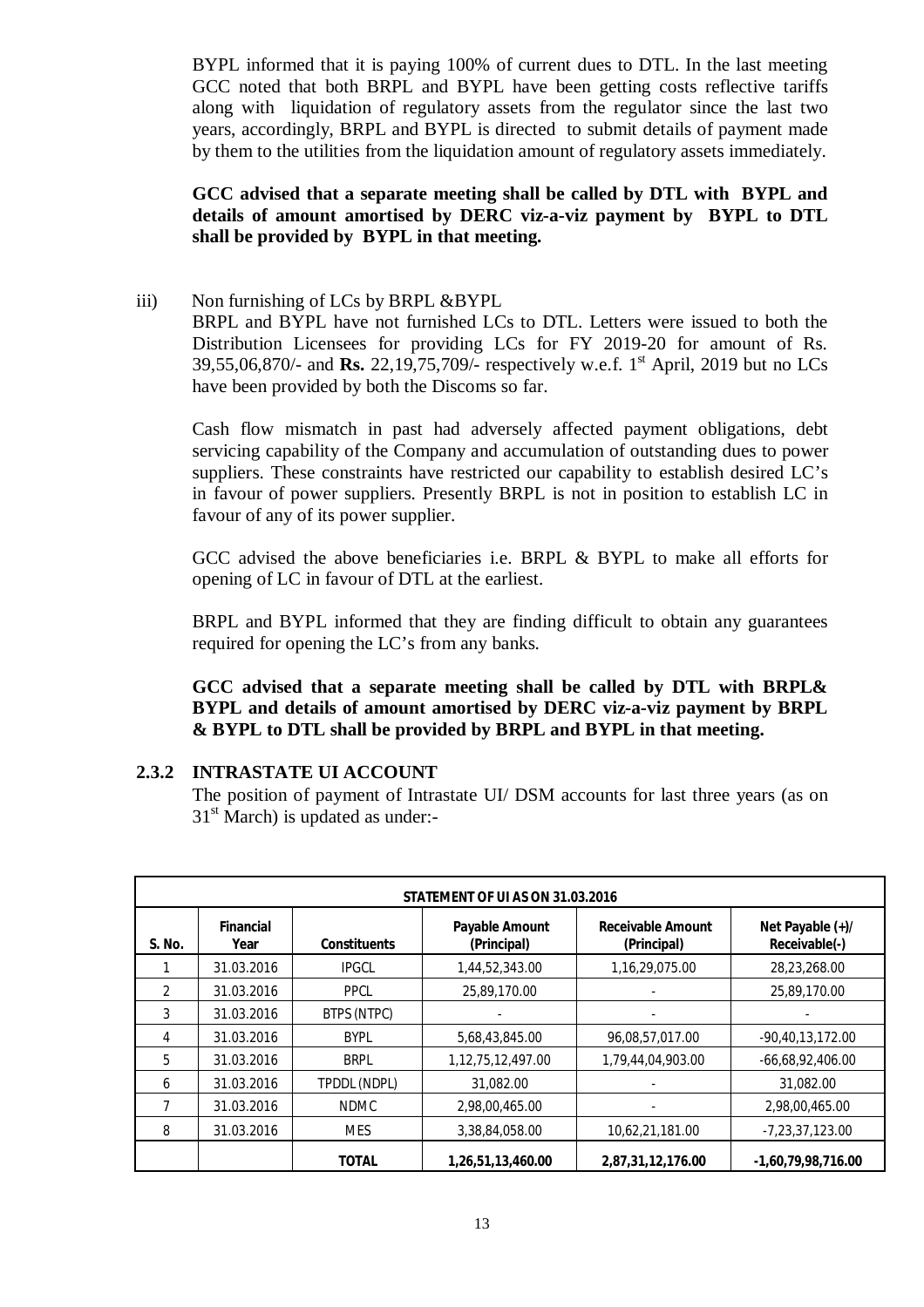BYPL informed that it is paying 100% of current dues to DTL. In the last meeting GCC noted that both BRPL and BYPL have been getting costs reflective tariffs along with liquidation of regulatory assets from the regulator since the last two years, accordingly, BRPL and BYPL is directed to submit details of payment made by them to the utilities from the liquidation amount of regulatory assets immediately.

**GCC advised that a separate meeting shall be called by DTL with BYPL and details of amount amortised by DERC viz-a-viz payment by BYPL to DTL shall be provided by BYPL in that meeting.**

iii) Non furnishing of LCs by BRPL &BYPL

BRPL and BYPL have not furnished LCs to DTL. Letters were issued to both the Distribution Licensees for providing LCs for FY 2019-20 for amount of Rs. 39,55,06,870/- and **Rs.** 22,19,75,709/- respectively w.e.f. 1st April, 2019 but no LCs have been provided by both the Discoms so far.

Cash flow mismatch in past had adversely affected payment obligations, debt servicing capability of the Company and accumulation of outstanding dues to power suppliers. These constraints have restricted our capability to establish desired LC's in favour of power suppliers. Presently BRPL is not in position to establish LC in favour of any of its power supplier.

GCC advised the above beneficiaries i.e. BRPL & BYPL to make all efforts for opening of LC in favour of DTL at the earliest.

BRPL and BYPL informed that they are finding difficult to obtain any guarantees required for opening the LC's from any banks.

**GCC advised that a separate meeting shall be called by DTL with BRPL& BYPL and details of amount amortised by DERC viz-a-viz payment by BRPL & BYPL to DTL shall be provided by BRPL and BYPL in that meeting.**

### 2.3.2 INTRASTATE UI ACCOUNT

The position of payment of Intrastate UI/ DSM accounts for last three years (as on 31st March) is updated as under:-

| STATEMENT OF UI AS ON 31.03.2016 | | | | | |
|---|---|---|---|---|---|
| **S. No.** | **Financial Year** | **Constituents** | **Payable Amount (Principal)** | **Receivable Amount (Principal)** | **Net Payable (+)/ Receivable(-)** |
| 1 | 31.03.2016 | IPGCL | 1,44,52,343.00 | 1,16,29,075.00 | 28,23,268.00 |
| 2 | 31.03.2016 | PPCL | 25,89,170.00 | - | 25,89,170.00 |
| 3 | 31.03.2016 | BTPS (NTPC) | - | - | - |
| 4 | 31.03.2016 | BYPL | 5,68,43,845.00 | 96,08,57,017.00 | -90,40,13,172.00 |
| 5 | 31.03.2016 | BRPL | 1,12,75,12,497.00 | 1,79,44,04,903.00 | -66,68,92,406.00 |
| 6 | 31.03.2016 | TPDDL (NDPL) | 31,082.00 | - | 31,082.00 |
| 7 | 31.03.2016 | NDMC | 2,98,00,465.00 | - | 2,98,00,465.00 |
| 8 | 31.03.2016 | MES | 3,38,84,058.00 | 10,62,21,181.00 | -7,23,37,123.00 |
| | | **TOTAL** | **1,26,51,13,460.00** | **2,87,31,12,176.00** | **-1,60,79,98,716.00** |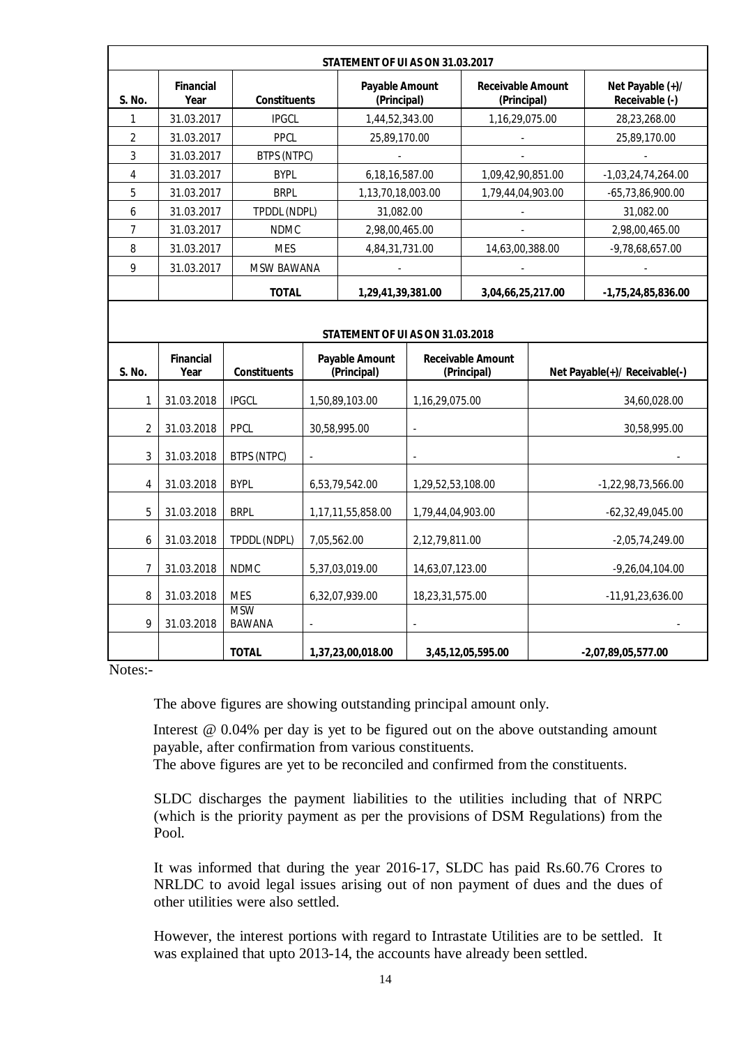**STATEMENT OF UI AS ON 31.03.2017**

| S. No. | Financial Year | Constituents | Payable Amount (Principal) | Receivable Amount (Principal) | Net Payable (+)/ Receivable (-) |
|---|---|---|---|---|---|
| 1 | 31.03.2017 | IPGCL | 1,44,52,343.00 | 1,16,29,075.00 | 28,23,268.00 |
| 2 | 31.03.2017 | PPCL | 25,89,170.00 | - | 25,89,170.00 |
| 3 | 31.03.2017 | BTPS (NTPC) | - | - | - |
| 4 | 31.03.2017 | BYPL | 6,18,16,587.00 | 1,09,42,90,851.00 | -1,03,24,74,264.00 |
| 5 | 31.03.2017 | BRPL | 1,13,70,18,003.00 | 1,79,44,04,903.00 | -65,73,86,900.00 |
| 6 | 31.03.2017 | TPDDL (NDPL) | 31,082.00 | - | 31,082.00 |
| 7 | 31.03.2017 | NDMC | 2,98,00,465.00 | - | 2,98,00,465.00 |
| 8 | 31.03.2017 | MES | 4,84,31,731.00 | 14,63,00,388.00 | -9,78,68,657.00 |
| 9 | 31.03.2017 | MSW BAWANA | - | - | - |
| | | **TOTAL** | **1,29,41,39,381.00** | **3,04,66,25,217.00** | **-1,75,24,85,836.00** |

**STATEMENT OF UI AS ON 31.03.2018**

| S. No. | Financial Year | Constituents | Payable Amount (Principal) | Receivable Amount (Principal) | Net Payable(+)/ Receivable(-) |
|---|---|---|---|---|---|
| 1 | 31.03.2018 | IPGCL | 1,50,89,103.00 | 1,16,29,075.00 | 34,60,028.00 |
| 2 | 31.03.2018 | PPCL | 30,58,995.00 | - | 30,58,995.00 |
| 3 | 31.03.2018 | BTPS (NTPC) | - | - | - |
| 4 | 31.03.2018 | BYPL | 6,53,79,542.00 | 1,29,52,53,108.00 | -1,22,98,73,566.00 |
| 5 | 31.03.2018 | BRPL | 1,17,11,55,858.00 | 1,79,44,04,903.00 | -62,32,49,045.00 |
| 6 | 31.03.2018 | TPDDL (NDPL) | 7,05,562.00 | 2,12,79,811.00 | -2,05,74,249.00 |
| 7 | 31.03.2018 | NDMC | 5,37,03,019.00 | 14,63,07,123.00 | -9,26,04,104.00 |
| 8 | 31.03.2018 | MES | 6,32,07,939.00 | 18,23,31,575.00 | -11,91,23,636.00 |
| 9 | 31.03.2018 | MSW BAWANA | - | - | - |
| | | **TOTAL** | **1,37,23,00,018.00** | **3,45,12,05,595.00** | **-2,07,89,05,577.00** |

Notes:-

The above figures are showing outstanding principal amount only.

Interest @ 0.04% per day is yet to be figured out on the above outstanding amount payable, after confirmation from various constituents.

The above figures are yet to be reconciled and confirmed from the constituents.

SLDC discharges the payment liabilities to the utilities including that of NRPC (which is the priority payment as per the provisions of DSM Regulations) from the Pool.

It was informed that during the year 2016-17, SLDC has paid Rs.60.76 Crores to NRLDC to avoid legal issues arising out of non payment of dues and the dues of other utilities were also settled.

However, the interest portions with regard to Intrastate Utilities are to be settled. It was explained that upto 2013-14, the accounts have already been settled.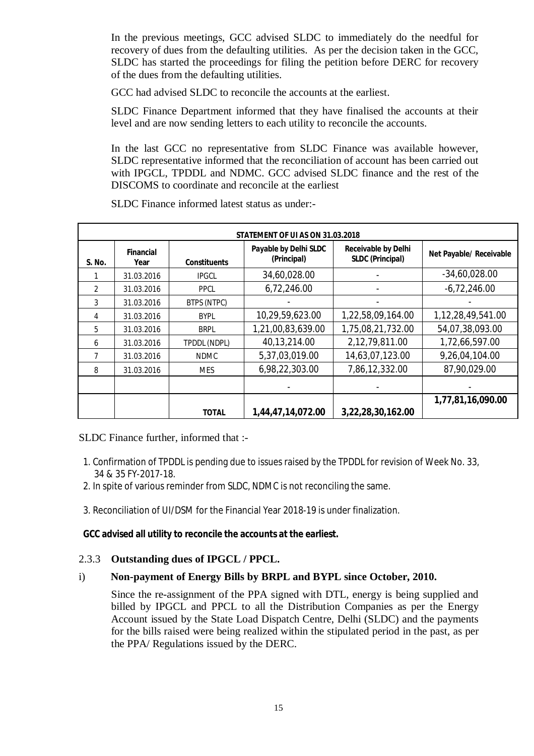In the previous meetings, GCC advised SLDC to immediately do the needful for recovery of dues from the defaulting utilities. As per the decision taken in the GCC, SLDC has started the proceedings for filing the petition before DERC for recovery of the dues from the defaulting utilities.

GCC had advised SLDC to reconcile the accounts at the earliest.

SLDC Finance Department informed that they have finalised the accounts at their level and are now sending letters to each utility to reconcile the accounts.

In the last GCC no representative from SLDC Finance was available however, SLDC representative informed that the reconciliation of account has been carried out with IPGCL, TPDDL and NDMC. GCC advised SLDC finance and the rest of the DISCOMS to coordinate and reconcile at the earliest

SLDC Finance informed latest status as under:-

| STATEMENT OF UI AS ON 31.03.2018 | | | | | |
|---|---|---|---|---|---|
| **S. No.** | **Financial Year** | **Constituents** | **Payable by Delhi SLDC (Principal)** | **Receivable by Delhi SLDC (Principal)** | **Net Payable/ Receivable** |
| 1 | 31.03.2016 | IPGCL | 34,60,028.00 | - | -34,60,028.00 |
| 2 | 31.03.2016 | PPCL | 6,72,246.00 | - | -6,72,246.00 |
| 3 | 31.03.2016 | BTPS (NTPC) | - | - | - |
| 4 | 31.03.2016 | BYPL | 10,29,59,623.00 | 1,22,58,09,164.00 | 1,12,28,49,541.00 |
| 5 | 31.03.2016 | BRPL | 1,21,00,83,639.00 | 1,75,08,21,732.00 | 54,07,38,093.00 |
| 6 | 31.03.2016 | TPDDL (NDPL) | 40,13,214.00 | 2,12,79,811.00 | 1,72,66,597.00 |
| 7 | 31.03.2016 | NDMC | 5,37,03,019.00 | 14,63,07,123.00 | 9,26,04,104.00 |
| 8 | 31.03.2016 | MES | 6,98,22,303.00 | 7,86,12,332.00 | 87,90,029.00 |
| | | | - | - | - |
| | | **TOTAL** | **1,44,47,14,072.00** | **3,22,28,30,162.00** | **1,77,81,16,090.00** |

SLDC Finance further, informed that :-

1. Confirmation of TPDDL is pending due to issues raised by the TPDDL for revision of Week No. 33, 34 & 35 FY-2017-18.
2. In spite of various reminder from SLDC, NDMC is not reconciling the same.
3. Reconciliation of UI/DSM for the Financial Year 2018-19 is under finalization.

**GCC advised all utility to reconcile the accounts at the earliest.**

### 2.3.3 Outstanding dues of IPGCL / PPCL.

**i) Non-payment of Energy Bills by BRPL and BYPL since October, 2010.**

Since the re-assignment of the PPA signed with DTL, energy is being supplied and billed by IPGCL and PPCL to all the Distribution Companies as per the Energy Account issued by the State Load Dispatch Centre, Delhi (SLDC) and the payments for the bills raised were being realized within the stipulated period in the past, as per the PPA/ Regulations issued by the DERC.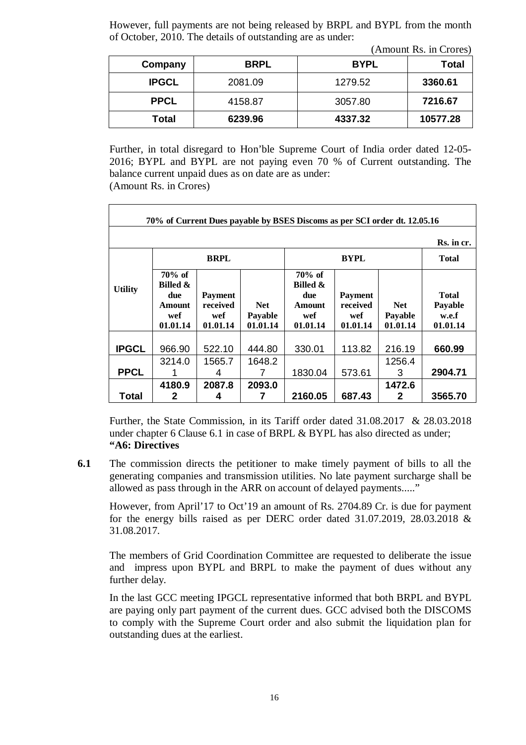However, full payments are not being released by BRPL and BYPL from the month of October, 2010. The details of outstanding are as under:

(Amount Rs. in Crores)

| Company | BRPL | BYPL | Total |
|---|---|---|---|
| **IPGCL** | 2081.09 | 1279.52 | **3360.61** |
| **PPCL** | 4158.87 | 3057.80 | **7216.67** |
| **Total** | **6239.96** | **4337.32** | **10577.28** |

Further, in total disregard to Hon'ble Supreme Court of India order dated 12-05-2016; BYPL and BYPL are not paying even 70 % of Current outstanding. The balance current unpaid dues as on date are as under:

(Amount Rs. in Crores)

**70% of Current Dues payable by BSES Discoms as per SCI order dt. 12.05.16**

Rs. in cr.

| Utility | BRPL | | | BYPL | | | Total |
|---|---|---|---|---|---|---|---|
| | 70% of Billed & due Amount wef 01.01.14 | Payment received wef 01.01.14 | Net Payable 01.01.14 | 70% of Billed & due Amount wef 01.01.14 | Payment received wef 01.01.14 | Net Payable 01.01.14 | Total Payable w.e.f 01.01.14 |
| **IPGCL** | 966.90 | 522.10 | 444.80 | 330.01 | 113.82 | 216.19 | **660.99** |
| **PPCL** | 3214.01 | 1565.74 | 1648.27 | 1830.04 | 573.61 | 1256.43 | **2904.71** |
| **Total** | **4180.92** | **2087.84** | **2093.07** | **2160.05** | **687.43** | **1472.62** | **3565.70** |

Further, the State Commission, in its Tariff order dated 31.08.2017 & 28.03.2018 under chapter 6 Clause 6.1 in case of BRPL & BYPL has also directed as under;

**"A6: Directives**

**6.1** The commission directs the petitioner to make timely payment of bills to all the generating companies and transmission utilities. No late payment surcharge shall be allowed as pass through in the ARR on account of delayed payments....."

However, from April'17 to Oct'19 an amount of Rs. 2704.89 Cr. is due for payment for the energy bills raised as per DERC order dated 31.07.2019, 28.03.2018 & 31.08.2017.

The members of Grid Coordination Committee are requested to deliberate the issue and impress upon BYPL and BRPL to make the payment of dues without any further delay.

In the last GCC meeting IPGCL representative informed that both BRPL and BYPL are paying only part payment of the current dues. GCC advised both the DISCOMS to comply with the Supreme Court order and also submit the liquidation plan for outstanding dues at the earliest.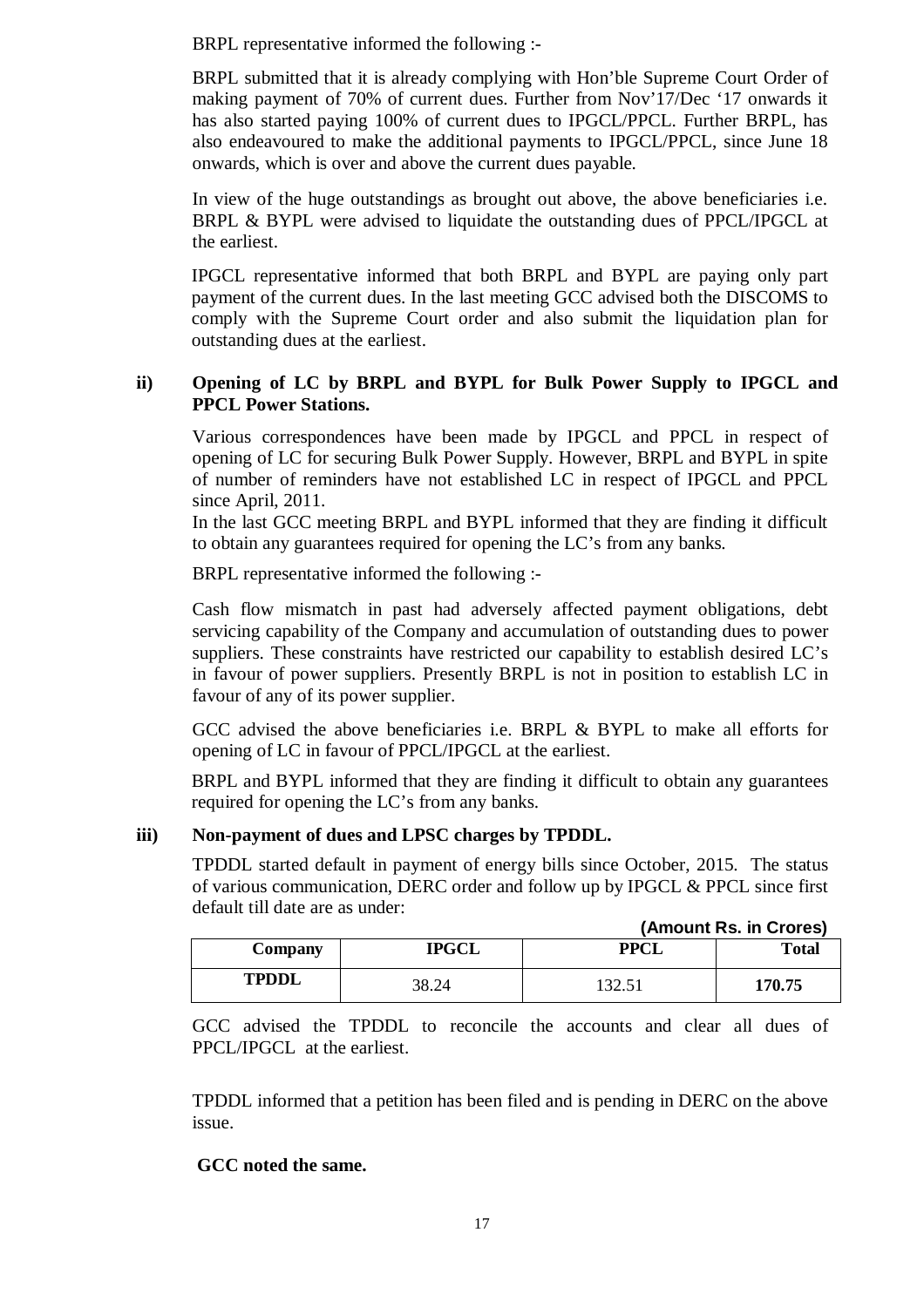BRPL representative informed the following :-

BRPL submitted that it is already complying with Hon'ble Supreme Court Order of making payment of 70% of current dues. Further from Nov'17/Dec '17 onwards it has also started paying 100% of current dues to IPGCL/PPCL. Further BRPL, has also endeavoured to make the additional payments to IPGCL/PPCL, since June 18 onwards, which is over and above the current dues payable.

In view of the huge outstandings as brought out above, the above beneficiaries i.e. BRPL & BYPL were advised to liquidate the outstanding dues of PPCL/IPGCL at the earliest.

IPGCL representative informed that both BRPL and BYPL are paying only part payment of the current dues. In the last meeting GCC advised both the DISCOMS to comply with the Supreme Court order and also submit the liquidation plan for outstanding dues at the earliest.

**ii) Opening of LC by BRPL and BYPL for Bulk Power Supply to IPGCL and PPCL Power Stations.**

Various correspondences have been made by IPGCL and PPCL in respect of opening of LC for securing Bulk Power Supply. However, BRPL and BYPL in spite of number of reminders have not established LC in respect of IPGCL and PPCL since April, 2011.

In the last GCC meeting BRPL and BYPL informed that they are finding it difficult to obtain any guarantees required for opening the LC's from any banks.

BRPL representative informed the following :-

Cash flow mismatch in past had adversely affected payment obligations, debt servicing capability of the Company and accumulation of outstanding dues to power suppliers. These constraints have restricted our capability to establish desired LC's in favour of power suppliers. Presently BRPL is not in position to establish LC in favour of any of its power supplier.

GCC advised the above beneficiaries i.e. BRPL & BYPL to make all efforts for opening of LC in favour of PPCL/IPGCL at the earliest.

BRPL and BYPL informed that they are finding it difficult to obtain any guarantees required for opening the LC's from any banks.

**iii) Non-payment of dues and LPSC charges by TPDDL.**

TPDDL started default in payment of energy bills since October, 2015. The status of various communication, DERC order and follow up by IPGCL & PPCL since first default till date are as under:

**(Amount Rs. in Crores)**

| Company | IPGCL | PPCL | Total |
|---|---|---|---|
| **TPDDL** | 38.24 | 132.51 | **170.75** |

GCC advised the TPDDL to reconcile the accounts and clear all dues of PPCL/IPGCL at the earliest.

TPDDL informed that a petition has been filed and is pending in DERC on the above issue.

**GCC noted the same.**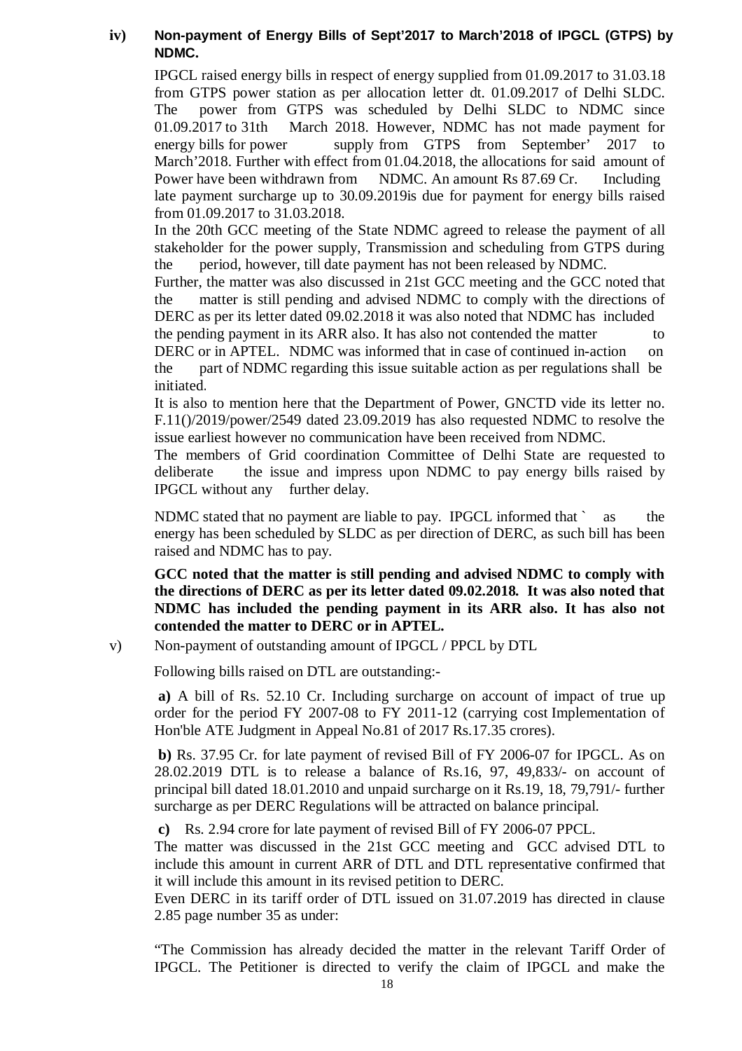**iv) Non-payment of Energy Bills of Sept'2017 to March'2018 of IPGCL (GTPS) by NDMC.**

IPGCL raised energy bills in respect of energy supplied from 01.09.2017 to 31.03.18 from GTPS power station as per allocation letter dt. 01.09.2017 of Delhi SLDC. The power from GTPS was scheduled by Delhi SLDC to NDMC since 01.09.2017 to 31th March 2018. However, NDMC has not made payment for energy bills for power supply from GTPS from September' 2017 to March'2018. Further with effect from 01.04.2018, the allocations for said amount of Power have been withdrawn from NDMC. An amount Rs 87.69 Cr. Including late payment surcharge up to 30.09.2019is due for payment for energy bills raised from 01.09.2017 to 31.03.2018.

In the 20th GCC meeting of the State NDMC agreed to release the payment of all stakeholder for the power supply, Transmission and scheduling from GTPS during the period, however, till date payment has not been released by NDMC.

Further, the matter was also discussed in 21st GCC meeting and the GCC noted that the matter is still pending and advised NDMC to comply with the directions of DERC as per its letter dated 09.02.2018 it was also noted that NDMC has included the pending payment in its ARR also. It has also not contended the matter to DERC or in APTEL. NDMC was informed that in case of continued in-action on the part of NDMC regarding this issue suitable action as per regulations shall be initiated.

It is also to mention here that the Department of Power, GNCTD vide its letter no. F.11()/2019/power/2549 dated 23.09.2019 has also requested NDMC to resolve the issue earliest however no communication have been received from NDMC.

The members of Grid coordination Committee of Delhi State are requested to deliberate the issue and impress upon NDMC to pay energy bills raised by IPGCL without any further delay.

NDMC stated that no payment are liable to pay. IPGCL informed that ` as the energy has been scheduled by SLDC as per direction of DERC, as such bill has been raised and NDMC has to pay.

**GCC noted that the matter is still pending and advised NDMC to comply with the directions of DERC as per its letter dated 09.02.2018. It was also noted that NDMC has included the pending payment in its ARR also. It has also not contended the matter to DERC or in APTEL.**

v) Non-payment of outstanding amount of IPGCL / PPCL by DTL

Following bills raised on DTL are outstanding:-

**a)** A bill of Rs. 52.10 Cr. Including surcharge on account of impact of true up order for the period FY 2007-08 to FY 2011-12 (carrying cost Implementation of Hon'ble ATE Judgment in Appeal No.81 of 2017 Rs.17.35 crores).

**b)** Rs. 37.95 Cr. for late payment of revised Bill of FY 2006-07 for IPGCL. As on 28.02.2019 DTL is to release a balance of Rs.16, 97, 49,833/- on account of principal bill dated 18.01.2010 and unpaid surcharge on it Rs.19, 18, 79,791/- further surcharge as per DERC Regulations will be attracted on balance principal.

**c)** Rs. 2.94 crore for late payment of revised Bill of FY 2006-07 PPCL.

The matter was discussed in the 21st GCC meeting and GCC advised DTL to include this amount in current ARR of DTL and DTL representative confirmed that it will include this amount in its revised petition to DERC.

Even DERC in its tariff order of DTL issued on 31.07.2019 has directed in clause 2.85 page number 35 as under:

"The Commission has already decided the matter in the relevant Tariff Order of IPGCL. The Petitioner is directed to verify the claim of IPGCL and make the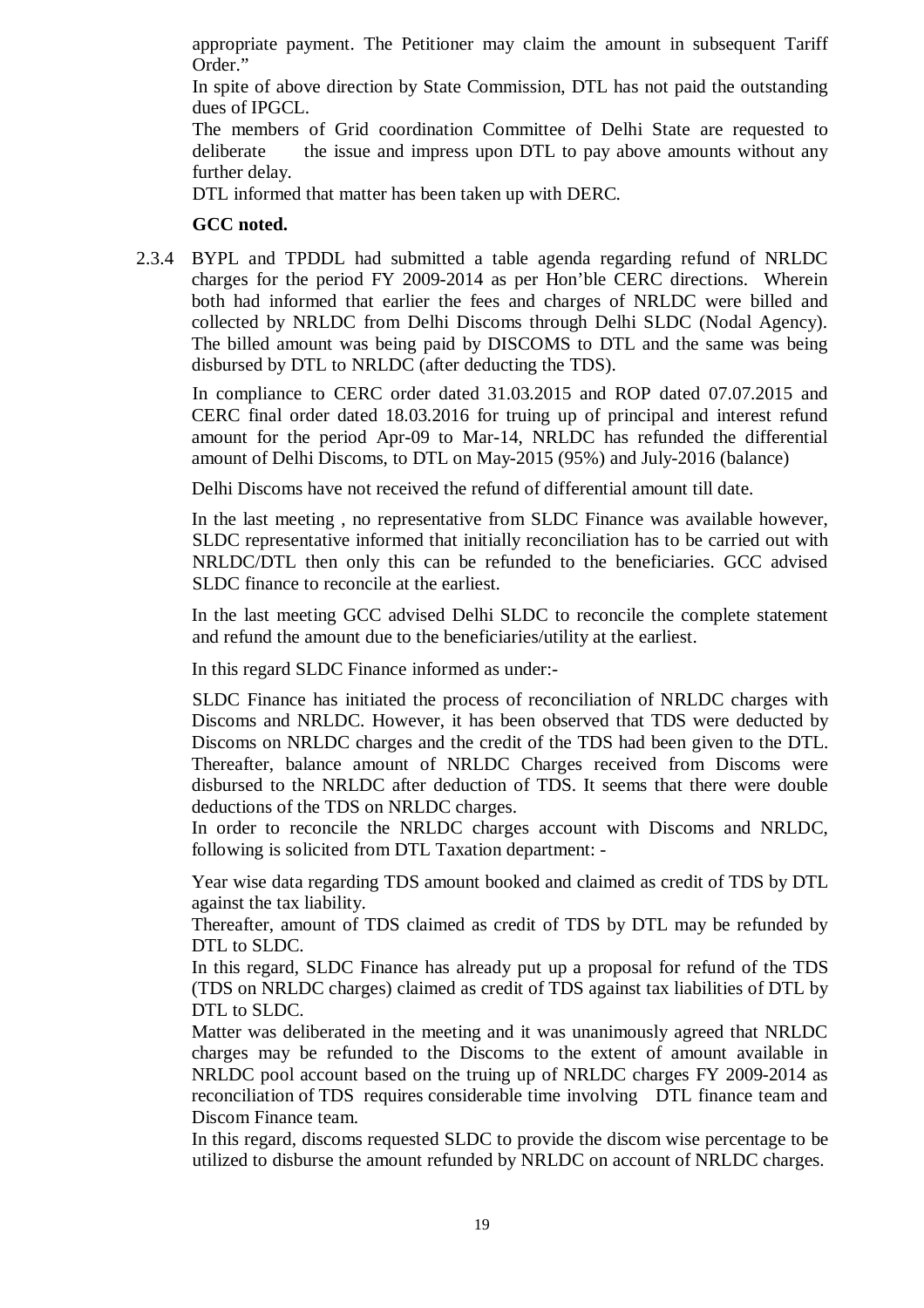appropriate payment. The Petitioner may claim the amount in subsequent Tariff Order."

In spite of above direction by State Commission, DTL has not paid the outstanding dues of IPGCL.

The members of Grid coordination Committee of Delhi State are requested to deliberate the issue and impress upon DTL to pay above amounts without any further delay.

DTL informed that matter has been taken up with DERC.

**GCC noted.**

2.3.4 BYPL and TPDDL had submitted a table agenda regarding refund of NRLDC charges for the period FY 2009-2014 as per Hon'ble CERC directions. Wherein both had informed that earlier the fees and charges of NRLDC were billed and collected by NRLDC from Delhi Discoms through Delhi SLDC (Nodal Agency). The billed amount was being paid by DISCOMS to DTL and the same was being disbursed by DTL to NRLDC (after deducting the TDS).

In compliance to CERC order dated 31.03.2015 and ROP dated 07.07.2015 and CERC final order dated 18.03.2016 for truing up of principal and interest refund amount for the period Apr-09 to Mar-14, NRLDC has refunded the differential amount of Delhi Discoms, to DTL on May-2015 (95%) and July-2016 (balance)

Delhi Discoms have not received the refund of differential amount till date.

In the last meeting , no representative from SLDC Finance was available however, SLDC representative informed that initially reconciliation has to be carried out with NRLDC/DTL then only this can be refunded to the beneficiaries. GCC advised SLDC finance to reconcile at the earliest.

In the last meeting GCC advised Delhi SLDC to reconcile the complete statement and refund the amount due to the beneficiaries/utility at the earliest.

In this regard SLDC Finance informed as under:-

SLDC Finance has initiated the process of reconciliation of NRLDC charges with Discoms and NRLDC. However, it has been observed that TDS were deducted by Discoms on NRLDC charges and the credit of the TDS had been given to the DTL. Thereafter, balance amount of NRLDC Charges received from Discoms were disbursed to the NRLDC after deduction of TDS. It seems that there were double deductions of the TDS on NRLDC charges.

In order to reconcile the NRLDC charges account with Discoms and NRLDC, following is solicited from DTL Taxation department: -

Year wise data regarding TDS amount booked and claimed as credit of TDS by DTL against the tax liability.

Thereafter, amount of TDS claimed as credit of TDS by DTL may be refunded by DTL to SLDC.

In this regard, SLDC Finance has already put up a proposal for refund of the TDS (TDS on NRLDC charges) claimed as credit of TDS against tax liabilities of DTL by DTL to SLDC.

Matter was deliberated in the meeting and it was unanimously agreed that NRLDC charges may be refunded to the Discoms to the extent of amount available in NRLDC pool account based on the truing up of NRLDC charges FY 2009-2014 as reconciliation of TDS requires considerable time involving DTL finance team and Discom Finance team.

In this regard, discoms requested SLDC to provide the discom wise percentage to be utilized to disburse the amount refunded by NRLDC on account of NRLDC charges.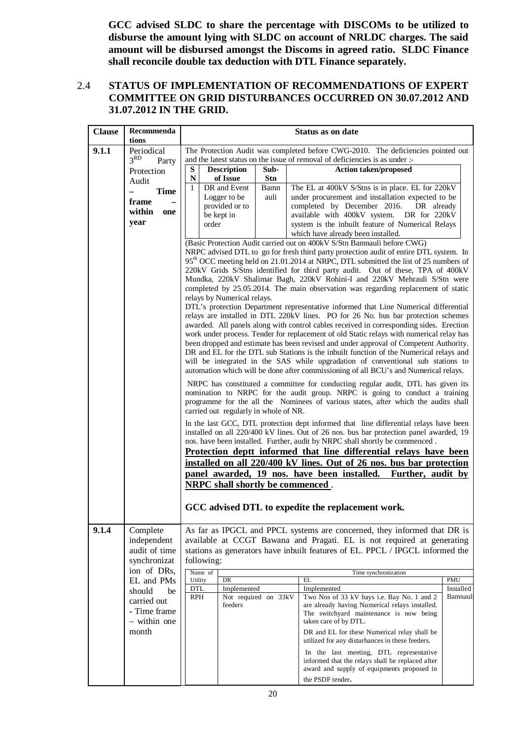**GCC advised SLDC to share the percentage with DISCOMs to be utilized to disburse the amount lying with SLDC on account of NRLDC charges. The said amount will be disbursed amongst the Discoms in agreed ratio. SLDC Finance shall reconcile double tax deduction with DTL Finance separately.**

## 2.4 STATUS OF IMPLEMENTATION OF RECOMMENDATIONS OF EXPERT COMMITTEE ON GRID DISTURBANCES OCCURRED ON 30.07.2012 AND 31.07.2012 IN THE GRID.

| Clause | Recommendations | Status as on date |
|---|---|---|
| **9.1.1** | Periodical 3[RD] Party Protection Audit – **Time frame – within one year** | The Protection Audit was completed before CWG-2010. The deficiencies pointed out and the latest status on the issue of removal of deficiencies is as under :-<br><br>**S N** / **Description of Issue** / **Sub-Stn** / **Action taken/proposed**<br>1 / DR and Event Logger to be provided or to be kept in order / Bamnauli / The EL at 400kV S/Stns is in place. EL for 220kV under procurement and installation expected to be completed by December 2016. DR already available with 400kV system. DR for 220kV system is the inbuilt feature of Numerical Relays which have already been installed.<br><br>(Basic Protection Audit carried out on 400kV S/Stn Bamnauli before CWG)<br>NRPC advised DTL to go for fresh third party protection audit of entire DTL system. In 95[th] OCC meeting held on 21.01.2014 at NRPC, DTL submitted the list of 25 numbers of 220kV Grids S/Stns identified for third party audit. Out of these, TPA of 400kV Mundka, 220kV Shalimar Bagh, 220kV Rohini-I and 220kV Mehrauli S/Stn were completed by 25.05.2014. The main observation was regarding replacement of static relays by Numerical relays.<br>DTL's protection Department representative informed that Line Numerical differential relays are installed in DTL 220kV lines. PO for 26 No. bus bar protection schemes awarded. All panels along with control cables received in corresponding sides. Erection work under process. Tender for replacement of old Static relays with numerical relay has been dropped and estimate has been revised and under approval of Competent Authority. DR and EL for the DTL sub Stations is the inbuilt function of the Numerical relays and will be integrated in the SAS while upgradation of conventional sub stations to automation which will be done after commissioning of all BCU's and Numerical relays.<br><br>NRPC has constituted a committee for conducting regular audit, DTL has given its nomination to NRPC for the audit group. NRPC is going to conduct a training programme for the all the Nominees of various states, after which the audits shall carried out regularly in whole of NR.<br><br>In the last GCC, DTL protection dept informed that line differential relays have been installed on all 220/400 kV lines. Out of 26 nos. bus bar protection panel awarded, 19 nos. have been installed. Further, audit by NRPC shall shortly be commenced .<br><br>**Protection deptt informed that line differential relays have been installed on all 220/400 kV lines. Out of 26 nos. bus bar protection panel awarded, 19 nos. have been installed. Further, audit by NRPC shall shortly be commenced** .<br><br>**GCC advised DTL to expedite the replacement work.** |
| **9.1.4** | Complete independent audit of time synchronization of DRs, EL and PMs should be carried out - Time frame – within one month | As far as IPGCL and PPCL systems are concerned, they informed that DR is available at CCGT Bawana and Pragati. EL is not required at generating stations as generators have inbuilt features of EL. PPCL / IPGCL informed the following:<br><br>Name of Utility / Time synchronization: DR / EL / PMU<br>DTL / Implemented / Implemented / Installed Bamnauli<br>RPH / Not required on 33kV feeders / Two Nos of 33 kV bays i.e. Bay No. 1 and 2 are already having Numerical relays installed. The switchyard maintenance is now being taken care of by DTL. DR and EL for these Numerical relay shall be utilized for any disturbances in these feeders. In the last meeting, DTL representative informed that the relays shall be replaced after award and supply of equipments proposed in the PSDF tender. / |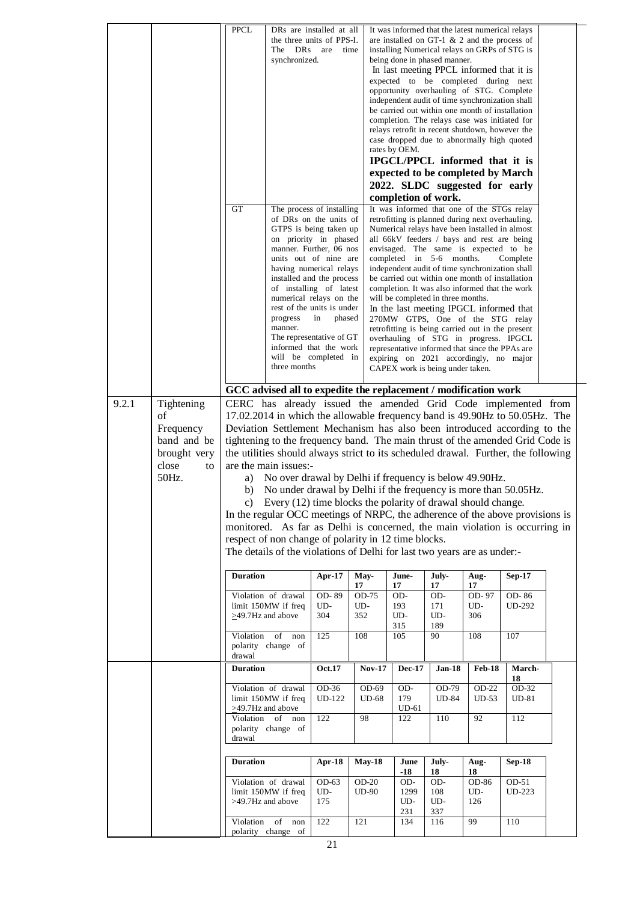| | | | | |
|---|---|---|---|---|
| | | PPCL | DRs are installed at all the three units of PPS-I. The DRs are time synchronized. | It was informed that the latest numerical relays are installed on GT-1 & 2 and the process of installing Numerical relays on GRPs of STG is being done in phased manner. In last meeting PPCL informed that it is expected to be completed during next opportunity overhauling of STG. Complete independent audit of time synchronization shall be carried out within one month of installation completion. The relays case was initiated for relays retrofit in recent shutdown, however the case dropped due to abnormally high quoted rates by OEM. **IPGCL/PPCL informed that it is expected to be completed by March 2022. SLDC suggested for early completion of work.** |
| | | GT | The process of installing of DRs on the units of GTPS is being taken up on priority in phased manner. Further, 06 nos units out of nine are having numerical relays installed and the process of installing of latest numerical relays on the rest of the units is under progress in phased manner. The representative of GT informed that the work will be completed in three months | It was informed that one of the STGs relay retrofitting is planned during next overhauling. Numerical relays have been installed in almost all 66kV feeders / bays and rest are being envisaged. The same is expected to be completed in 5-6 months. Complete independent audit of time synchronization shall be carried out within one month of installation completion. It was also informed that the work will be completed in three months. In the last meeting IPGCL informed that 270MW GTPS, One of the STG relay retrofitting is being carried out in the present overhauling of STG in progress. IPGCL representative informed that since the PPAs are expiring on 2021 accordingly, no major CAPEX work is being under taken. |

**GCC advised all to expedite the replacement / modification work**

**9.2.1 Tightening of Frequency band and be brought very close to 50Hz.**

CERC has already issued the amended Grid Code implemented from 17.02.2014 in which the allowable frequency band is 49.90Hz to 50.05Hz. The Deviation Settlement Mechanism has also been introduced according to the tightening to the frequency band. The main thrust of the amended Grid Code is the utilities should always strict to its scheduled drawal. Further, the following are the main issues:-

a) No over drawal by Delhi if frequency is below 49.90Hz.
b) No under drawal by Delhi if the frequency is more than 50.05Hz.
c) Every (12) time blocks the polarity of drawal should change.

In the regular OCC meetings of NRPC, the adherence of the above provisions is monitored. As far as Delhi is concerned, the main violation is occurring in respect of non change of polarity in 12 time blocks.

The details of the violations of Delhi for last two years are as under:-

| Duration | Apr-17 | May-17 | June-17 | July-17 | Aug-17 | Sep-17 |
|---|---|---|---|---|---|---|
| Violation of drawal limit 150MW if freq ≥49.7Hz and above | OD- 89 UD- 304 | OD-75 UD- 352 | OD- 193 UD- 315 | OD- 171 UD- 189 | OD- 97 UD- 306 | OD- 86 UD-292 |
| Violation of non polarity change of drawal | 125 | 108 | 105 | 90 | 108 | 107 |

| Duration | Oct.17 | Nov-17 | Dec-17 | Jan-18 | Feb-18 | March-18 |
|---|---|---|---|---|---|---|
| Violation of drawal limit 150MW if freq ≥49.7Hz and above | OD-36 UD-122 | OD-69 UD-68 | OD- 179 UD-61 | OD-79 UD-84 | OD-22 UD-53 | OD-32 UD-81 |
| Violation of non polarity change of drawal | 122 | 98 | 122 | 110 | 92 | 112 |

| Duration | Apr-18 | May-18 | June -18 | July-18 | Aug-18 | Sep-18 |
|---|---|---|---|---|---|---|
| Violation of drawal limit 150MW if freq >49.7Hz and above | OD-63 UD- 175 | OD-20 UD-90 | OD- 1299 UD- 231 | OD- 108 UD- 337 | OD-86 UD- 126 | OD-51 UD-223 |
| Violation of non polarity change of | 122 | 121 | 134 | 116 | 99 | 110 |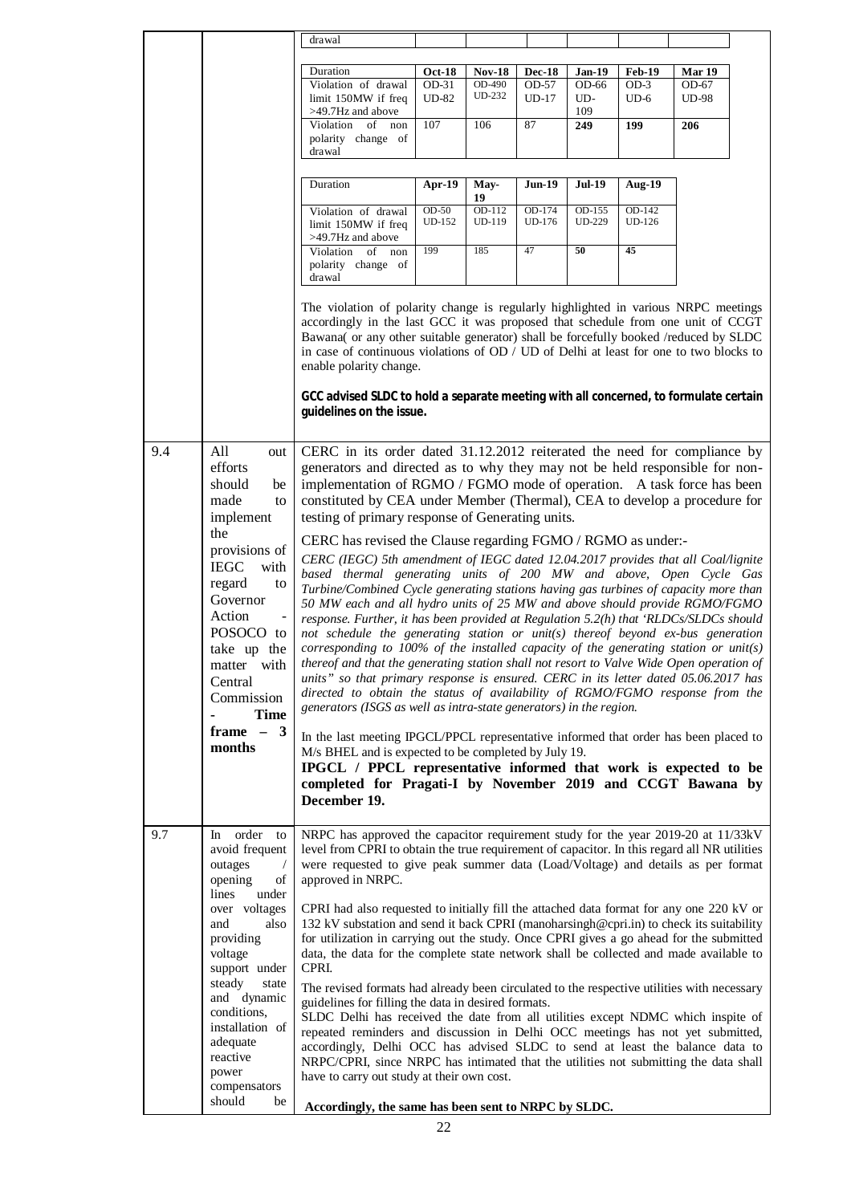| | | drawal |
|---|---|---|

| Duration | Oct-18 | Nov-18 | Dec-18 | Jan-19 | Feb-19 | Mar 19 |
|---|---|---|---|---|---|---|
| Violation of drawal limit 150MW if freq >49.7Hz and above | OD-31 UD-82 | OD-490 UD-232 | OD-57 UD-17 | OD-66 UD-109 | OD-3 UD-6 | OD-67 UD-98 |
| Violation of non polarity change of drawal | 107 | 106 | 87 | **249** | **199** | **206** |

| Duration | Apr-19 | May-19 | Jun-19 | Jul-19 | Aug-19 |
|---|---|---|---|---|---|
| Violation of drawal limit 150MW if freq >49.7Hz and above | OD-50 UD-152 | OD-112 UD-119 | OD-174 UD-176 | OD-155 UD-229 | OD-142 UD-126 |
| Violation of non polarity change of drawal | 199 | 185 | 47 | **50** | **45** |

The violation of polarity change is regularly highlighted in various NRPC meetings accordingly in the last GCC it was proposed that schedule from one unit of CCGT Bawana( or any other suitable generator) shall be forcefully booked /reduced by SLDC in case of continuous violations of OD / UD of Delhi at least for one to two blocks to enable polarity change.

***GCC advised SLDC to hold a separate meeting with all concerned, to formulate certain guidelines on the issue.***

| 9.4 | All out efforts should be made to implement the provisions of IEGC with regard to Governor Action - POSOCO to take up the matter with Central Commission - **Time frame – 3 months** | CERC in its order dated 31.12.2012 reiterated the need for compliance by generators and directed as to why they may not be held responsible for non-implementation of RGMO / FGMO mode of operation. A task force has been constituted by CEA under Member (Thermal), CEA to develop a procedure for testing of primary response of Generating units.<br><br>CERC has revised the Clause regarding FGMO / RGMO as under:-<br><br>*CERC (IEGC) 5th amendment of IEGC dated 12.04.2017 provides that all Coal/lignite based thermal generating units of 200 MW and above, Open Cycle Gas Turbine/Combined Cycle generating stations having gas turbines of capacity more than 50 MW each and all hydro units of 25 MW and above should provide RGMO/FGMO response. Further, it has been provided at Regulation 5.2(h) that 'RLDCs/SLDCs should not schedule the generating station or unit(s) thereof beyond ex-bus generation corresponding to 100% of the installed capacity of the generating station or unit(s) thereof and that the generating station shall not resort to Valve Wide Open operation of units" so that primary response is ensured. CERC in its letter dated 05.06.2017 has directed to obtain the status of availability of RGMO/FGMO response from the generators (ISGS as well as intra-state generators) in the region.*<br><br>In the last meeting IPGCL/PPCL representative informed that order has been placed to M/s BHEL and is expected to be completed by July 19.<br>**IPGCL / PPCL representative informed that work is expected to be completed for Pragati-I by November 2019 and CCGT Bawana by December 19.** |
|---|---|---|
| 9.7 | In order to avoid frequent outages / opening of lines under over voltages and also providing voltage support under steady state and dynamic conditions, installation of adequate reactive power compensators should be | NRPC has approved the capacitor requirement study for the year 2019-20 at 11/33kV level from CPRI to obtain the true requirement of capacitor. In this regard all NR utilities were requested to give peak summer data (Load/Voltage) and details as per format approved in NRPC.<br><br>CPRI had also requested to initially fill the attached data format for any one 220 kV or 132 kV substation and send it back CPRI (manoharsingh@cpri.in) to check its suitability for utilization in carrying out the study. Once CPRI gives a go ahead for the submitted data, the data for the complete state network shall be collected and made available to CPRI.<br><br>The revised formats had already been circulated to the respective utilities with necessary guidelines for filling the data in desired formats.<br>SLDC Delhi has received the date from all utilities except NDMC which inspite of repeated reminders and discussion in Delhi OCC meetings has not yet submitted, accordingly, Delhi OCC has advised SLDC to send at least the balance data to NRPC/CPRI, since NRPC has intimated that the utilities not submitting the data shall have to carry out study at their own cost.<br><br>**Accordingly, the same has been sent to NRPC by SLDC.** |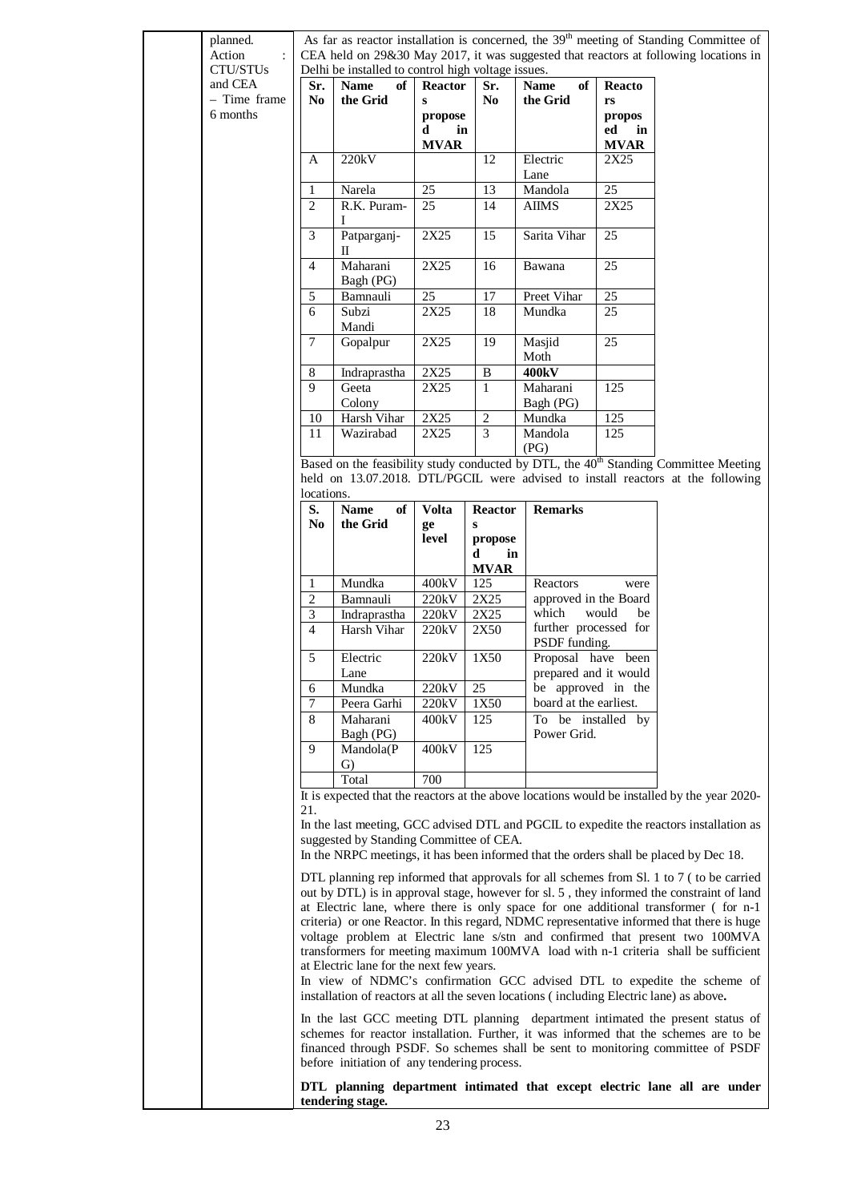| | planned.<br>Action : CTU/STUs and CEA – Time frame 6 months | As far as reactor installation is concerned, the 39th meeting of Standing Committee of CEA held on 29&30 May 2017, it was suggested that reactors at following locations in Delhi be installed to control high voltage issues. |
|---|---|---|

| Sr. No | Name of the Grid | Reactors proposed in MVAR | Sr. No | Name of the Grid | Reactors proposed in MVAR |
|---|---|---|---|---|---|
| A | 220kV | | 12 | Electric Lane | 2X25 |
| 1 | Narela | 25 | 13 | Mandola | 25 |
| 2 | R.K. Puram-I | 25 | 14 | AIIMS | 2X25 |
| 3 | Patparganj-II | 2X25 | 15 | Sarita Vihar | 25 |
| 4 | Maharani Bagh (PG) | 2X25 | 16 | Bawana | 25 |
| 5 | Bamnauli | 25 | 17 | Preet Vihar | 25 |
| 6 | Subzi Mandi | 2X25 | 18 | Mundka | 25 |
| 7 | Gopalpur | 2X25 | 19 | Masjid Moth | 25 |
| 8 | Indraprastha | 2X25 | B | **400kV** | |
| 9 | Geeta Colony | 2X25 | 1 | Maharani Bagh (PG) | 125 |
| 10 | Harsh Vihar | 2X25 | 2 | Mundka | 125 |
| 11 | Wazirabad | 2X25 | 3 | Mandola (PG) | 125 |

Based on the feasibility study conducted by DTL, the 40th Standing Committee Meeting held on 13.07.2018. DTL/PGCIL were advised to install reactors at the following locations.

| S. No | Name of the Grid | Voltage level | Reactors proposed in MVAR | Remarks |
|---|---|---|---|---|
| 1 | Mundka | 400kV | 125 | Reactors were approved in the Board which would be further processed for PSDF funding. |
| 2 | Bamnauli | 220kV | 2X25 | |
| 3 | Indraprastha | 220kV | 2X25 | |
| 4 | Harsh Vihar | 220kV | 2X50 | |
| 5 | Electric Lane | 220kV | 1X50 | Proposal have been prepared and it would be approved in the board at the earliest. |
| 6 | Mundka | 220kV | 25 | |
| 7 | Peera Garhi | 220kV | 1X50 | |
| 8 | Maharani Bagh (PG) | 400kV | 125 | To be installed by Power Grid. |
| 9 | Mandola(PG) | 400kV | 125 | |
| | Total | 700 | | |

It is expected that the reactors at the above locations would be installed by the year 2020-21.

In the last meeting, GCC advised DTL and PGCIL to expedite the reactors installation as suggested by Standing Committee of CEA.

In the NRPC meetings, it has been informed that the orders shall be placed by Dec 18.

DTL planning rep informed that approvals for all schemes from Sl. 1 to 7 ( to be carried out by DTL) is in approval stage, however for sl. 5 , they informed the constraint of land at Electric lane, where there is only space for one additional transformer ( for n-1 criteria) or one Reactor. In this regard, NDMC representative informed that there is huge voltage problem at Electric lane s/stn and confirmed that present two 100MVA transformers for meeting maximum 100MVA load with n-1 criteria shall be sufficient at Electric lane for the next few years.

In view of NDMC's confirmation GCC advised DTL to expedite the scheme of installation of reactors at all the seven locations ( including Electric lane) as above**.**

In the last GCC meeting DTL planning department intimated the present status of schemes for reactor installation. Further, it was informed that the schemes are to be financed through PSDF. So schemes shall be sent to monitoring committee of PSDF before initiation of any tendering process.

**DTL planning department intimated that except electric lane all are under tendering stage.**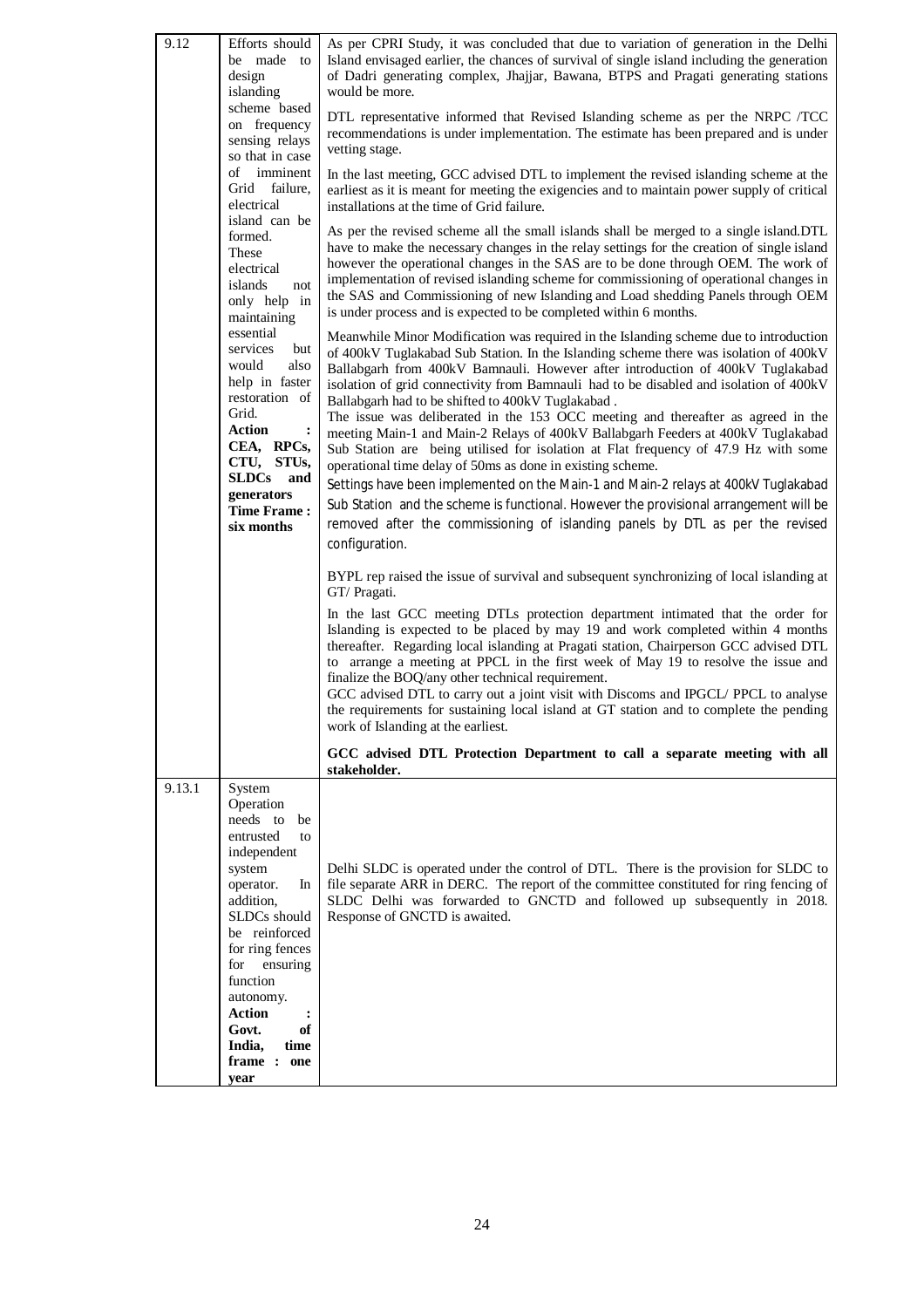| 9.12 | Efforts should be made to design islanding scheme based on frequency sensing relays so that in case of imminent Grid failure, electrical island can be formed. These electrical islands not only help in maintaining essential services but would also help in faster restoration of Grid.<br>**Action : CEA, RPCs, CTU, STUs, SLDCs and generators**<br>**Time Frame : six months** | As per CPRI Study, it was concluded that due to variation of generation in the Delhi Island envisaged earlier, the chances of survival of single island including the generation of Dadri generating complex, Jhajjar, Bawana, BTPS and Pragati generating stations would be more.<br><br>DTL representative informed that Revised Islanding scheme as per the NRPC /TCC recommendations is under implementation. The estimate has been prepared and is under vetting stage.<br><br>In the last meeting, GCC advised DTL to implement the revised islanding scheme at the earliest as it is meant for meeting the exigencies and to maintain power supply of critical installations at the time of Grid failure.<br><br>As per the revised scheme all the small islands shall be merged to a single island.DTL have to make the necessary changes in the relay settings for the creation of single island however the operational changes in the SAS are to be done through OEM. The work of implementation of revised islanding scheme for commissioning of operational changes in the SAS and Commissioning of new Islanding and Load shedding Panels through OEM is under process and is expected to be completed within 6 months.<br><br>Meanwhile Minor Modification was required in the Islanding scheme due to introduction of 400kV Tuglakabad Sub Station. In the Islanding scheme there was isolation of 400kV Ballabgarh from 400kV Bamnauli. However after introduction of 400kV Tuglakabad isolation of grid connectivity from Bamnauli had to be disabled and isolation of 400kV Ballabgarh had to be shifted to 400kV Tuglakabad .<br>The issue was deliberated in the 153 OCC meeting and thereafter as agreed in the meeting Main-1 and Main-2 Relays of 400kV Ballabgarh Feeders at 400kV Tuglakabad Sub Station are being utilised for isolation at Flat frequency of 47.9 Hz with some operational time delay of 50ms as done in existing scheme.<br>Settings have been implemented on the Main-1 and Main-2 relays at 400kV Tuglakabad Sub Station and the scheme is functional. However the provisional arrangement will be removed after the commissioning of islanding panels by DTL as per the revised configuration.<br><br>BYPL rep raised the issue of survival and subsequent synchronizing of local islanding at GT/ Pragati.<br><br>In the last GCC meeting DTLs protection department intimated that the order for Islanding is expected to be placed by may 19 and work completed within 4 months thereafter. Regarding local islanding at Pragati station, Chairperson GCC advised DTL to arrange a meeting at PPCL in the first week of May 19 to resolve the issue and finalize the BOQ/any other technical requirement.<br>GCC advised DTL to carry out a joint visit with Discoms and IPGCL/ PPCL to analyse the requirements for sustaining local island at GT station and to complete the pending work of Islanding at the earliest.<br><br>**GCC advised DTL Protection Department to call a separate meeting with all stakeholder.** |
|---|---|---|
| 9.13.1 | System Operation needs to be entrusted to independent system operator. In addition, SLDCs should be reinforced for ring fences for ensuring function autonomy.<br>**Action : Govt. of India, time frame : one year** | Delhi SLDC is operated under the control of DTL. There is the provision for SLDC to file separate ARR in DERC. The report of the committee constituted for ring fencing of SLDC Delhi was forwarded to GNCTD and followed up subsequently in 2018. Response of GNCTD is awaited. |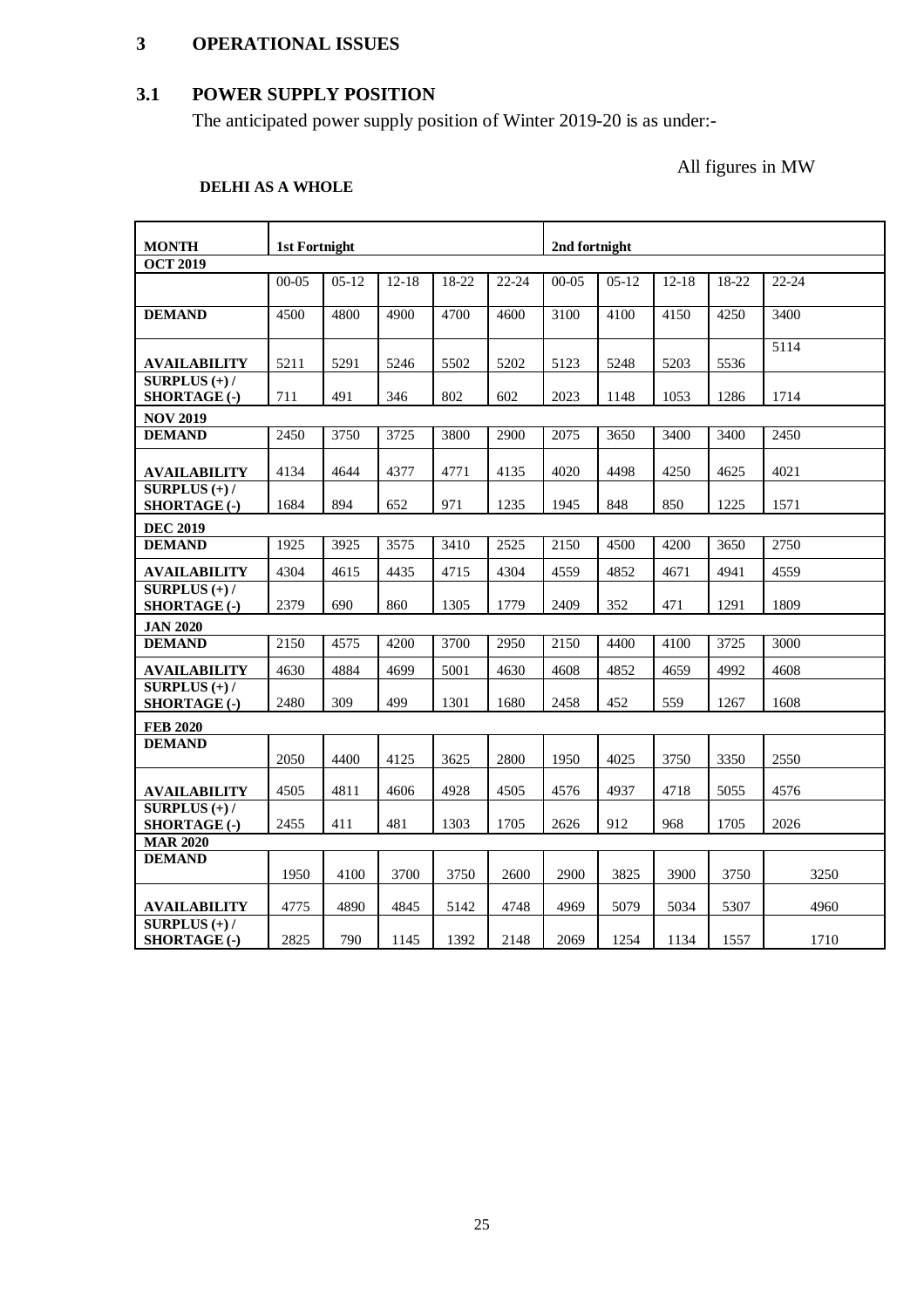# 3 OPERATIONAL ISSUES

## 3.1 POWER SUPPLY POSITION

The anticipated power supply position of Winter 2019-20 is as under:-

All figures in MW

**DELHI AS A WHOLE**

| MONTH | 1st Fortnight | | | | | 2nd fortnight | | | | |
|---|---|---|---|---|---|---|---|---|---|---|
| **OCT 2019** | | | | | | | | | | |
| | 00-05 | 05-12 | 12-18 | 18-22 | 22-24 | 00-05 | 05-12 | 12-18 | 18-22 | 22-24 |
| **DEMAND** | 4500 | 4800 | 4900 | 4700 | 4600 | 3100 | 4100 | 4150 | 4250 | 3400 |
| **AVAILABILITY** | 5211 | 5291 | 5246 | 5502 | 5202 | 5123 | 5248 | 5203 | 5536 | 5114 |
| **SURPLUS (+) / SHORTAGE (-)** | 711 | 491 | 346 | 802 | 602 | 2023 | 1148 | 1053 | 1286 | 1714 |
| **NOV 2019** | | | | | | | | | | |
| **DEMAND** | 2450 | 3750 | 3725 | 3800 | 2900 | 2075 | 3650 | 3400 | 3400 | 2450 |
| **AVAILABILITY** | 4134 | 4644 | 4377 | 4771 | 4135 | 4020 | 4498 | 4250 | 4625 | 4021 |
| **SURPLUS (+) / SHORTAGE (-)** | 1684 | 894 | 652 | 971 | 1235 | 1945 | 848 | 850 | 1225 | 1571 |
| **DEC 2019** | | | | | | | | | | |
| **DEMAND** | 1925 | 3925 | 3575 | 3410 | 2525 | 2150 | 4500 | 4200 | 3650 | 2750 |
| **AVAILABILITY** | 4304 | 4615 | 4435 | 4715 | 4304 | 4559 | 4852 | 4671 | 4941 | 4559 |
| **SURPLUS (+) / SHORTAGE (-)** | 2379 | 690 | 860 | 1305 | 1779 | 2409 | 352 | 471 | 1291 | 1809 |
| **JAN 2020** | | | | | | | | | | |
| **DEMAND** | 2150 | 4575 | 4200 | 3700 | 2950 | 2150 | 4400 | 4100 | 3725 | 3000 |
| **AVAILABILITY** | 4630 | 4884 | 4699 | 5001 | 4630 | 4608 | 4852 | 4659 | 4992 | 4608 |
| **SURPLUS (+) / SHORTAGE (-)** | 2480 | 309 | 499 | 1301 | 1680 | 2458 | 452 | 559 | 1267 | 1608 |
| **FEB 2020** | | | | | | | | | | |
| **DEMAND** | 2050 | 4400 | 4125 | 3625 | 2800 | 1950 | 4025 | 3750 | 3350 | 2550 |
| **AVAILABILITY** | 4505 | 4811 | 4606 | 4928 | 4505 | 4576 | 4937 | 4718 | 5055 | 4576 |
| **SURPLUS (+) / SHORTAGE (-)** | 2455 | 411 | 481 | 1303 | 1705 | 2626 | 912 | 968 | 1705 | 2026 |
| **MAR 2020** | | | | | | | | | | |
| **DEMAND** | 1950 | 4100 | 3700 | 3750 | 2600 | 2900 | 3825 | 3900 | 3750 | 3250 |
| **AVAILABILITY** | 4775 | 4890 | 4845 | 5142 | 4748 | 4969 | 5079 | 5034 | 5307 | 4960 |
| **SURPLUS (+) / SHORTAGE (-)** | 2825 | 790 | 1145 | 1392 | 2148 | 2069 | 1254 | 1134 | 1557 | 1710 |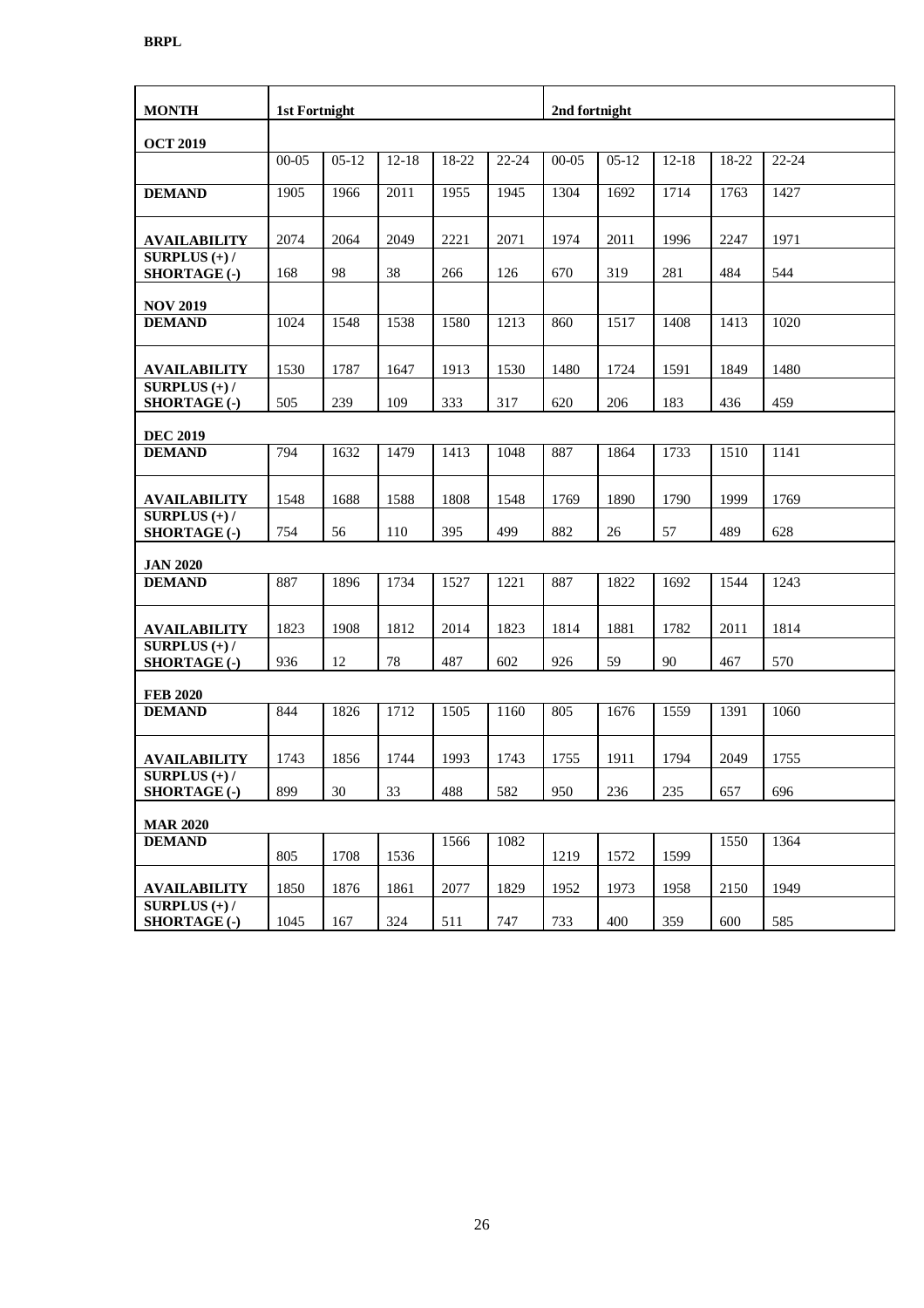**BRPL**

| MONTH | 1st Fortnight | | | | | 2nd fortnight | | | | |
|---|---|---|---|---|---|---|---|---|---|---|
| **OCT 2019** | | | | | | | | | | |
| | 00-05 | 05-12 | 12-18 | 18-22 | 22-24 | 00-05 | 05-12 | 12-18 | 18-22 | 22-24 |
| **DEMAND** | 1905 | 1966 | 2011 | 1955 | 1945 | 1304 | 1692 | 1714 | 1763 | 1427 |
| **AVAILABILITY** | 2074 | 2064 | 2049 | 2221 | 2071 | 1974 | 2011 | 1996 | 2247 | 1971 |
| **SURPLUS (+) / SHORTAGE (-)** | 168 | 98 | 38 | 266 | 126 | 670 | 319 | 281 | 484 | 544 |
| **NOV 2019** | | | | | | | | | | |
| **DEMAND** | 1024 | 1548 | 1538 | 1580 | 1213 | 860 | 1517 | 1408 | 1413 | 1020 |
| **AVAILABILITY** | 1530 | 1787 | 1647 | 1913 | 1530 | 1480 | 1724 | 1591 | 1849 | 1480 |
| **SURPLUS (+) / SHORTAGE (-)** | 505 | 239 | 109 | 333 | 317 | 620 | 206 | 183 | 436 | 459 |
| **DEC 2019** | | | | | | | | | | |
| **DEMAND** | 794 | 1632 | 1479 | 1413 | 1048 | 887 | 1864 | 1733 | 1510 | 1141 |
| **AVAILABILITY** | 1548 | 1688 | 1588 | 1808 | 1548 | 1769 | 1890 | 1790 | 1999 | 1769 |
| **SURPLUS (+) / SHORTAGE (-)** | 754 | 56 | 110 | 395 | 499 | 882 | 26 | 57 | 489 | 628 |
| **JAN 2020** | | | | | | | | | | |
| **DEMAND** | 887 | 1896 | 1734 | 1527 | 1221 | 887 | 1822 | 1692 | 1544 | 1243 |
| **AVAILABILITY** | 1823 | 1908 | 1812 | 2014 | 1823 | 1814 | 1881 | 1782 | 2011 | 1814 |
| **SURPLUS (+) / SHORTAGE (-)** | 936 | 12 | 78 | 487 | 602 | 926 | 59 | 90 | 467 | 570 |
| **FEB 2020** | | | | | | | | | | |
| **DEMAND** | 844 | 1826 | 1712 | 1505 | 1160 | 805 | 1676 | 1559 | 1391 | 1060 |
| **AVAILABILITY** | 1743 | 1856 | 1744 | 1993 | 1743 | 1755 | 1911 | 1794 | 2049 | 1755 |
| **SURPLUS (+) / SHORTAGE (-)** | 899 | 30 | 33 | 488 | 582 | 950 | 236 | 235 | 657 | 696 |
| **MAR 2020** | | | | | | | | | | |
| **DEMAND** | 805 | 1708 | 1536 | 1566 | 1082 | 1219 | 1572 | 1599 | 1550 | 1364 |
| **AVAILABILITY** | 1850 | 1876 | 1861 | 2077 | 1829 | 1952 | 1973 | 1958 | 2150 | 1949 |
| **SURPLUS (+) / SHORTAGE (-)** | 1045 | 167 | 324 | 511 | 747 | 733 | 400 | 359 | 600 | 585 |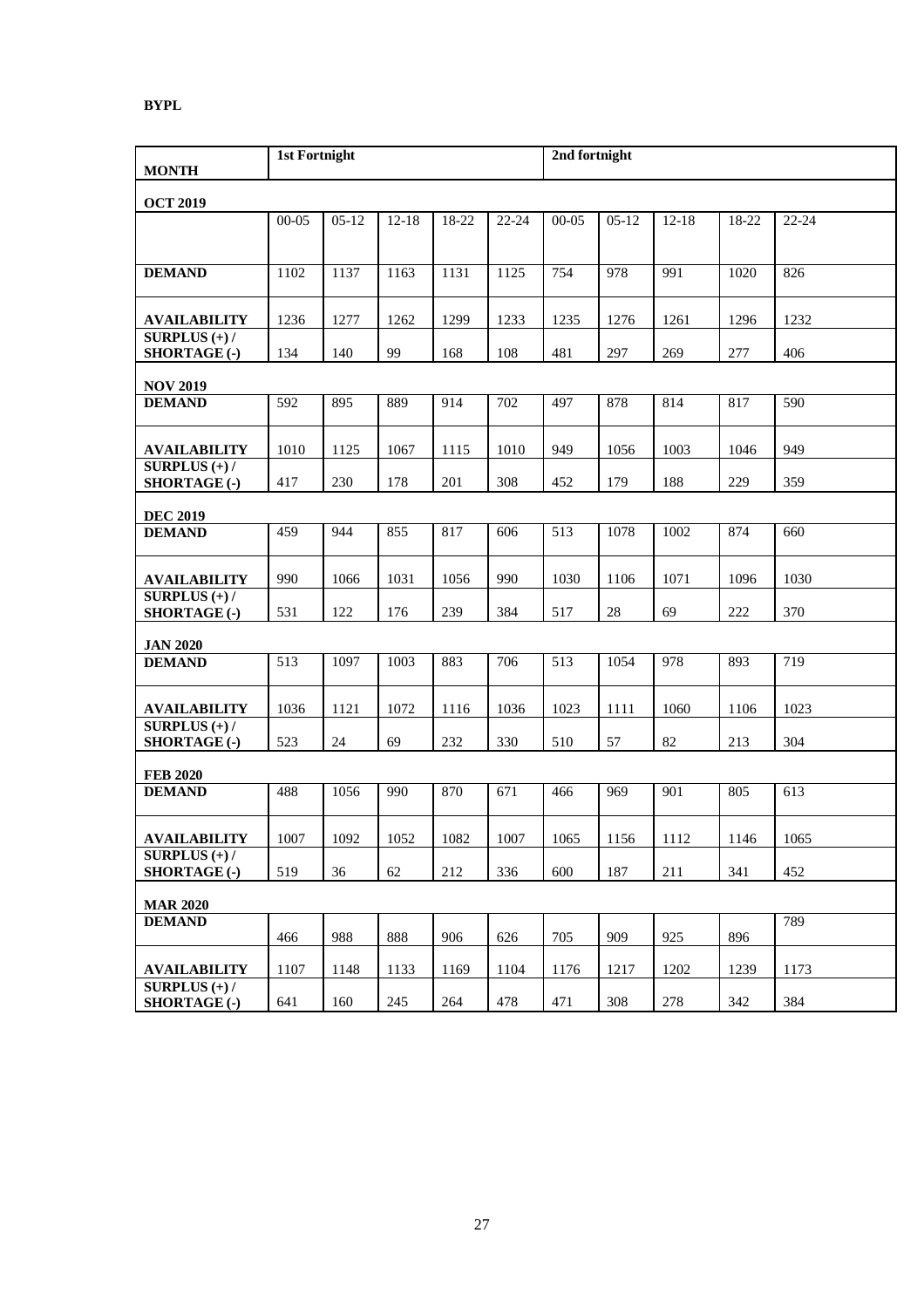**BYPL**

| MONTH | 1st Fortnight | | | | | 2nd fortnight | | | | |
|---|---|---|---|---|---|---|---|---|---|---|
| **OCT 2019** | | | | | | | | | | |
| | 00-05 | 05-12 | 12-18 | 18-22 | 22-24 | 00-05 | 05-12 | 12-18 | 18-22 | 22-24 |
| **DEMAND** | 1102 | 1137 | 1163 | 1131 | 1125 | 754 | 978 | 991 | 1020 | 826 |
| **AVAILABILITY** | 1236 | 1277 | 1262 | 1299 | 1233 | 1235 | 1276 | 1261 | 1296 | 1232 |
| **SURPLUS (+) / SHORTAGE (-)** | 134 | 140 | 99 | 168 | 108 | 481 | 297 | 269 | 277 | 406 |
| **NOV 2019** | | | | | | | | | | |
| **DEMAND** | 592 | 895 | 889 | 914 | 702 | 497 | 878 | 814 | 817 | 590 |
| **AVAILABILITY** | 1010 | 1125 | 1067 | 1115 | 1010 | 949 | 1056 | 1003 | 1046 | 949 |
| **SURPLUS (+) / SHORTAGE (-)** | 417 | 230 | 178 | 201 | 308 | 452 | 179 | 188 | 229 | 359 |
| **DEC 2019** | | | | | | | | | | |
| **DEMAND** | 459 | 944 | 855 | 817 | 606 | 513 | 1078 | 1002 | 874 | 660 |
| **AVAILABILITY** | 990 | 1066 | 1031 | 1056 | 990 | 1030 | 1106 | 1071 | 1096 | 1030 |
| **SURPLUS (+) / SHORTAGE (-)** | 531 | 122 | 176 | 239 | 384 | 517 | 28 | 69 | 222 | 370 |
| **JAN 2020** | | | | | | | | | | |
| **DEMAND** | 513 | 1097 | 1003 | 883 | 706 | 513 | 1054 | 978 | 893 | 719 |
| **AVAILABILITY** | 1036 | 1121 | 1072 | 1116 | 1036 | 1023 | 1111 | 1060 | 1106 | 1023 |
| **SURPLUS (+) / SHORTAGE (-)** | 523 | 24 | 69 | 232 | 330 | 510 | 57 | 82 | 213 | 304 |
| **FEB 2020** | | | | | | | | | | |
| **DEMAND** | 488 | 1056 | 990 | 870 | 671 | 466 | 969 | 901 | 805 | 613 |
| **AVAILABILITY** | 1007 | 1092 | 1052 | 1082 | 1007 | 1065 | 1156 | 1112 | 1146 | 1065 |
| **SURPLUS (+) / SHORTAGE (-)** | 519 | 36 | 62 | 212 | 336 | 600 | 187 | 211 | 341 | 452 |
| **MAR 2020** | | | | | | | | | | |
| **DEMAND** | 466 | 988 | 888 | 906 | 626 | 705 | 909 | 925 | 896 | 789 |
| **AVAILABILITY** | 1107 | 1148 | 1133 | 1169 | 1104 | 1176 | 1217 | 1202 | 1239 | 1173 |
| **SURPLUS (+) / SHORTAGE (-)** | 641 | 160 | 245 | 264 | 478 | 471 | 308 | 278 | 342 | 384 |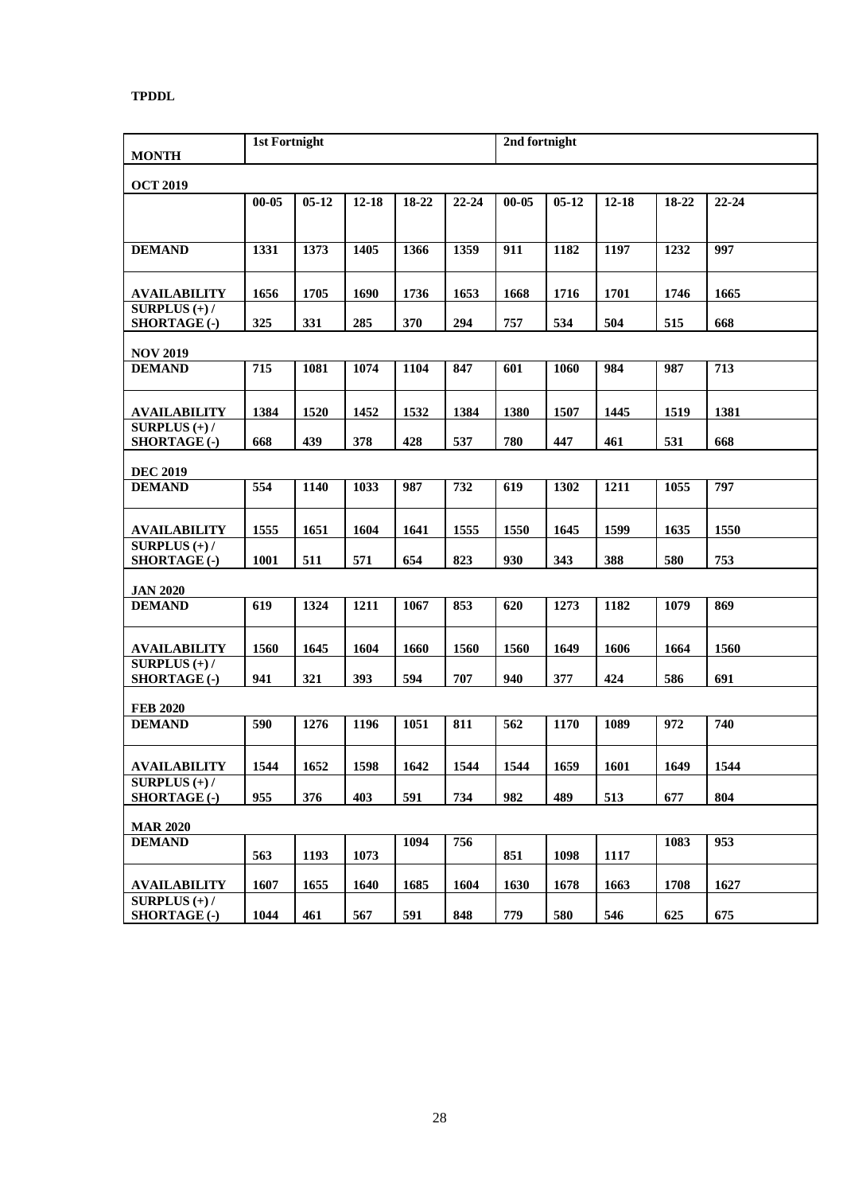**TPDDL**

| MONTH | 1st Fortnight | | | | | 2nd fortnight | | | | |
|---|---|---|---|---|---|---|---|---|---|---|
| **OCT 2019** | | | | | | | | | | |
| | 00-05 | 05-12 | 12-18 | 18-22 | 22-24 | 00-05 | 05-12 | 12-18 | 18-22 | 22-24 |
| **DEMAND** | 1331 | 1373 | 1405 | 1366 | 1359 | 911 | 1182 | 1197 | 1232 | 997 |
| **AVAILABILITY** | 1656 | 1705 | 1690 | 1736 | 1653 | 1668 | 1716 | 1701 | 1746 | 1665 |
| **SURPLUS (+) / SHORTAGE (-)** | 325 | 331 | 285 | 370 | 294 | 757 | 534 | 504 | 515 | 668 |
| **NOV 2019** | | | | | | | | | | |
| **DEMAND** | 715 | 1081 | 1074 | 1104 | 847 | 601 | 1060 | 984 | 987 | 713 |
| **AVAILABILITY** | 1384 | 1520 | 1452 | 1532 | 1384 | 1380 | 1507 | 1445 | 1519 | 1381 |
| **SURPLUS (+) / SHORTAGE (-)** | 668 | 439 | 378 | 428 | 537 | 780 | 447 | 461 | 531 | 668 |
| **DEC 2019** | | | | | | | | | | |
| **DEMAND** | 554 | 1140 | 1033 | 987 | 732 | 619 | 1302 | 1211 | 1055 | 797 |
| **AVAILABILITY** | 1555 | 1651 | 1604 | 1641 | 1555 | 1550 | 1645 | 1599 | 1635 | 1550 |
| **SURPLUS (+) / SHORTAGE (-)** | 1001 | 511 | 571 | 654 | 823 | 930 | 343 | 388 | 580 | 753 |
| **JAN 2020** | | | | | | | | | | |
| **DEMAND** | 619 | 1324 | 1211 | 1067 | 853 | 620 | 1273 | 1182 | 1079 | 869 |
| **AVAILABILITY** | 1560 | 1645 | 1604 | 1660 | 1560 | 1560 | 1649 | 1606 | 1664 | 1560 |
| **SURPLUS (+) / SHORTAGE (-)** | 941 | 321 | 393 | 594 | 707 | 940 | 377 | 424 | 586 | 691 |
| **FEB 2020** | | | | | | | | | | |
| **DEMAND** | 590 | 1276 | 1196 | 1051 | 811 | 562 | 1170 | 1089 | 972 | 740 |
| **AVAILABILITY** | 1544 | 1652 | 1598 | 1642 | 1544 | 1544 | 1659 | 1601 | 1649 | 1544 |
| **SURPLUS (+) / SHORTAGE (-)** | 955 | 376 | 403 | 591 | 734 | 982 | 489 | 513 | 677 | 804 |
| **MAR 2020** | | | | | | | | | | |
| **DEMAND** | 563 | 1193 | 1073 | 1094 | 756 | 851 | 1098 | 1117 | 1083 | 953 |
| **AVAILABILITY** | 1607 | 1655 | 1640 | 1685 | 1604 | 1630 | 1678 | 1663 | 1708 | 1627 |
| **SURPLUS (+) / SHORTAGE (-)** | 1044 | 461 | 567 | 591 | 848 | 779 | 580 | 546 | 625 | 675 |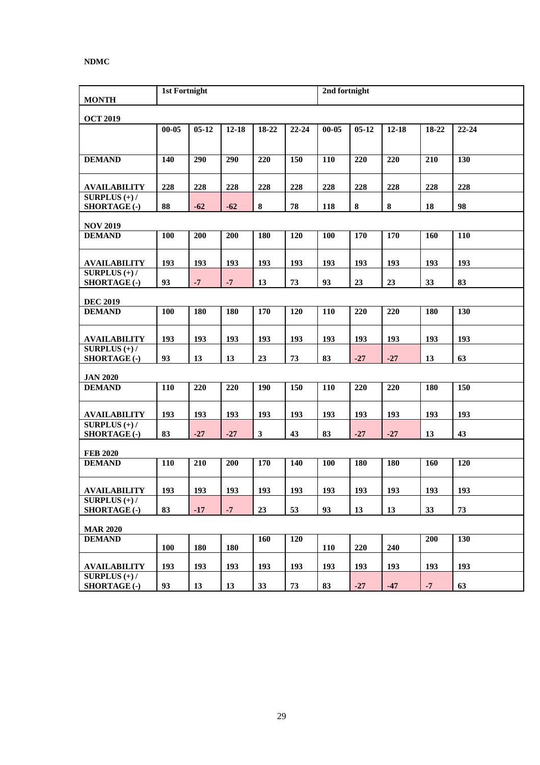**NDMC**

| MONTH | 1st Fortnight | | | | | 2nd fortnight | | | | |
|---|---|---|---|---|---|---|---|---|---|---|
| **OCT 2019** | | | | | | | | | | |
| | 00-05 | 05-12 | 12-18 | 18-22 | 22-24 | 00-05 | 05-12 | 12-18 | 18-22 | 22-24 |
| **DEMAND** | 140 | 290 | 290 | 220 | 150 | 110 | 220 | 220 | 210 | 130 |
| **AVAILABILITY** | 228 | 228 | 228 | 228 | 228 | 228 | 228 | 228 | 228 | 228 |
| **SURPLUS (+) / SHORTAGE (-)** | 88 | -62 | -62 | 8 | 78 | 118 | 8 | 8 | 18 | 98 |
| **NOV 2019** | | | | | | | | | | |
| **DEMAND** | 100 | 200 | 200 | 180 | 120 | 100 | 170 | 170 | 160 | 110 |
| **AVAILABILITY** | 193 | 193 | 193 | 193 | 193 | 193 | 193 | 193 | 193 | 193 |
| **SURPLUS (+) / SHORTAGE (-)** | 93 | -7 | -7 | 13 | 73 | 93 | 23 | 23 | 33 | 83 |
| **DEC 2019** | | | | | | | | | | |
| **DEMAND** | 100 | 180 | 180 | 170 | 120 | 110 | 220 | 220 | 180 | 130 |
| **AVAILABILITY** | 193 | 193 | 193 | 193 | 193 | 193 | 193 | 193 | 193 | 193 |
| **SURPLUS (+) / SHORTAGE (-)** | 93 | 13 | 13 | 23 | 73 | 83 | -27 | -27 | 13 | 63 |
| **JAN 2020** | | | | | | | | | | |
| **DEMAND** | 110 | 220 | 220 | 190 | 150 | 110 | 220 | 220 | 180 | 150 |
| **AVAILABILITY** | 193 | 193 | 193 | 193 | 193 | 193 | 193 | 193 | 193 | 193 |
| **SURPLUS (+) / SHORTAGE (-)** | 83 | -27 | -27 | 3 | 43 | 83 | -27 | -27 | 13 | 43 |
| **FEB 2020** | | | | | | | | | | |
| **DEMAND** | 110 | 210 | 200 | 170 | 140 | 100 | 180 | 180 | 160 | 120 |
| **AVAILABILITY** | 193 | 193 | 193 | 193 | 193 | 193 | 193 | 193 | 193 | 193 |
| **SURPLUS (+) / SHORTAGE (-)** | 83 | -17 | -7 | 23 | 53 | 93 | 13 | 13 | 33 | 73 |
| **MAR 2020** | | | | | | | | | | |
| **DEMAND** | 100 | 180 | 180 | 160 | 120 | 110 | 220 | 240 | 200 | 130 |
| **AVAILABILITY** | 193 | 193 | 193 | 193 | 193 | 193 | 193 | 193 | 193 | 193 |
| **SURPLUS (+) / SHORTAGE (-)** | 93 | 13 | 13 | 33 | 73 | 83 | -27 | -47 | -7 | 63 |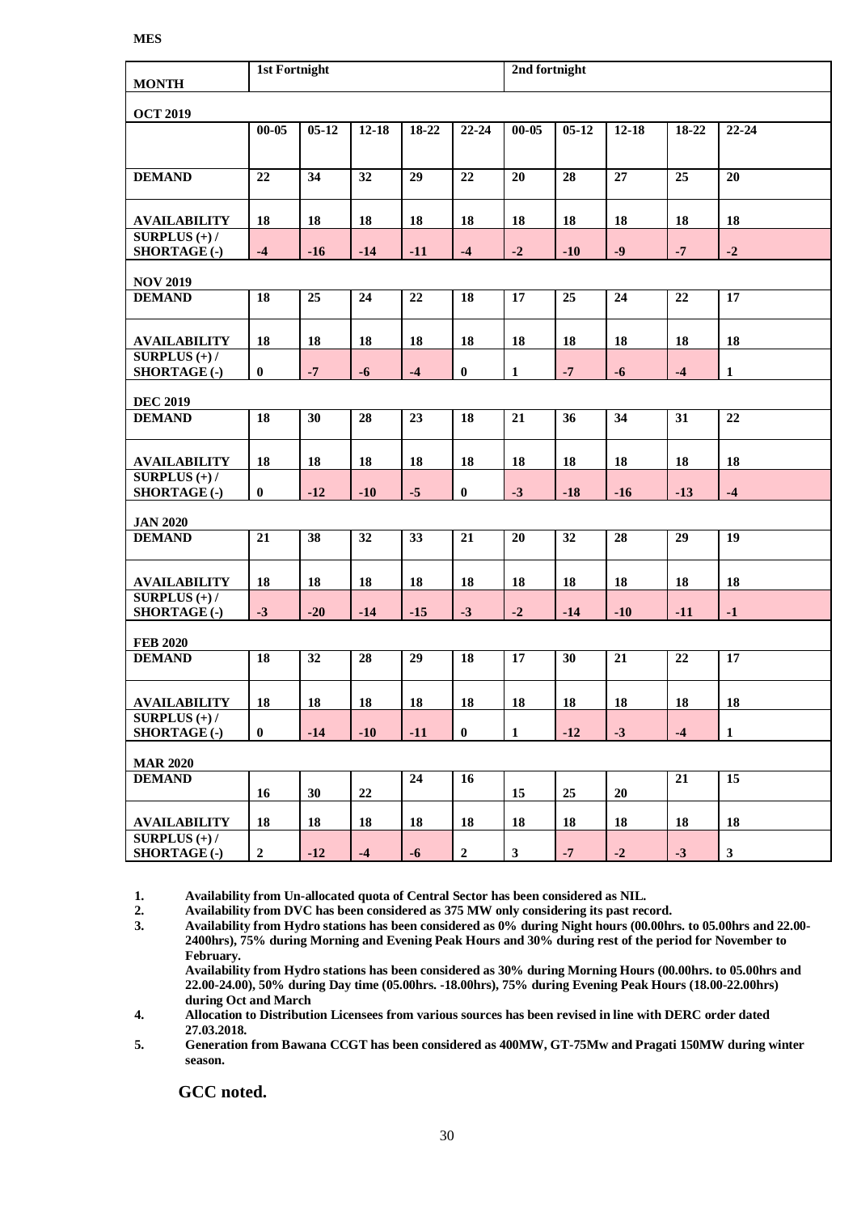**MES**

| MONTH | 1st Fortnight | | | | | 2nd fortnight | | | | |
|---|---|---|---|---|---|---|---|---|---|---|
| **OCT 2019** | | | | | | | | | | |
| | **00-05** | **05-12** | **12-18** | **18-22** | **22-24** | **00-05** | **05-12** | **12-18** | **18-22** | **22-24** |
| **DEMAND** | 22 | 34 | 32 | 29 | 22 | 20 | 28 | 27 | 25 | 20 |
| **AVAILABILITY** | 18 | 18 | 18 | 18 | 18 | 18 | 18 | 18 | 18 | 18 |
| **SURPLUS (+) / SHORTAGE (-)** | -4 | -16 | -14 | -11 | -4 | -2 | -10 | -9 | -7 | -2 |
| **NOV 2019** | | | | | | | | | | |
| **DEMAND** | 18 | 25 | 24 | 22 | 18 | 17 | 25 | 24 | 22 | 17 |
| **AVAILABILITY** | 18 | 18 | 18 | 18 | 18 | 18 | 18 | 18 | 18 | 18 |
| **SURPLUS (+) / SHORTAGE (-)** | 0 | -7 | -6 | -4 | 0 | 1 | -7 | -6 | -4 | 1 |
| **DEC 2019** | | | | | | | | | | |
| **DEMAND** | 18 | 30 | 28 | 23 | 18 | 21 | 36 | 34 | 31 | 22 |
| **AVAILABILITY** | 18 | 18 | 18 | 18 | 18 | 18 | 18 | 18 | 18 | 18 |
| **SURPLUS (+) / SHORTAGE (-)** | 0 | -12 | -10 | -5 | 0 | -3 | -18 | -16 | -13 | -4 |
| **JAN 2020** | | | | | | | | | | |
| **DEMAND** | 21 | 38 | 32 | 33 | 21 | 20 | 32 | 28 | 29 | 19 |
| **AVAILABILITY** | 18 | 18 | 18 | 18 | 18 | 18 | 18 | 18 | 18 | 18 |
| **SURPLUS (+) / SHORTAGE (-)** | -3 | -20 | -14 | -15 | -3 | -2 | -14 | -10 | -11 | -1 |
| **FEB 2020** | | | | | | | | | | |
| **DEMAND** | 18 | 32 | 28 | 29 | 18 | 17 | 30 | 21 | 22 | 17 |
| **AVAILABILITY** | 18 | 18 | 18 | 18 | 18 | 18 | 18 | 18 | 18 | 18 |
| **SURPLUS (+) / SHORTAGE (-)** | 0 | -14 | -10 | -11 | 0 | 1 | -12 | -3 | -4 | 1 |
| **MAR 2020** | | | | | | | | | | |
| **DEMAND** | 16 | 30 | 22 | 24 | 16 | 15 | 25 | 20 | 21 | 15 |
| **AVAILABILITY** | 18 | 18 | 18 | 18 | 18 | 18 | 18 | 18 | 18 | 18 |
| **SURPLUS (+) / SHORTAGE (-)** | 2 | -12 | -4 | -6 | 2 | 3 | -7 | -2 | -3 | 3 |

1. **Availability from Un-allocated quota of Central Sector has been considered as NIL.**
2. **Availability from DVC has been considered as 375 MW only considering its past record.**
3. **Availability from Hydro stations has been considered as 0% during Night hours (00.00hrs. to 05.00hrs and 22.00-2400hrs), 75% during Morning and Evening Peak Hours and 30% during rest of the period for November to February.**

   **Availability from Hydro stations has been considered as 30% during Morning Hours (00.00hrs. to 05.00hrs and 22.00-24.00), 50% during Day time (05.00hrs. -18.00hrs), 75% during Evening Peak Hours (18.00-22.00hrs) during Oct and March**
4. **Allocation to Distribution Licensees from various sources has been revised in line with DERC order dated 27.03.2018.**
5. **Generation from Bawana CCGT has been considered as 400MW, GT-75Mw and Pragati 150MW during winter season.**

**GCC noted.**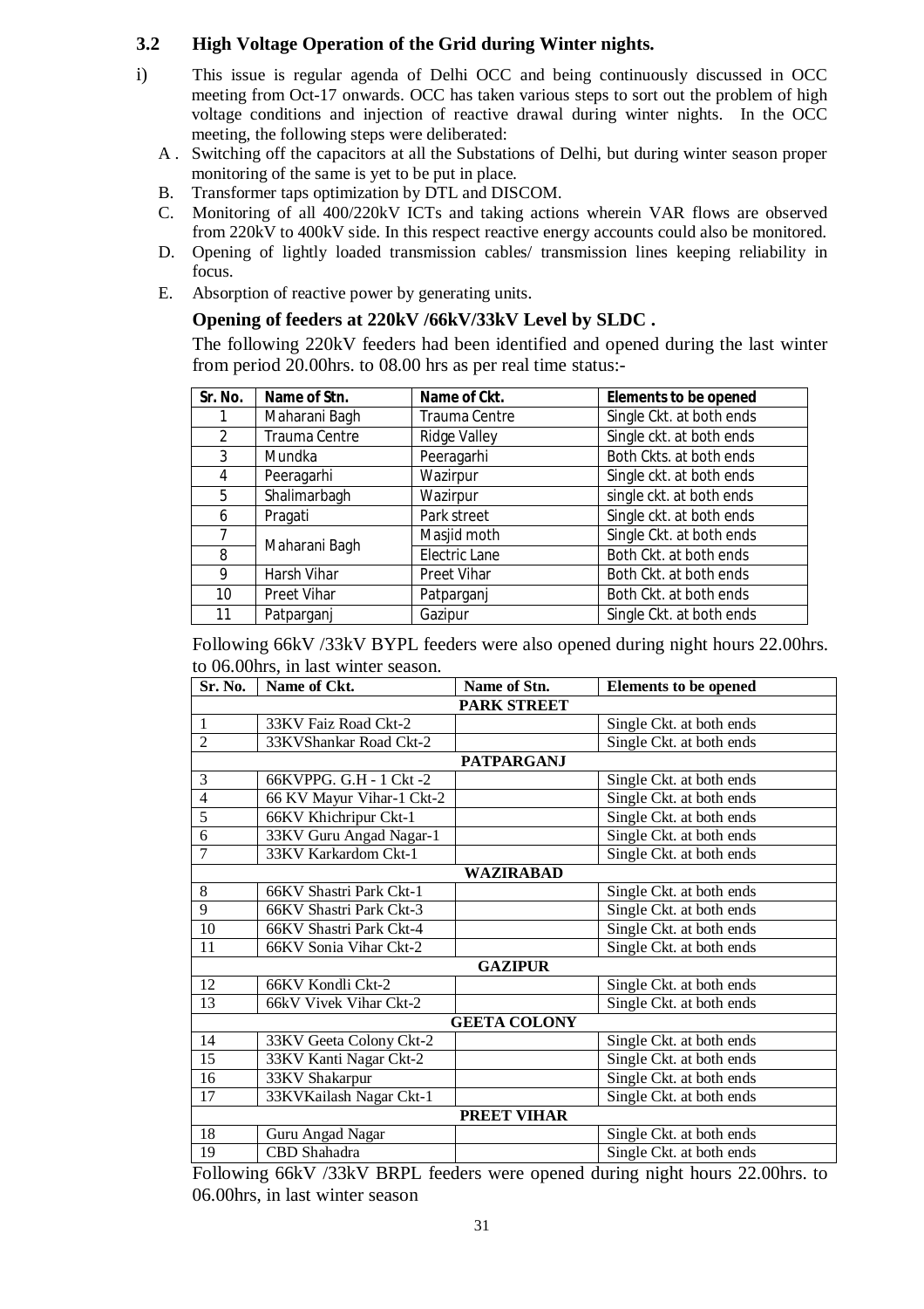### 3.2 High Voltage Operation of the Grid during Winter nights.

i) This issue is regular agenda of Delhi OCC and being continuously discussed in OCC meeting from Oct-17 onwards. OCC has taken various steps to sort out the problem of high voltage conditions and injection of reactive drawal during winter nights. In the OCC meeting, the following steps were deliberated:

A . Switching off the capacitors at all the Substations of Delhi, but during winter season proper monitoring of the same is yet to be put in place.

B. Transformer taps optimization by DTL and DISCOM.

C. Monitoring of all 400/220kV ICTs and taking actions wherein VAR flows are observed from 220kV to 400kV side. In this respect reactive energy accounts could also be monitored.

D. Opening of lightly loaded transmission cables/ transmission lines keeping reliability in focus.

E. Absorption of reactive power by generating units.

**Opening of feeders at 220kV /66kV/33kV Level by SLDC .**

The following 220kV feeders had been identified and opened during the last winter from period 20.00hrs. to 08.00 hrs as per real time status:-

| Sr. No. | Name of Stn. | Name of Ckt. | Elements to be opened |
|---|---|---|---|
| 1 | Maharani Bagh | Trauma Centre | Single Ckt. at both ends |
| 2 | Trauma Centre | Ridge Valley | Single ckt. at both ends |
| 3 | Mundka | Peeragarhi | Both Ckts. at both ends |
| 4 | Peeragarhi | Wazirpur | Single ckt. at both ends |
| 5 | Shalimarbagh | Wazirpur | single ckt. at both ends |
| 6 | Pragati | Park street | Single ckt. at both ends |
| 7 | Maharani Bagh | Masjid moth | Single Ckt. at both ends |
| 8 | | Electric Lane | Both Ckt. at both ends |
| 9 | Harsh Vihar | Preet Vihar | Both Ckt. at both ends |
| 10 | Preet Vihar | Patparganj | Both Ckt. at both ends |
| 11 | Patparganj | Gazipur | Single Ckt. at both ends |

Following 66kV /33kV BYPL feeders were also opened during night hours 22.00hrs. to 06.00hrs, in last winter season.

| Sr. No. | Name of Ckt. | Name of Stn. | Elements to be opened |
|---|---|---|---|
| | | **PARK STREET** | |
| 1 | 33KV Faiz Road Ckt-2 | | Single Ckt. at both ends |
| 2 | 33KVShankar Road Ckt-2 | | Single Ckt. at both ends |
| | | **PATPARGANJ** | |
| 3 | 66KVPPG. G.H - 1 Ckt -2 | | Single Ckt. at both ends |
| 4 | 66 KV Mayur Vihar-1 Ckt-2 | | Single Ckt. at both ends |
| 5 | 66KV Khichripur Ckt-1 | | Single Ckt. at both ends |
| 6 | 33KV Guru Angad Nagar-1 | | Single Ckt. at both ends |
| 7 | 33KV Karkardom Ckt-1 | | Single Ckt. at both ends |
| | | **WAZIRABAD** | |
| 8 | 66KV Shastri Park Ckt-1 | | Single Ckt. at both ends |
| 9 | 66KV Shastri Park Ckt-3 | | Single Ckt. at both ends |
| 10 | 66KV Shastri Park Ckt-4 | | Single Ckt. at both ends |
| 11 | 66KV Sonia Vihar Ckt-2 | | Single Ckt. at both ends |
| | | **GAZIPUR** | |
| 12 | 66KV Kondli Ckt-2 | | Single Ckt. at both ends |
| 13 | 66kV Vivek Vihar Ckt-2 | | Single Ckt. at both ends |
| | | **GEETA COLONY** | |
| 14 | 33KV Geeta Colony Ckt-2 | | Single Ckt. at both ends |
| 15 | 33KV Kanti Nagar Ckt-2 | | Single Ckt. at both ends |
| 16 | 33KV Shakarpur | | Single Ckt. at both ends |
| 17 | 33KVKailash Nagar Ckt-1 | | Single Ckt. at both ends |
| | | **PREET VIHAR** | |
| 18 | Guru Angad Nagar | | Single Ckt. at both ends |
| 19 | CBD Shahadra | | Single Ckt. at both ends |

Following 66kV /33kV BRPL feeders were opened during night hours 22.00hrs. to 06.00hrs, in last winter season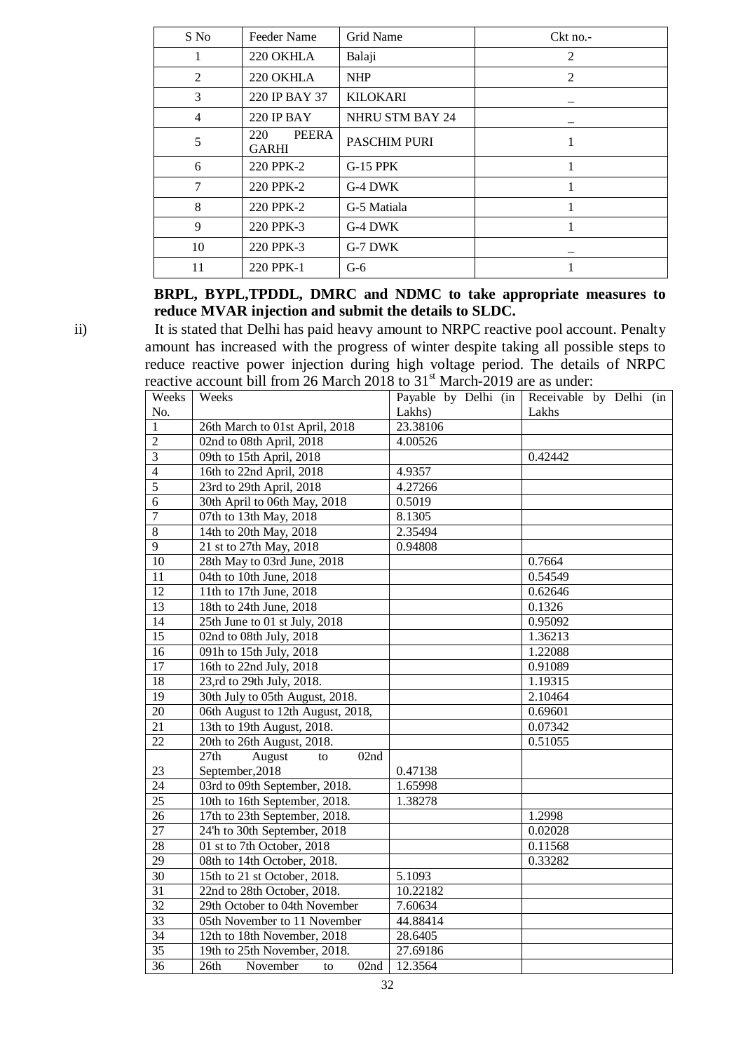| S No | Feeder Name | Grid Name | Ckt no.- |
|---|---|---|---|
| 1 | 220 OKHLA | Balaji | 2 |
| 2 | 220 OKHLA | NHP | 2 |
| 3 | 220 IP BAY 37 | KILOKARI | _ |
| 4 | 220 IP BAY | NHRU STM BAY 24 | _ |
| 5 | 220 PEERA GARHI | PASCHIM PURI | 1 |
| 6 | 220 PPK-2 | G-15 PPK | 1 |
| 7 | 220 PPK-2 | G-4 DWK | 1 |
| 8 | 220 PPK-2 | G-5 Matiala | 1 |
| 9 | 220 PPK-3 | G-4 DWK | 1 |
| 10 | 220 PPK-3 | G-7 DWK | _ |
| 11 | 220 PPK-1 | G-6 | 1 |

**BRPL, BYPL,TPDDL, DMRC and NDMC to take appropriate measures to reduce MVAR injection and submit the details to SLDC.**

ii) It is stated that Delhi has paid heavy amount to NRPC reactive pool account. Penalty amount has increased with the progress of winter despite taking all possible steps to reduce reactive power injection during high voltage period. The details of NRPC reactive account bill from 26 March 2018 to 31st March-2019 are as under:

| Weeks No. | Weeks | Payable by Delhi (in Lakhs) | Receivable by Delhi (in Lakhs |
|---|---|---|---|
| 1 | 26th March to 01st April, 2018 | 23.38106 | |
| 2 | 02nd to 08th April, 2018 | 4.00526 | |
| 3 | 09th to 15th April, 2018 | | 0.42442 |
| 4 | 16th to 22nd April, 2018 | 4.9357 | |
| 5 | 23rd to 29th April, 2018 | 4.27266 | |
| 6 | 30th April to 06th May, 2018 | 0.5019 | |
| 7 | 07th to 13th May, 2018 | 8.1305 | |
| 8 | 14th to 20th May, 2018 | 2.35494 | |
| 9 | 21 st to 27th May, 2018 | 0.94808 | |
| 10 | 28th May to 03rd June, 2018 | | 0.7664 |
| 11 | 04th to 10th June, 2018 | | 0.54549 |
| 12 | 11th to 17th June, 2018 | | 0.62646 |
| 13 | 18th to 24th June, 2018 | | 0.1326 |
| 14 | 25th June to 01 st July, 2018 | | 0.95092 |
| 15 | 02nd to 08th July, 2018 | | 1.36213 |
| 16 | 091h to 15th July, 2018 | | 1.22088 |
| 17 | 16th to 22nd July, 2018 | | 0.91089 |
| 18 | 23,rd to 29th July, 2018. | | 1.19315 |
| 19 | 30th July to 05th August, 2018. | | 2.10464 |
| 20 | 06th August to 12th August, 2018, | | 0.69601 |
| 21 | 13th to 19th August, 2018. | | 0.07342 |
| 22 | 20th to 26th August, 2018. | | 0.51055 |
| 23 | 27th August to 02nd September,2018 | 0.47138 | |
| 24 | 03rd to 09th September, 2018. | 1.65998 | |
| 25 | 10th to 16th September, 2018. | 1.38278 | |
| 26 | 17th to 23th September, 2018. | | 1.2998 |
| 27 | 24'h to 30th September, 2018 | | 0.02028 |
| 28 | 01 st to 7th October, 2018 | | 0.11568 |
| 29 | 08th to 14th October, 2018. | | 0.33282 |
| 30 | 15th to 21 st October, 2018. | 5.1093 | |
| 31 | 22nd to 28th October, 2018. | 10.22182 | |
| 32 | 29th October to 04th November | 7.60634 | |
| 33 | 05th November to 11 November | 44.88414 | |
| 34 | 12th to 18th November, 2018 | 28.6405 | |
| 35 | 19th to 25th November, 2018. | 27.69186 | |
| 36 | 26th November to 02nd | 12.3564 | |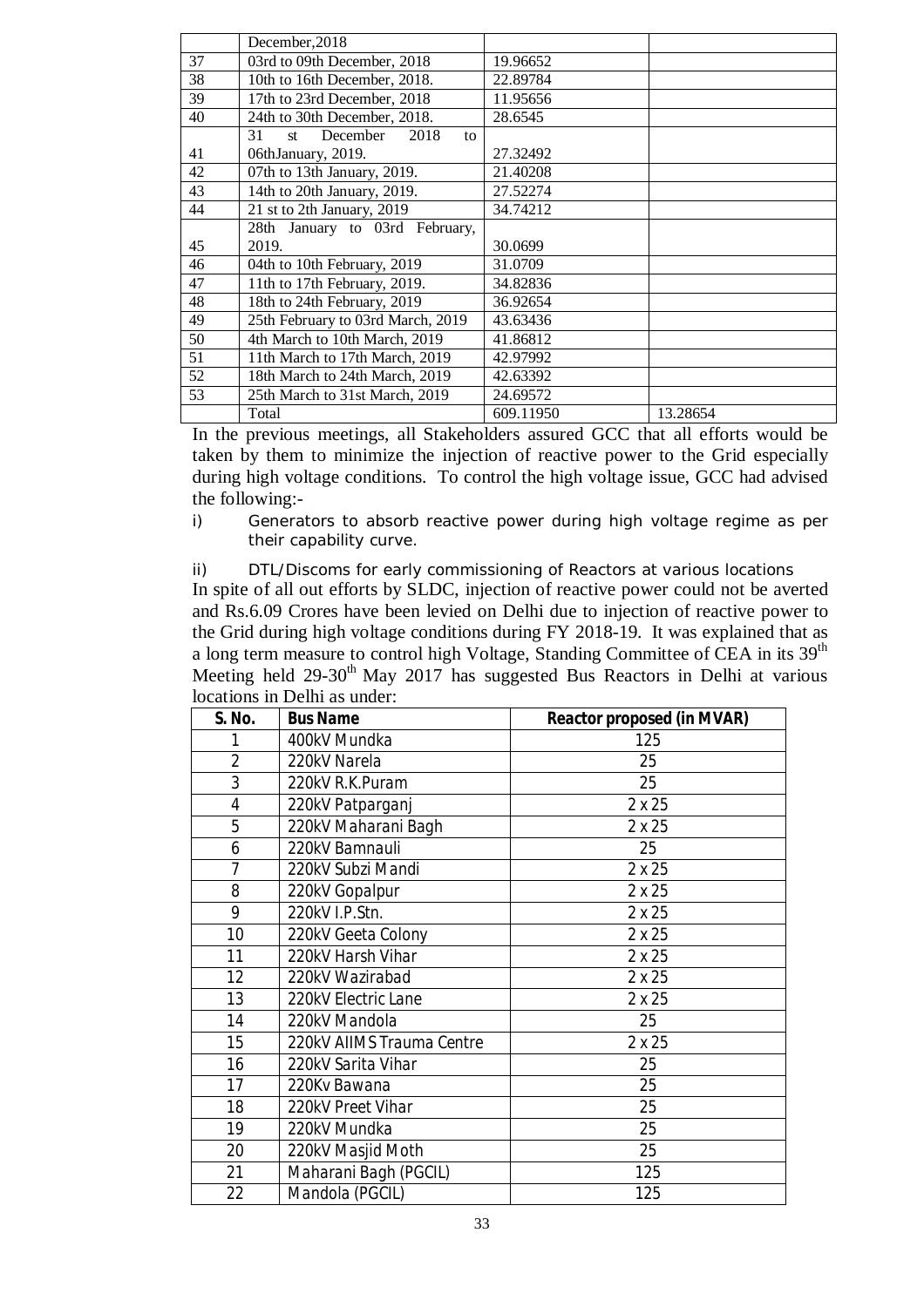| | December,2018 | | |
|---|---|---|---|
| 37 | 03rd to 09th December, 2018 | 19.96652 | |
| 38 | 10th to 16th December, 2018. | 22.89784 | |
| 39 | 17th to 23rd December, 2018 | 11.95656 | |
| 40 | 24th to 30th December, 2018. | 28.6545 | |
| 41 | 31 st December 2018 to 06thJanuary, 2019. | 27.32492 | |
| 42 | 07th to 13th January, 2019. | 21.40208 | |
| 43 | 14th to 20th January, 2019. | 27.52274 | |
| 44 | 21 st to 2th January, 2019 | 34.74212 | |
| 45 | 28th January to 03rd February, 2019. | 30.0699 | |
| 46 | 04th to 10th February, 2019 | 31.0709 | |
| 47 | 11th to 17th February, 2019. | 34.82836 | |
| 48 | 18th to 24th February, 2019 | 36.92654 | |
| 49 | 25th February to 03rd March, 2019 | 43.63436 | |
| 50 | 4th March to 10th March, 2019 | 41.86812 | |
| 51 | 11th March to 17th March, 2019 | 42.97992 | |
| 52 | 18th March to 24th March, 2019 | 42.63392 | |
| 53 | 25th March to 31st March, 2019 | 24.69572 | |
| | Total | 609.11950 | 13.28654 |

In the previous meetings, all Stakeholders assured GCC that all efforts would be taken by them to minimize the injection of reactive power to the Grid especially during high voltage conditions. To control the high voltage issue, GCC had advised the following:-

i) Generators to absorb reactive power during high voltage regime as per their capability curve.

ii) DTL/Discoms for early commissioning of Reactors at various locations

In spite of all out efforts by SLDC, injection of reactive power could not be averted and Rs.6.09 Crores have been levied on Delhi due to injection of reactive power to the Grid during high voltage conditions during FY 2018-19. It was explained that as a long term measure to control high Voltage, Standing Committee of CEA in its 39th Meeting held 29-30th May 2017 has suggested Bus Reactors in Delhi at various locations in Delhi as under:

| S. No. | Bus Name | Reactor proposed (in MVAR) |
|---|---|---|
| 1 | 400kV Mundka | 125 |
| 2 | 220kV Narela | 25 |
| 3 | 220kV R.K.Puram | 25 |
| 4 | 220kV Patparganj | 2 x 25 |
| 5 | 220kV Maharani Bagh | 2 x 25 |
| 6 | 220kV Bamnauli | 25 |
| 7 | 220kV Subzi Mandi | 2 x 25 |
| 8 | 220kV Gopalpur | 2 x 25 |
| 9 | 220kV I.P.Stn. | 2 x 25 |
| 10 | 220kV Geeta Colony | 2 x 25 |
| 11 | 220kV Harsh Vihar | 2 x 25 |
| 12 | 220kV Wazirabad | 2 x 25 |
| 13 | 220kV Electric Lane | 2 x 25 |
| 14 | 220kV Mandola | 25 |
| 15 | 220kV AIIMS Trauma Centre | 2 x 25 |
| 16 | 220kV Sarita Vihar | 25 |
| 17 | 220Kv Bawana | 25 |
| 18 | 220kV Preet Vihar | 25 |
| 19 | 220kV Mundka | 25 |
| 20 | 220kV Masjid Moth | 25 |
| 21 | Maharani Bagh (PGCIL) | 125 |
| 22 | Mandola (PGCIL) | 125 |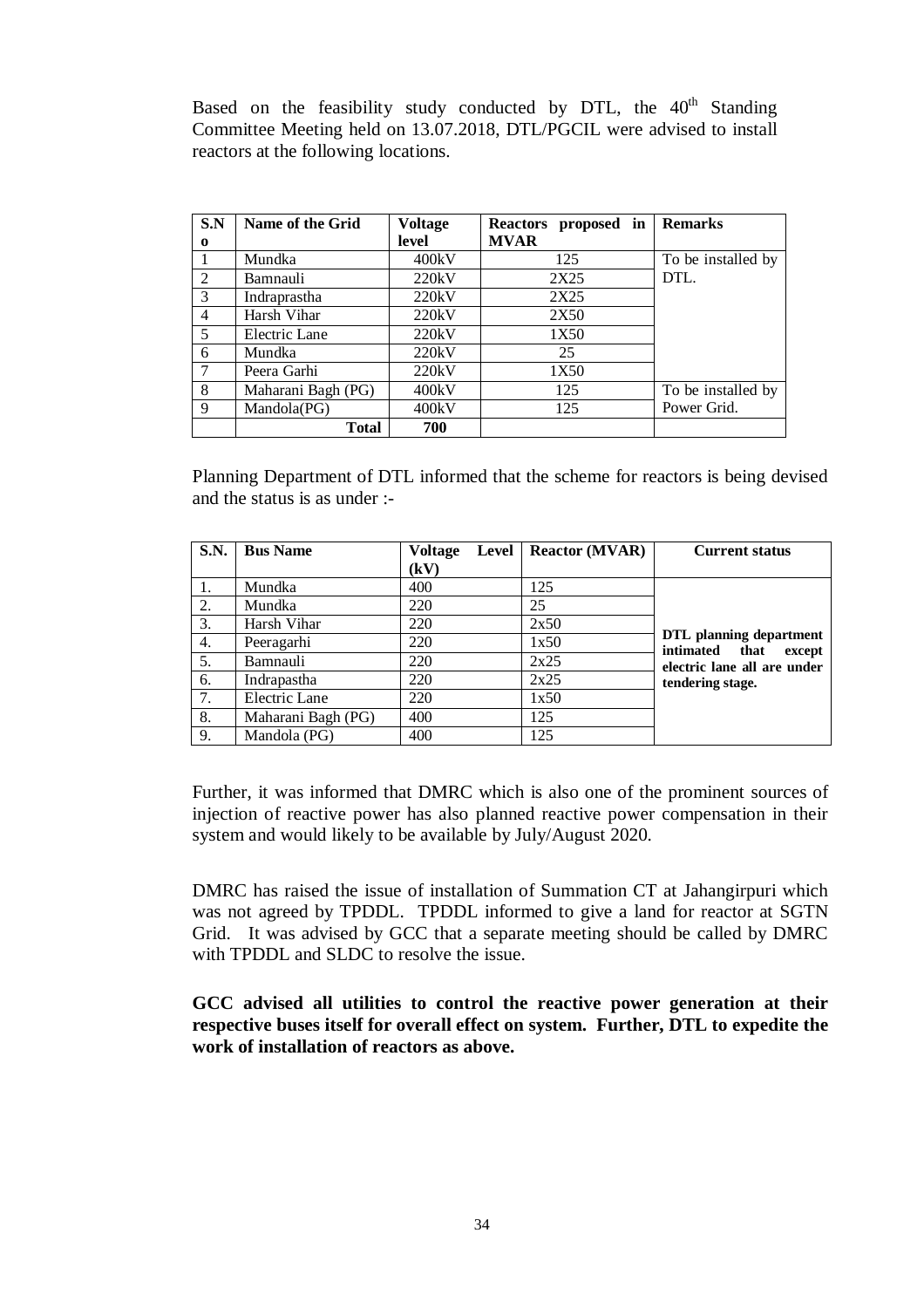Based on the feasibility study conducted by DTL, the 40th Standing Committee Meeting held on 13.07.2018, DTL/PGCIL were advised to install reactors at the following locations.

| S.No | Name of the Grid | Voltage level | Reactors proposed in MVAR | Remarks |
|---|---|---|---|---|
| 1 | Mundka | 400kV | 125 | To be installed by DTL. |
| 2 | Bamnauli | 220kV | 2X25 | |
| 3 | Indraprastha | 220kV | 2X25 | |
| 4 | Harsh Vihar | 220kV | 2X50 | |
| 5 | Electric Lane | 220kV | 1X50 | |
| 6 | Mundka | 220kV | 25 | |
| 7 | Peera Garhi | 220kV | 1X50 | |
| 8 | Maharani Bagh (PG) | 400kV | 125 | To be installed by Power Grid. |
| 9 | Mandola(PG) | 400kV | 125 | |
| | **Total** | **700** | | |

Planning Department of DTL informed that the scheme for reactors is being devised and the status is as under :-

| S.N. | Bus Name | Voltage Level (kV) | Reactor (MVAR) | Current status |
|---|---|---|---|---|
| 1. | Mundka | 400 | 125 | **DTL planning department intimated that except electric lane all are under tendering stage.** |
| 2. | Mundka | 220 | 25 | |
| 3. | Harsh Vihar | 220 | 2x50 | |
| 4. | Peeragarhi | 220 | 1x50 | |
| 5. | Bamnauli | 220 | 2x25 | |
| 6. | Indrapastha | 220 | 2x25 | |
| 7. | Electric Lane | 220 | 1x50 | |
| 8. | Maharani Bagh (PG) | 400 | 125 | |
| 9. | Mandola (PG) | 400 | 125 | |

Further, it was informed that DMRC which is also one of the prominent sources of injection of reactive power has also planned reactive power compensation in their system and would likely to be available by July/August 2020.

DMRC has raised the issue of installation of Summation CT at Jahangirpuri which was not agreed by TPDDL. TPDDL informed to give a land for reactor at SGTN Grid. It was advised by GCC that a separate meeting should be called by DMRC with TPDDL and SLDC to resolve the issue.

**GCC advised all utilities to control the reactive power generation at their respective buses itself for overall effect on system. Further, DTL to expedite the work of installation of reactors as above.**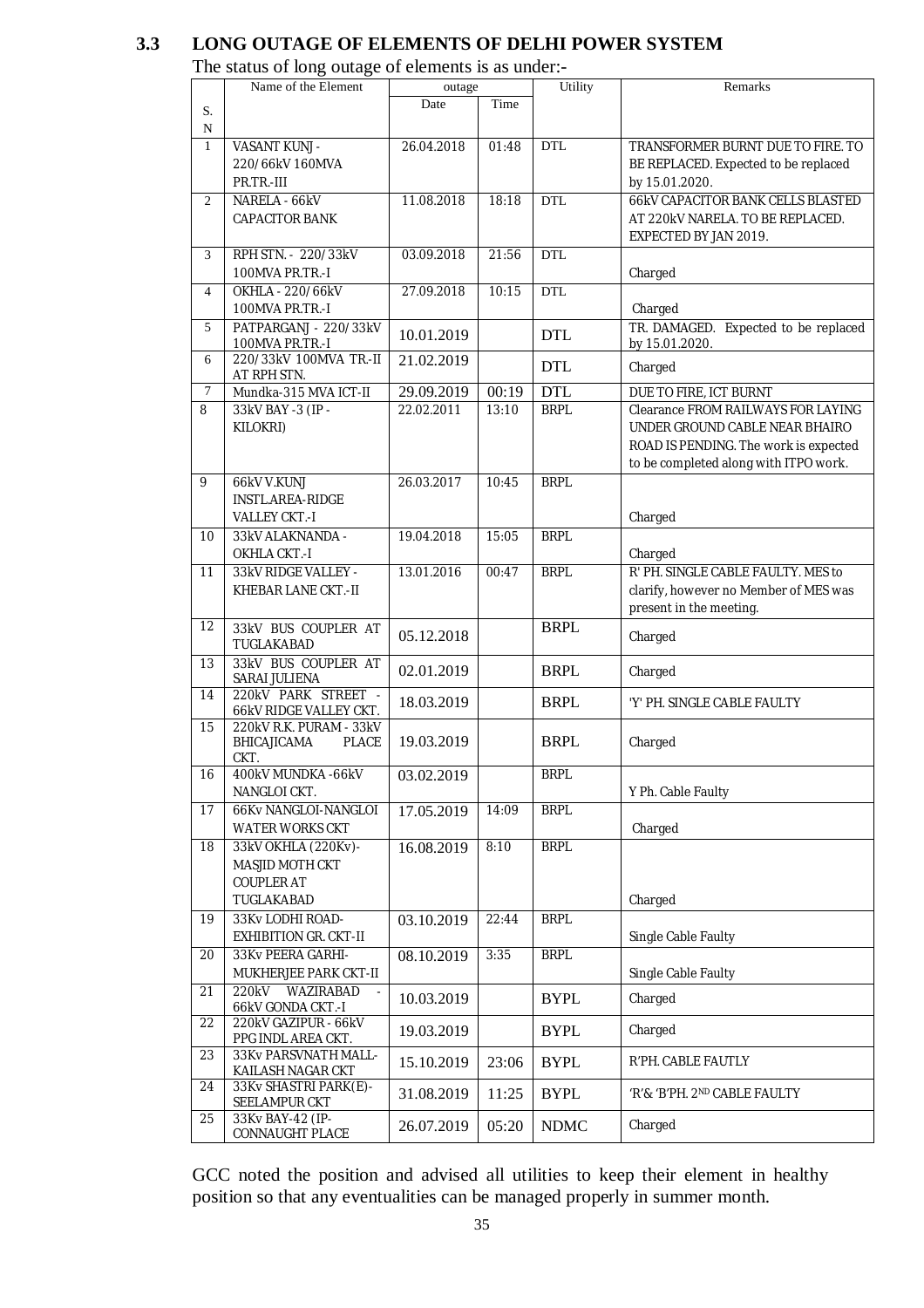## 3.3 LONG OUTAGE OF ELEMENTS OF DELHI POWER SYSTEM

The status of long outage of elements is as under:-

| S. N | Name of the Element | outage | | Utility | Remarks |
|---|---|---|---|---|---|
| | | Date | Time | | |
| 1 | VASANT KUNJ - 220/66kV 160MVA PR.TR.-III | 26.04.2018 | 01:48 | DTL | TRANSFORMER BURNT DUE TO FIRE. TO BE REPLACED. Expected to be replaced by 15.01.2020. |
| 2 | NARELA - 66kV CAPACITOR BANK | 11.08.2018 | 18:18 | DTL | 66kV CAPACITOR BANK CELLS BLASTED AT 220kV NARELA. TO BE REPLACED. EXPECTED BY JAN 2019. |
| 3 | RPH STN. - 220/33kV 100MVA PR.TR.-I | 03.09.2018 | 21:56 | DTL | Charged |
| 4 | OKHLA - 220/66kV 100MVA PR.TR.-I | 27.09.2018 | 10:15 | DTL | Charged |
| 5 | PATPARGANJ - 220/33kV 100MVA PR.TR.-I | 10.01.2019 | | DTL | TR. DAMAGED. Expected to be replaced by 15.01.2020. |
| 6 | 220/33kV 100MVA TR.-II AT RPH STN. | 21.02.2019 | | DTL | Charged |
| 7 | Mundka-315 MVA ICT-II | 29.09.2019 | 00:19 | DTL | DUE TO FIRE, ICT BURNT |
| 8 | 33kV BAY -3 (IP - KILOKRI) | 22.02.2011 | 13:10 | BRPL | Clearance FROM RAILWAYS FOR LAYING UNDER GROUND CABLE NEAR BHAIRO ROAD IS PENDING. The work is expected to be completed along with ITPO work. |
| 9 | 66kV V.KUNJ INSTL.AREA-RIDGE VALLEY CKT.-I | 26.03.2017 | 10:45 | BRPL | Charged |
| 10 | 33kV ALAKNANDA - OKHLA CKT.-I | 19.04.2018 | 15:05 | BRPL | Charged |
| 11 | 33kV RIDGE VALLEY - KHEBAR LANE CKT.-II | 13.01.2016 | 00:47 | BRPL | R' PH. SINGLE CABLE FAULTY. MES to clarify, however no Member of MES was present in the meeting. |
| 12 | 33kV BUS COUPLER AT TUGLAKABAD | 05.12.2018 | | BRPL | Charged |
| 13 | 33kV BUS COUPLER AT SARAI JULIENA | 02.01.2019 | | BRPL | Charged |
| 14 | 220kV PARK STREET - 66kV RIDGE VALLEY CKT. | 18.03.2019 | | BRPL | 'Y' PH. SINGLE CABLE FAULTY |
| 15 | 220kV R.K. PURAM - 33kV BHICAJICAMA PLACE CKT. | 19.03.2019 | | BRPL | Charged |
| 16 | 400kV MUNDKA -66kV NANGLOI CKT. | 03.02.2019 | | BRPL | Y Ph. Cable Faulty |
| 17 | 66Kv NANGLOI-NANGLOI WATER WORKS CKT | 17.05.2019 | 14:09 | BRPL | Charged |
| 18 | 33kV OKHLA (220Kv)-MASJID MOTH CKT COUPLER AT TUGLAKABAD | 16.08.2019 | 8:10 | BRPL | Charged |
| 19 | 33Kv LODHI ROAD-EXHIBITION GR. CKT-II | 03.10.2019 | 22:44 | BRPL | Single Cable Faulty |
| 20 | 33Kv PEERA GARHI-MUKHERJEE PARK CKT-II | 08.10.2019 | 3:35 | BRPL | Single Cable Faulty |
| 21 | 220kV WAZIRABAD - 66kV GONDA CKT.-I | 10.03.2019 | | BYPL | Charged |
| 22 | 220kV GAZIPUR - 66kV PPG INDL AREA CKT. | 19.03.2019 | | BYPL | Charged |
| 23 | 33Kv PARSVNATH MALL-KAILASH NAGAR CKT | 15.10.2019 | 23:06 | BYPL | R'PH. CABLE FAUTLY |
| 24 | 33Kv SHASTRI PARK(E)-SEELAMPUR CKT | 31.08.2019 | 11:25 | BYPL | 'R'& 'B'PH. 2ND CABLE FAULTY |
| 25 | 33Kv BAY-42 (IP-CONNAUGHT PLACE | 26.07.2019 | 05:20 | NDMC | Charged |

GCC noted the position and advised all utilities to keep their element in healthy position so that any eventualities can be managed properly in summer month.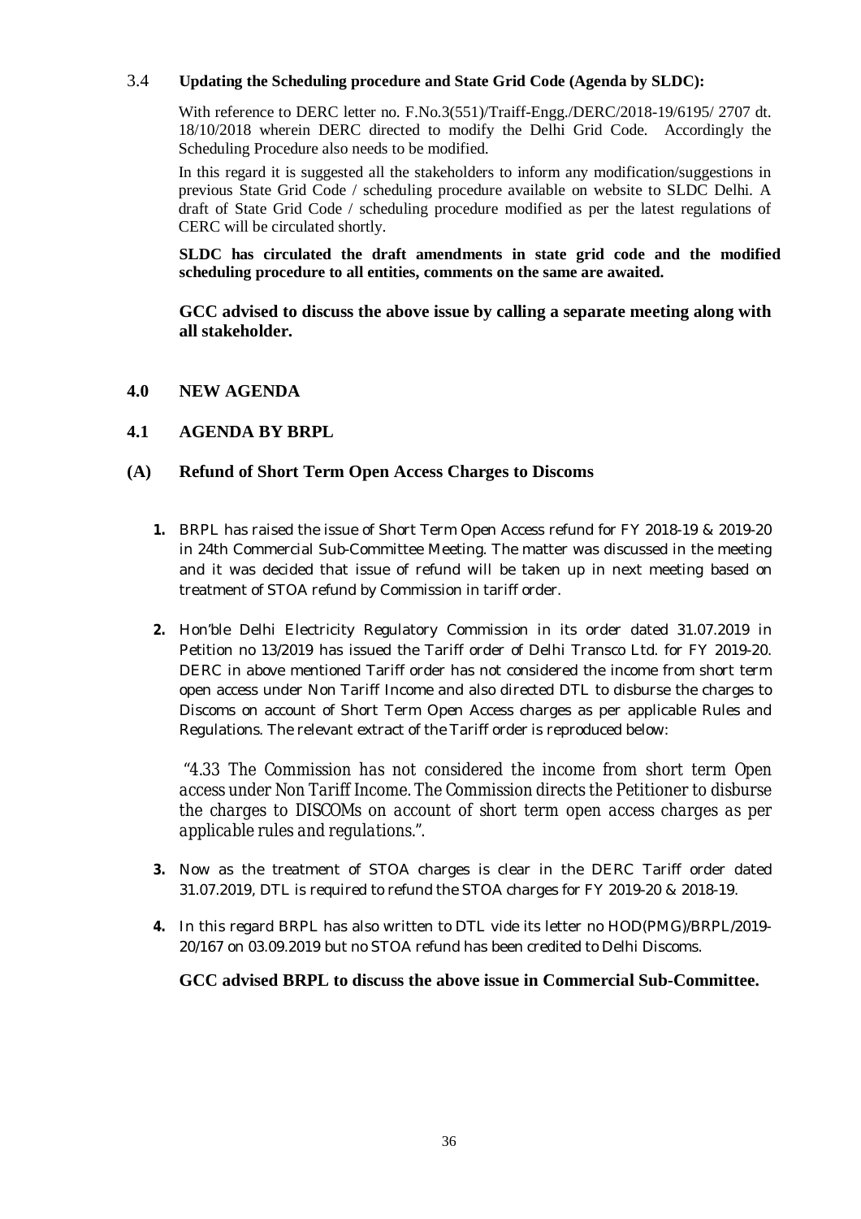### 3.4 Updating the Scheduling procedure and State Grid Code (Agenda by SLDC):

With reference to DERC letter no. F.No.3(551)/Traiff-Engg./DERC/2018-19/6195/ 2707 dt. 18/10/2018 wherein DERC directed to modify the Delhi Grid Code. Accordingly the Scheduling Procedure also needs to be modified.

In this regard it is suggested all the stakeholders to inform any modification/suggestions in previous State Grid Code / scheduling procedure available on website to SLDC Delhi. A draft of State Grid Code / scheduling procedure modified as per the latest regulations of CERC will be circulated shortly.

**SLDC has circulated the draft amendments in state grid code and the modified scheduling procedure to all entities, comments on the same are awaited.**

**GCC advised to discuss the above issue by calling a separate meeting along with all stakeholder.**

## 4.0 NEW AGENDA

### 4.1 AGENDA BY BRPL

### (A) Refund of Short Term Open Access Charges to Discoms

1. BRPL has raised the issue of Short Term Open Access refund for FY 2018-19 & 2019-20 in 24th Commercial Sub-Committee Meeting. The matter was discussed in the meeting and it was decided that issue of refund will be taken up in next meeting based on treatment of STOA refund by Commission in tariff order.

2. Hon'ble Delhi Electricity Regulatory Commission in its order dated 31.07.2019 in Petition no 13/2019 has issued the Tariff order of Delhi Transco Ltd. for FY 2019-20. DERC in above mentioned Tariff order has not considered the income from short term open access under Non Tariff Income and also directed DTL to disburse the charges to Discoms on account of Short Term Open Access charges as per applicable Rules and Regulations. The relevant extract of the Tariff order is reproduced below:

   *"4.33 The Commission has not considered the income from short term Open access under Non Tariff Income. The Commission directs the Petitioner to disburse the charges to DISCOMs on account of short term open access charges as per applicable rules and regulations.".*

3. Now as the treatment of STOA charges is clear in the DERC Tariff order dated 31.07.2019, DTL is required to refund the STOA charges for FY 2019-20 & 2018-19.

4. In this regard BRPL has also written to DTL vide its letter no HOD(PMG)/BRPL/2019-20/167 on 03.09.2019 but no STOA refund has been credited to Delhi Discoms.

**GCC advised BRPL to discuss the above issue in Commercial Sub-Committee.**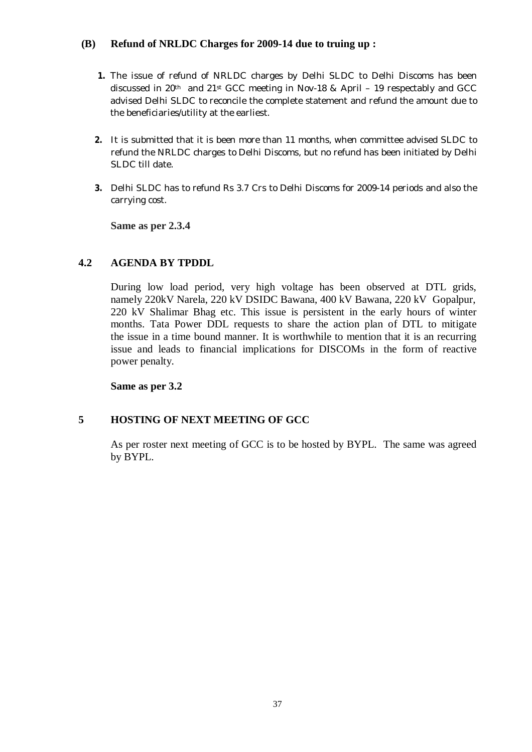**(B) Refund of NRLDC Charges for 2009-14 due to truing up :**

1. The issue of refund of NRLDC charges by Delhi SLDC to Delhi Discoms has been discussed in 20th and 21st GCC meeting in Nov-18 & April – 19 respectably and GCC advised Delhi SLDC to reconcile the complete statement and refund the amount due to the beneficiaries/utility at the earliest.

2. It is submitted that it is been more than 11 months, when committee advised SLDC to refund the NRLDC charges to Delhi Discoms, but no refund has been initiated by Delhi SLDC till date.

3. Delhi SLDC has to refund Rs 3.7 Crs to Delhi Discoms for 2009-14 periods and also the carrying cost.

**Same as per 2.3.4**

## 4.2 AGENDA BY TPDDL

During low load period, very high voltage has been observed at DTL grids, namely 220kV Narela, 220 kV DSIDC Bawana, 400 kV Bawana, 220 kV Gopalpur, 220 kV Shalimar Bhag etc. This issue is persistent in the early hours of winter months. Tata Power DDL requests to share the action plan of DTL to mitigate the issue in a time bound manner. It is worthwhile to mention that it is an recurring issue and leads to financial implications for DISCOMs in the form of reactive power penalty.

**Same as per 3.2**

## 5 HOSTING OF NEXT MEETING OF GCC

As per roster next meeting of GCC is to be hosted by BYPL. The same was agreed by BYPL.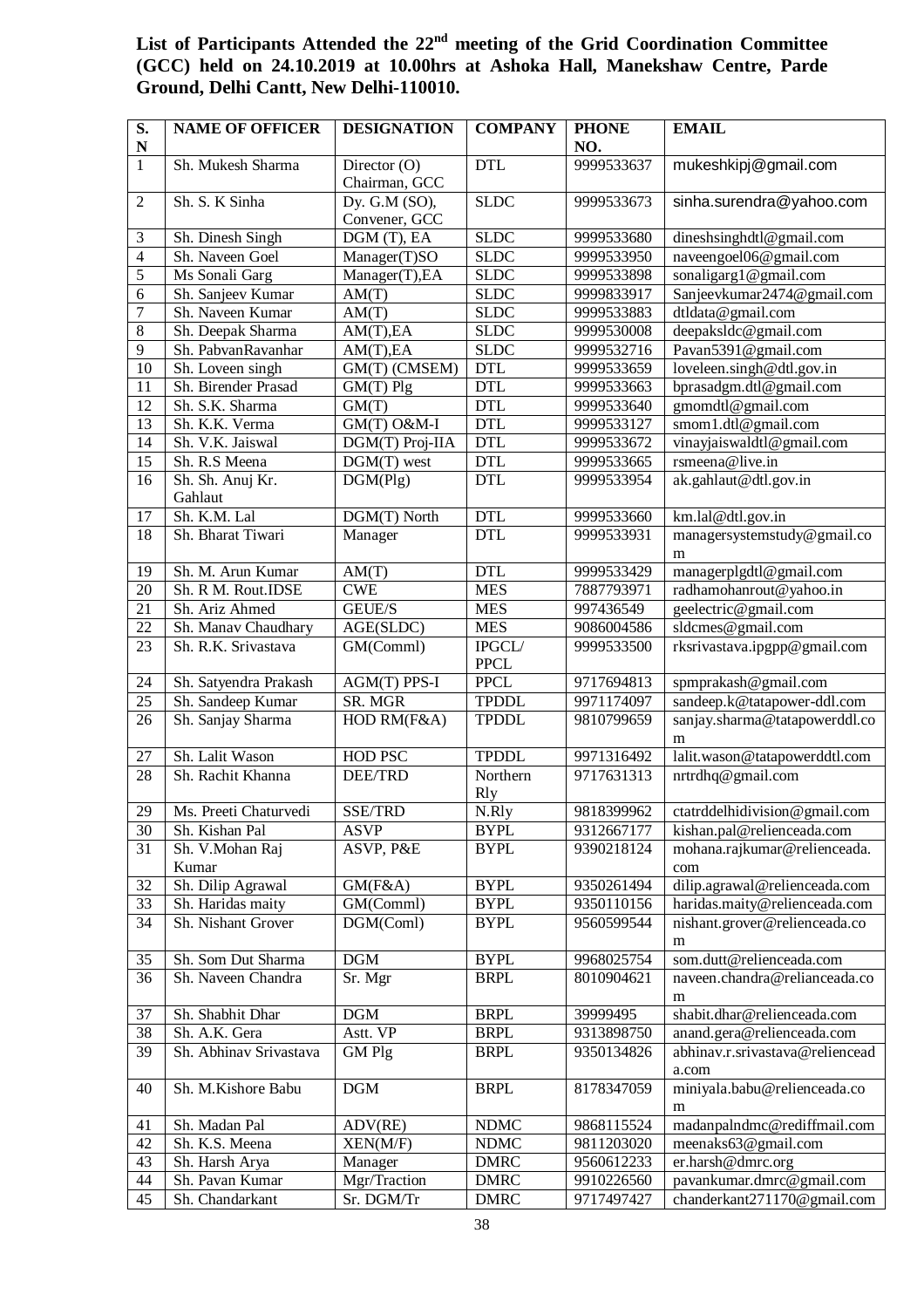**List of Participants Attended the 22[nd] meeting of the Grid Coordination Committee (GCC) held on 24.10.2019 at 10.00hrs at Ashoka Hall, Manekshaw Centre, Parde Ground, Delhi Cantt, New Delhi-110010.**

| S. N | NAME OF OFFICER | DESIGNATION | COMPANY | PHONE NO. | EMAIL |
|---|---|---|---|---|---|
| 1 | Sh. Mukesh Sharma | Director (O) Chairman, GCC | DTL | 9999533637 | mukeshkipj@gmail.com |
| 2 | Sh. S. K Sinha | Dy. G.M (SO), Convener, GCC | SLDC | 9999533673 | sinha.surendra@yahoo.com |
| 3 | Sh. Dinesh Singh | DGM (T), EA | SLDC | 9999533680 | dineshsinghdtl@gmail.com |
| 4 | Sh. Naveen Goel | Manager(T)SO | SLDC | 9999533950 | naveengoel06@gmail.com |
| 5 | Ms Sonali Garg | Manager(T),EA | SLDC | 9999533898 | sonaligarg1@gmail.com |
| 6 | Sh. Sanjeev Kumar | AM(T) | SLDC | 9999833917 | Sanjeevkumar2474@gmail.com |
| 7 | Sh. Naveen Kumar | AM(T) | SLDC | 9999533883 | dtldata@gmail.com |
| 8 | Sh. Deepak Sharma | AM(T),EA | SLDC | 9999530008 | deepaksldc@gmail.com |
| 9 | Sh. PabvanRavanhar | AM(T),EA | SLDC | 9999532716 | Pavan5391@gmail.com |
| 10 | Sh. Loveen singh | GM(T) (CMSEM) | DTL | 9999533659 | loveleen.singh@dtl.gov.in |
| 11 | Sh. Birender Prasad | GM(T) Plg | DTL | 9999533663 | bprasadgm.dtl@gmail.com |
| 12 | Sh. S.K. Sharma | GM(T) | DTL | 9999533640 | gmomdtl@gmail.com |
| 13 | Sh. K.K. Verma | GM(T) O&M-I | DTL | 9999533127 | smom1.dtl@gmail.com |
| 14 | Sh. V.K. Jaiswal | DGM(T) Proj-IIA | DTL | 9999533672 | vinayjaiswaldtl@gmail.com |
| 15 | Sh. R.S Meena | DGM(T) west | DTL | 9999533665 | rsmeena@live.in |
| 16 | Sh. Sh. Anuj Kr. Gahlaut | DGM(Plg) | DTL | 9999533954 | ak.gahlaut@dtl.gov.in |
| 17 | Sh. K.M. Lal | DGM(T) North | DTL | 9999533660 | km.lal@dtl.gov.in |
| 18 | Sh. Bharat Tiwari | Manager | DTL | 9999533931 | managersystemstudy@gmail.com |
| 19 | Sh. M. Arun Kumar | AM(T) | DTL | 9999533429 | managerplgdtl@gmail.com |
| 20 | Sh. R M. Rout.IDSE | CWE | MES | 7887793971 | radhamohanrout@yahoo.in |
| 21 | Sh. Ariz Ahmed | GEUE/S | MES | 997436549 | geelectric@gmail.com |
| 22 | Sh. Manav Chaudhary | AGE(SLDC) | MES | 9086004586 | sldcmes@gmail.com |
| 23 | Sh. R.K. Srivastava | GM(Comml) | IPGCL/ PPCL | 9999533500 | rksrivastava.ipgpp@gmail.com |
| 24 | Sh. Satyendra Prakash | AGM(T) PPS-I | PPCL | 9717694813 | spmprakash@gmail.com |
| 25 | Sh. Sandeep Kumar | SR. MGR | TPDDL | 9971174097 | sandeep.k@tatapower-ddl.com |
| 26 | Sh. Sanjay Sharma | HOD RM(F&A) | TPDDL | 9810799659 | sanjay.sharma@tatapowerddl.com |
| 27 | Sh. Lalit Wason | HOD PSC | TPDDL | 9971316492 | lalit.wason@tatapowerddtl.com |
| 28 | Sh. Rachit Khanna | DEE/TRD | Northern Rly | 9717631313 | nrtrdhq@gmail.com |
| 29 | Ms. Preeti Chaturvedi | SSE/TRD | N.Rly | 9818399962 | ctatrddelhidivision@gmail.com |
| 30 | Sh. Kishan Pal | ASVP | BYPL | 9312667177 | kishan.pal@relienceada.com |
| 31 | Sh. V.Mohan Raj Kumar | ASVP, P&E | BYPL | 9390218124 | mohana.rajkumar@relienceada.com |
| 32 | Sh. Dilip Agrawal | GM(F&A) | BYPL | 9350261494 | dilip.agrawal@relienceada.com |
| 33 | Sh. Haridas maity | GM(Comml) | BYPL | 9350110156 | haridas.maity@relienceada.com |
| 34 | Sh. Nishant Grover | DGM(Coml) | BYPL | 9560599544 | nishant.grover@relienceada.com |
| 35 | Sh. Som Dut Sharma | DGM | BYPL | 9968025754 | som.dutt@relienceada.com |
| 36 | Sh. Naveen Chandra | Sr. Mgr | BRPL | 8010904621 | naveen.chandra@relianceada.com |
| 37 | Sh. Shabhit Dhar | DGM | BRPL | 39999495 | shabit.dhar@relienceada.com |
| 38 | Sh. A.K. Gera | Astt. VP | BRPL | 9313898750 | anand.gera@relienceada.com |
| 39 | Sh. Abhinav Srivastava | GM Plg | BRPL | 9350134826 | abhinav.r.srivastava@relienceada.com |
| 40 | Sh. M.Kishore Babu | DGM | BRPL | 8178347059 | miniyala.babu@relienceada.com |
| 41 | Sh. Madan Pal | ADV(RE) | NDMC | 9868115524 | madanpalndmc@rediffmail.com |
| 42 | Sh. K.S. Meena | XEN(M/F) | NDMC | 9811203020 | meenaks63@gmail.com |
| 43 | Sh. Harsh Arya | Manager | DMRC | 9560612233 | er.harsh@dmrc.org |
| 44 | Sh. Pavan Kumar | Mgr/Traction | DMRC | 9910226560 | pavankumar.dmrc@gmail.com |
| 45 | Sh. Chandarkant | Sr. DGM/Tr | DMRC | 9717497427 | chanderkant271170@gmail.com |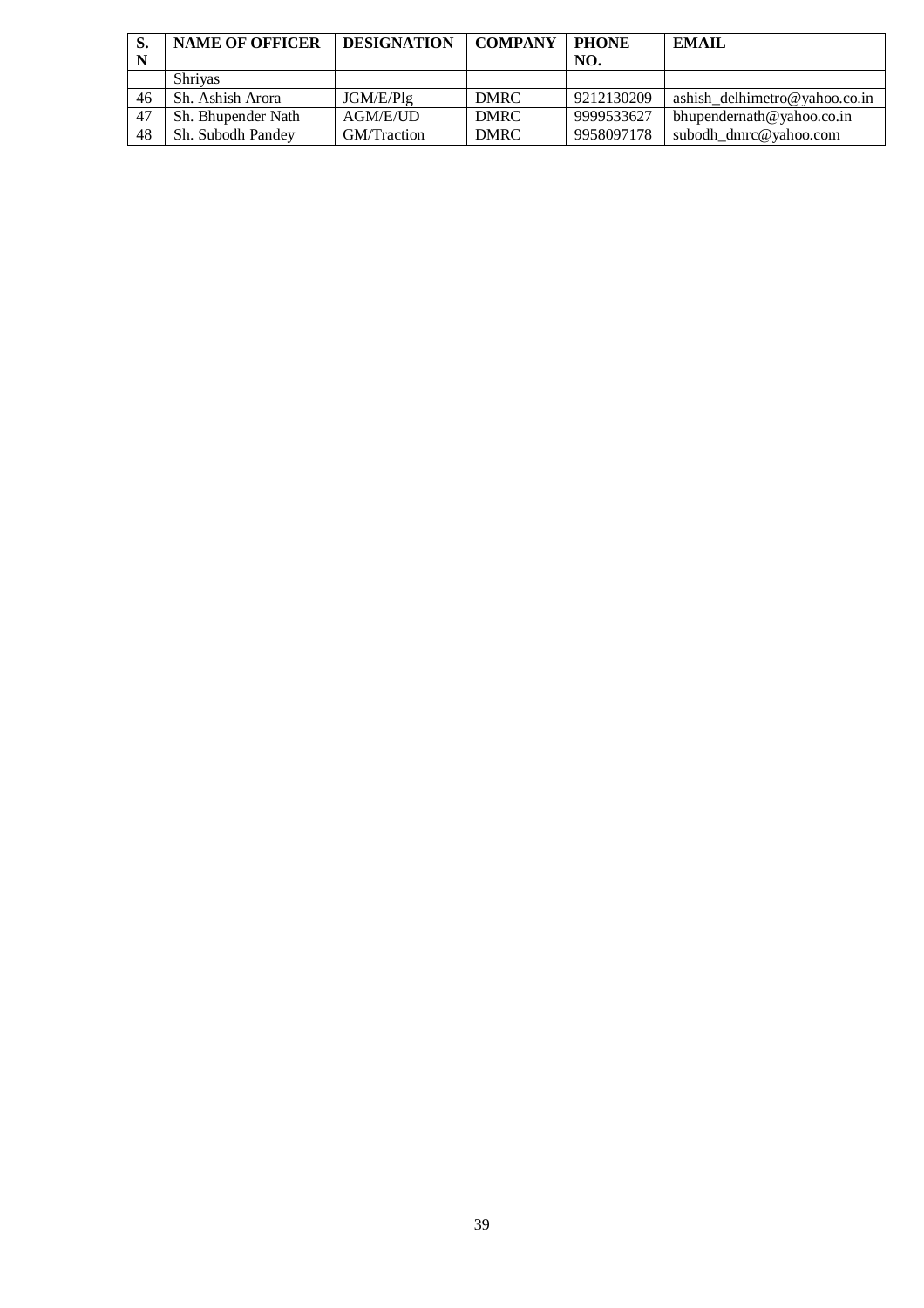| S. N | NAME OF OFFICER | DESIGNATION | COMPANY | PHONE NO. | EMAIL |
|---|---|---|---|---|---|
| | Shriyas | | | | |
| 46 | Sh. Ashish Arora | JGM/E/Plg | DMRC | 9212130209 | ashish_delhimetro@yahoo.co.in |
| 47 | Sh. Bhupender Nath | AGM/E/UD | DMRC | 9999533627 | bhupendernath@yahoo.co.in |
| 48 | Sh. Subodh Pandey | GM/Traction | DMRC | 9958097178 | subodh_dmrc@yahoo.com |